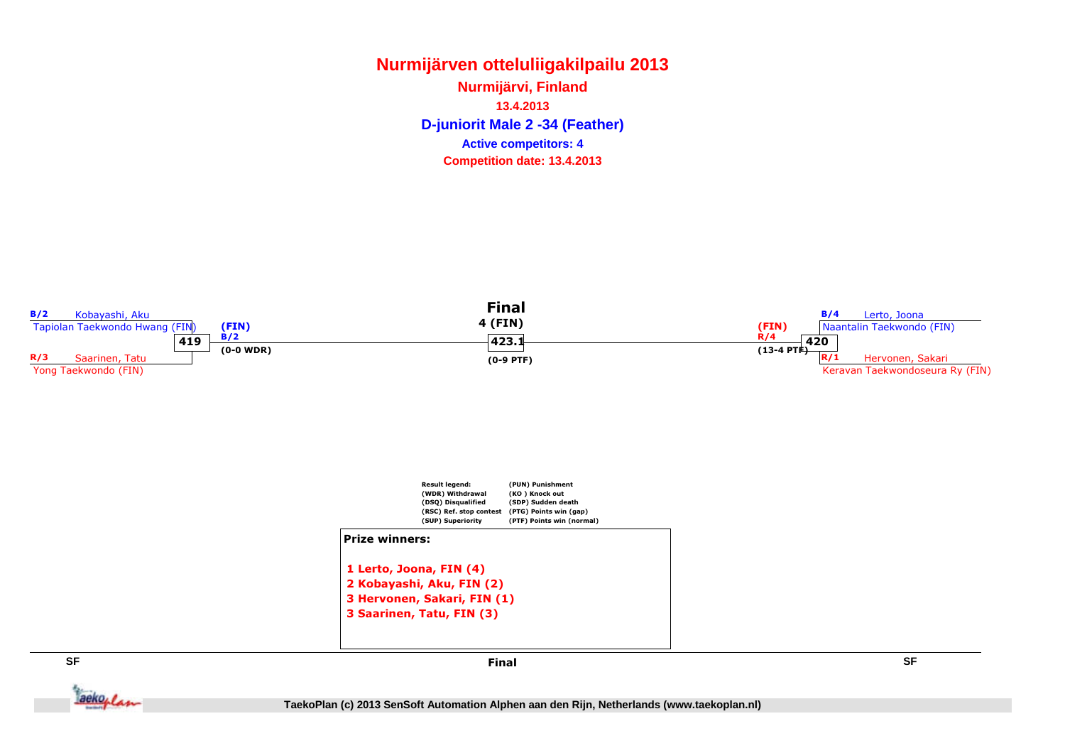# Nurmijärven otteluliigakilpailu 2013

**Nurmijärvi, Finland**

**13.4.2013**

**D-juniorit Male 2 -34 (Feather)**

**Active competitors: 4**

**Competition date: 13.4.2013**

B/2 Kobayashi, Aku
Tapiolan Taekwondo Hwang (FIN)

419

(FIN)
B/2
(0-0 WDR)

R/3 Saarinen, Tatu
Yong Taekwondo (FIN)

**Final**

4 (FIN)

423.1

(0-9 PTF)

B/4 Lerto, Joona
Naantalin Taekwondo (FIN)

420

(FIN)
R/4
(13-4 PTF)

R/1 Hervonen, Sakari
Keravan Taekwondoseura Ry (FIN)

Result legend:
(WDR) Withdrawal
(DSQ) Disqualified
(RSC) Ref. stop contest
(SUP) Superiority
(PUN) Punishment
(KO ) Knock out
(SDP) Sudden death
(PTG) Points win (gap)
(PTF) Points win (normal)

**Prize winners:**

1 Lerto, Joona, FIN (4)
2 Kobayashi, Aku, FIN (2)
3 Hervonen, Sakari, FIN (1)
3 Saarinen, Tatu, FIN (3)

SF | Final | SF

TaekoPlan (c) 2013 SenSoft Automation Alphen aan den Rijn, Netherlands (www.taekoplan.nl)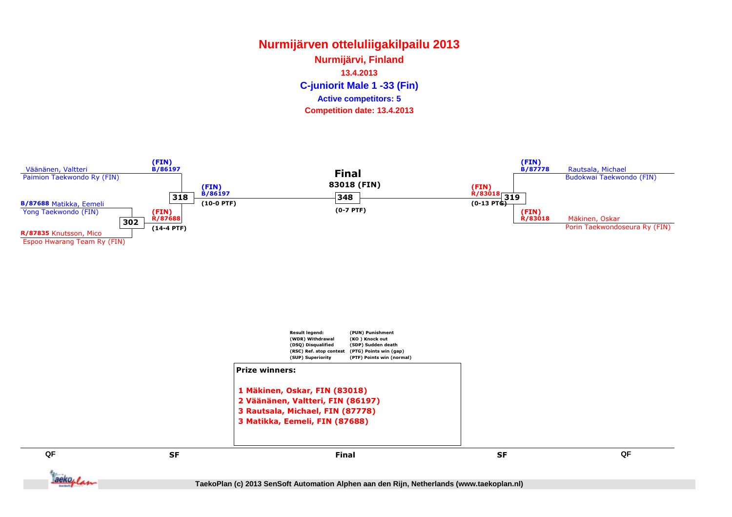# Nurmijärven otteluliigakilpailu 2013

**Nurmijärvi, Finland**

**13.4.2013**

## C-juniorit Male 1 -33 (Fin)

**Active competitors: 5**

**Competition date: 13.4.2013**

Väänänen, Valtteri
Paimion Taekwondo Ry (FIN)

(FIN)
B/86197

B/87688 Matikka, Eemeli
Yong Taekwondo (FIN)

302

(FIN)
R/87688
(14-4 PTF)

R/87835 Knutsson, Mico
Espoo Hwarang Team Ry (FIN)

318

(FIN)
B/86197
(10-0 PTF)

**Final**

83018 (FIN)

348

(0-7 PTF)

(FIN)
R/83018
(0-13 PTG)

319

(FIN)
B/87778
Rautsala, Michael
Budokwai Taekwondo (FIN)

(FIN)
R/83018
Mäkinen, Oskar
Porin Taekwondoseura Ry (FIN)

Result legend:
(WDR) Withdrawal
(DSQ) Disqualified
(RSC) Ref. stop contest
(SUP) Superiority
(PUN) Punishment
(KO ) Knock out
(SDP) Sudden death
(PTG) Points win (gap)
(PTF) Points win (normal)

**Prize winners:**

1. Mäkinen, Oskar, FIN (83018)
2. Väänänen, Valtteri, FIN (86197)
3. Rautsala, Michael, FIN (87778)
3. Matikka, Eemeli, FIN (87688)

QF | SF | Final | SF | QF

TaekoPlan (c) 2013 SenSoft Automation Alphen aan den Rijn, Netherlands (www.taekoplan.nl)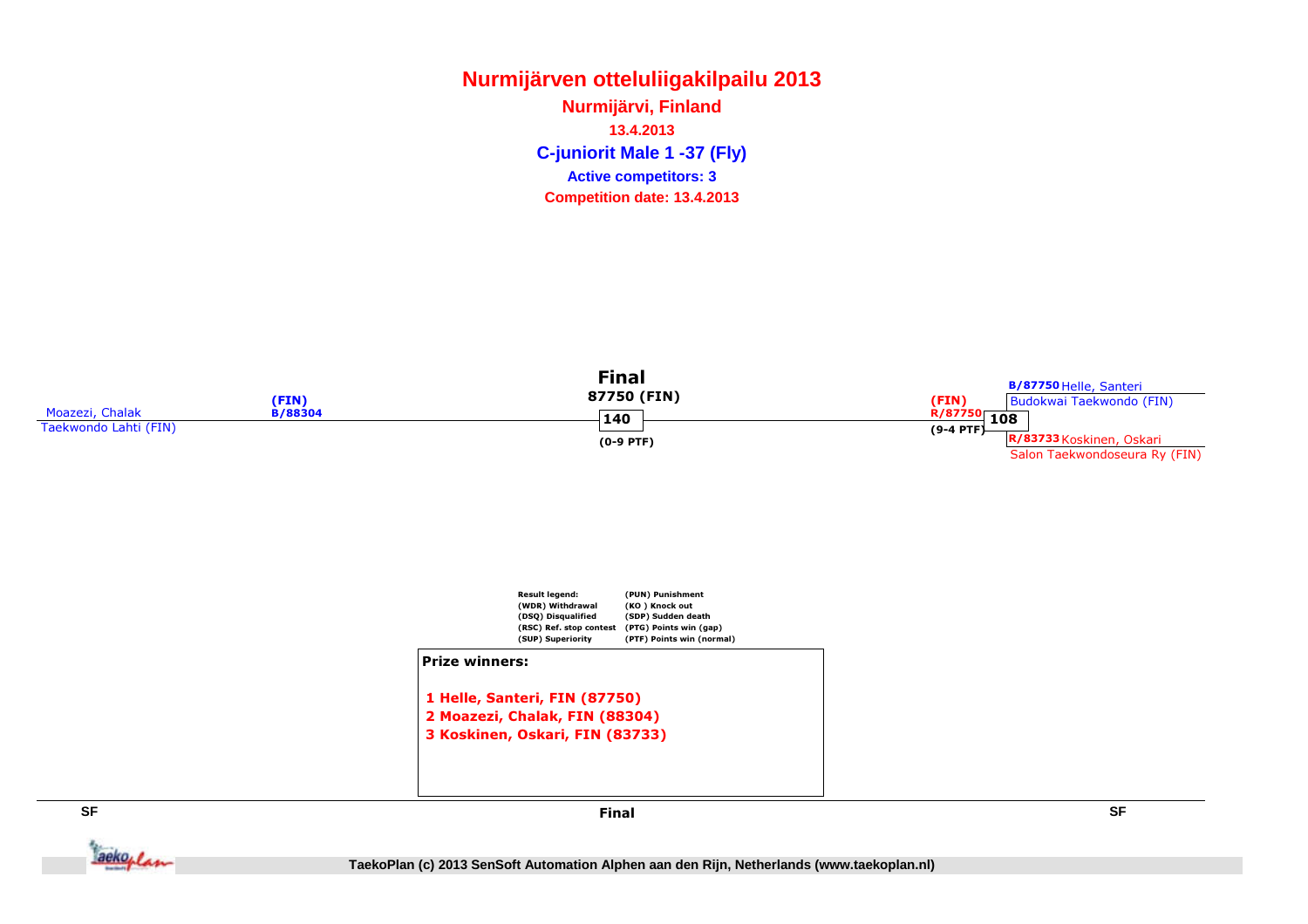# Nurmijärven otteluliigakilpailu 2013

**Nurmijärvi, Finland**

**13.4.2013**

**C-juniorit Male 1 -37 (Fly)**

**Active competitors: 3**

**Competition date: 13.4.2013**

**Final**

87750 (FIN)

140

(0-9 PTF)

Moazezi, Chalak
Taekwondo Lahti (FIN)
(FIN)
B/88304

(FIN)
R/87750
108
(9-4 PTF)

B/87750 Helle, Santeri
Budokwai Taekwondo (FIN)

R/83733 Koskinen, Oskari
Salon Taekwondoseura Ry (FIN)

Result legend:
(WDR) Withdrawal
(DSQ) Disqualified
(RSC) Ref. stop contest
(SUP) Superiority
(PUN) Punishment
(KO ) Knock out
(SDP) Sudden death
(PTG) Points win (gap)
(PTF) Points win (normal)

**Prize winners:**

1. Helle, Santeri, FIN (87750)
2. Moazezi, Chalak, FIN (88304)
3. Koskinen, Oskari, FIN (83733)

SF | Final | SF

TaekoPlan (c) 2013 SenSoft Automation Alphen aan den Rijn, Netherlands (www.taekoplan.nl)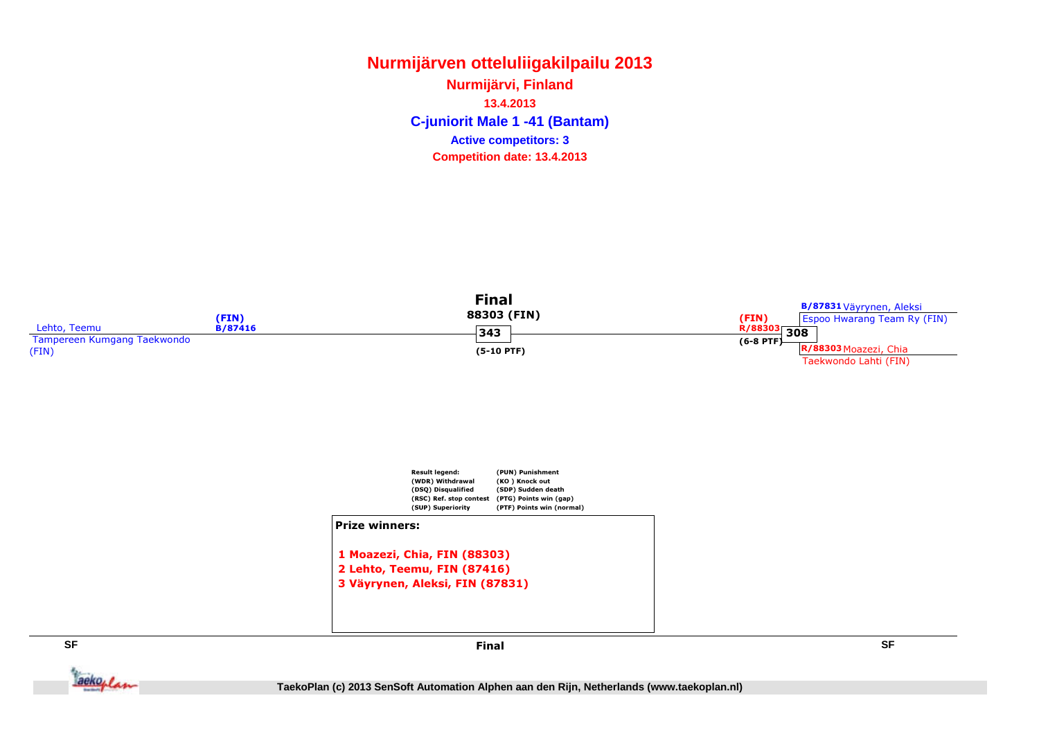# Nurmijärven otteluliigakilpailu 2013

**Nurmijärvi, Finland**

**13.4.2013**

**C-juniorit Male 1 -41 (Bantam)**

**Active competitors: 3**

**Competition date: 13.4.2013**

**Final**

88303 (FIN)

343

(5-10 PTF)

Lehto, Teemu (FIN) B/87416
Tampereen Kumgang Taekwondo (FIN)

B/87831 Väyrynen, Aleksi
Espoo Hwarang Team Ry (FIN)

(FIN) R/88303 (6-8 PTF) 308

R/88303 Moazezi, Chia
Taekwondo Lahti (FIN)

**Result legend:**
(WDR) Withdrawal
(DSQ) Disqualified
(RSC) Ref. stop contest
(SUP) Superiority
(PUN) Punishment
(KO ) Knock out
(SDP) Sudden death
(PTG) Points win (gap)
(PTF) Points win (normal)

**Prize winners:**

1 Moazezi, Chia, FIN (88303)
2 Lehto, Teemu, FIN (87416)
3 Väyrynen, Aleksi, FIN (87831)

SF | Final | SF

TaekoPlan (c) 2013 SenSoft Automation Alphen aan den Rijn, Netherlands (www.taekoplan.nl)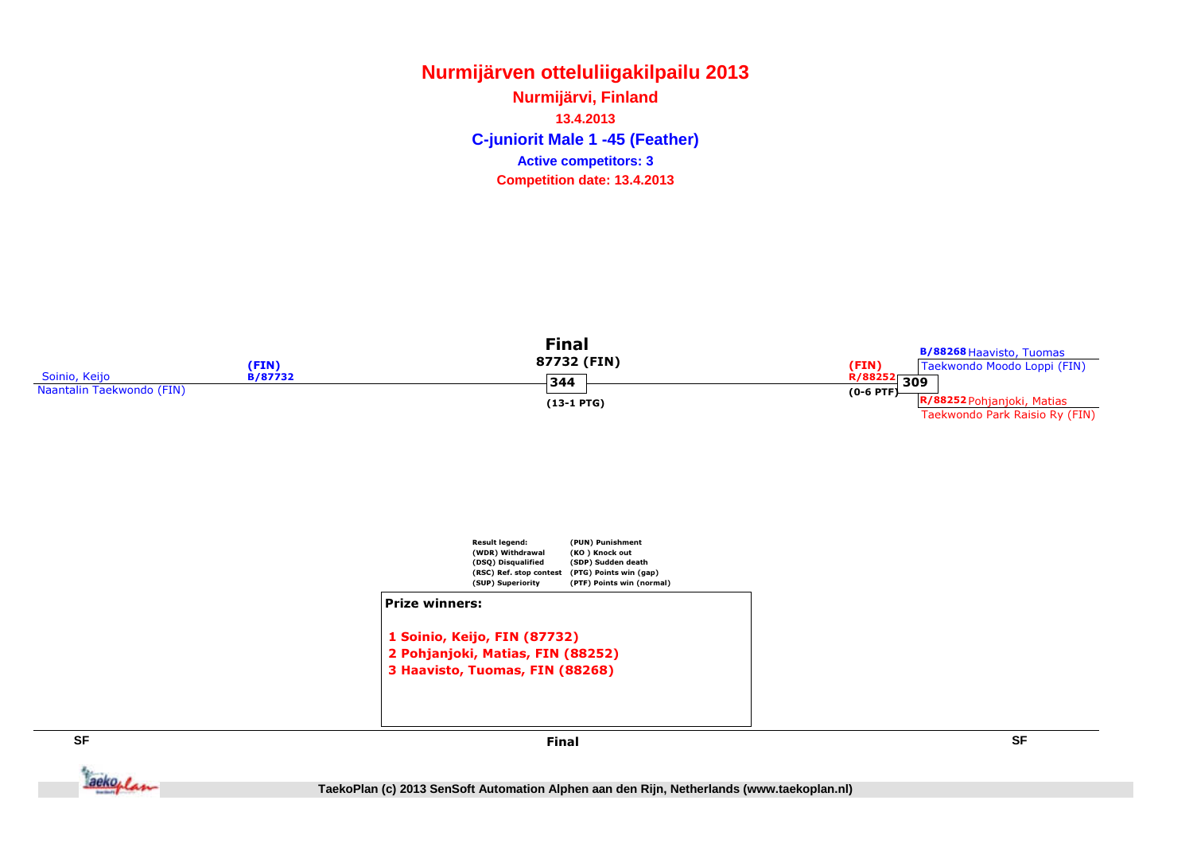# Nurmijärven otteluliigakilpailu 2013

**Nurmijärvi, Finland**

**13.4.2013**

**C-juniorit Male 1 -45 (Feather)**

**Active competitors: 3**

**Competition date: 13.4.2013**

**Final**

87732 (FIN)

344

(13-1 PTG)

Soinio, Keijo
Naantalin Taekwondo (FIN)
(FIN)
B/87732

(FIN)
R/88252
309
(0-6 PTF)

B/88268 Haavisto, Tuomas
Taekwondo Moodo Loppi (FIN)

R/88252 Pohjanjoki, Matias
Taekwondo Park Raisio Ry (FIN)

Result legend:
(WDR) Withdrawal
(DSQ) Disqualified
(RSC) Ref. stop contest
(SUP) Superiority
(PUN) Punishment
(KO ) Knock out
(SDP) Sudden death
(PTG) Points win (gap)
(PTF) Points win (normal)

**Prize winners:**

1 Soinio, Keijo, FIN (87732)
2 Pohjanjoki, Matias, FIN (88252)
3 Haavisto, Tuomas, FIN (88268)

SF | Final | SF

TaekoPlan (c) 2013 SenSoft Automation Alphen aan den Rijn, Netherlands (www.taekoplan.nl)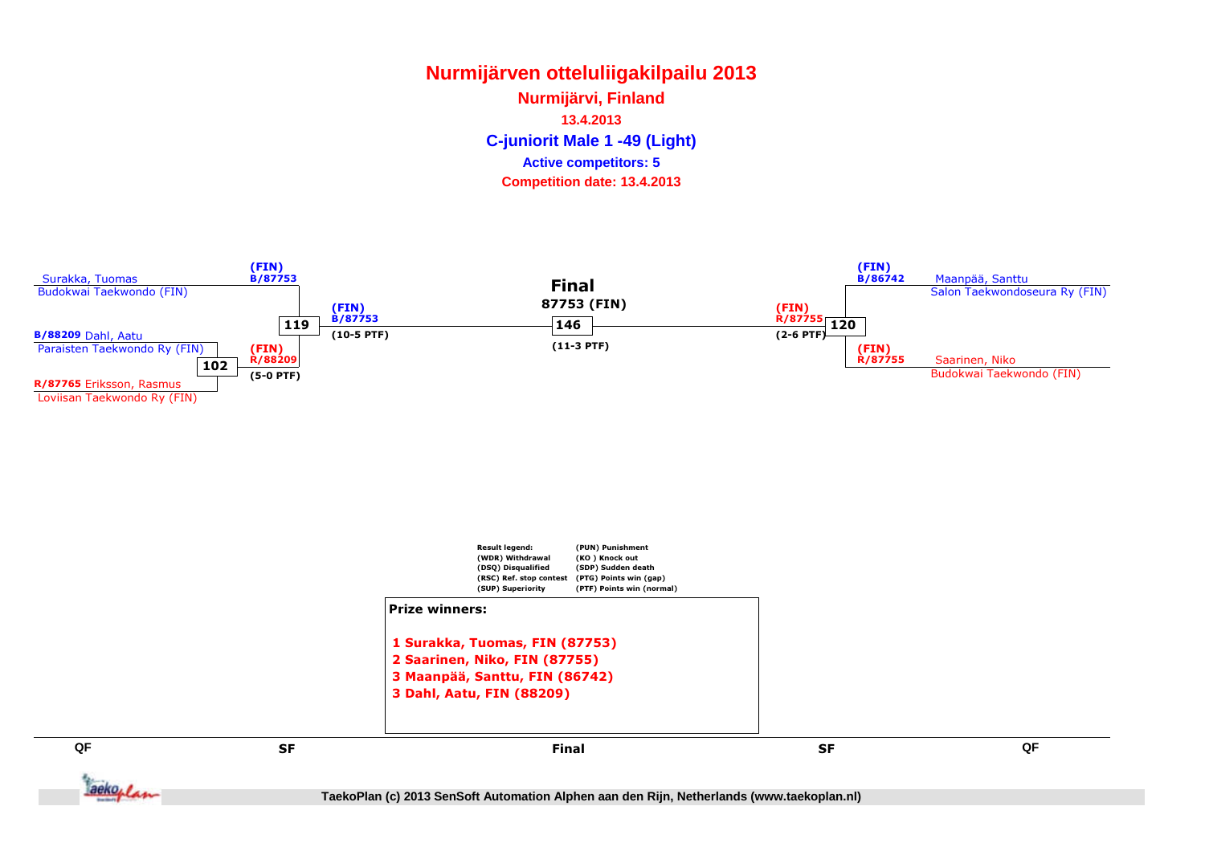# Nurmijärven otteluliigakilpailu 2013

**Nurmijärvi, Finland**

**13.4.2013**

**C-juniorit Male 1 -49 (Light)**

**Active competitors: 5**

**Competition date: 13.4.2013**

Surakka, Tuomas
Budokwai Taekwondo (FIN)

(FIN)
B/87753

B/88209 Dahl, Aatu
Paraisten Taekwondo Ry (FIN)

119

(FIN)
B/87753
(10-5 PTF)

102

(FIN)
R/88209
(5-0 PTF)

R/87765 Eriksson, Rasmus
Loviisan Taekwondo Ry (FIN)

**Final**

87753 (FIN)

146

(11-3 PTF)

(FIN)
R/87755
(2-6 PTF)

120

(FIN)
B/86742

Maanpää, Santtu
Salon Taekwondoseura Ry (FIN)

(FIN)
R/87755

Saarinen, Niko
Budokwai Taekwondo (FIN)

Result legend:
(WDR) Withdrawal
(DSQ) Disqualified
(RSC) Ref. stop contest
(SUP) Superiority
(PUN) Punishment
(KO ) Knock out
(SDP) Sudden death
(PTG) Points win (gap)
(PTF) Points win (normal)

**Prize winners:**

1 Surakka, Tuomas, FIN (87753)
2 Saarinen, Niko, FIN (87755)
3 Maanpää, Santtu, FIN (86742)
3 Dahl, Aatu, FIN (88209)

QF SF Final SF QF

TaekoPlan (c) 2013 SenSoft Automation Alphen aan den Rijn, Netherlands (www.taekoplan.nl)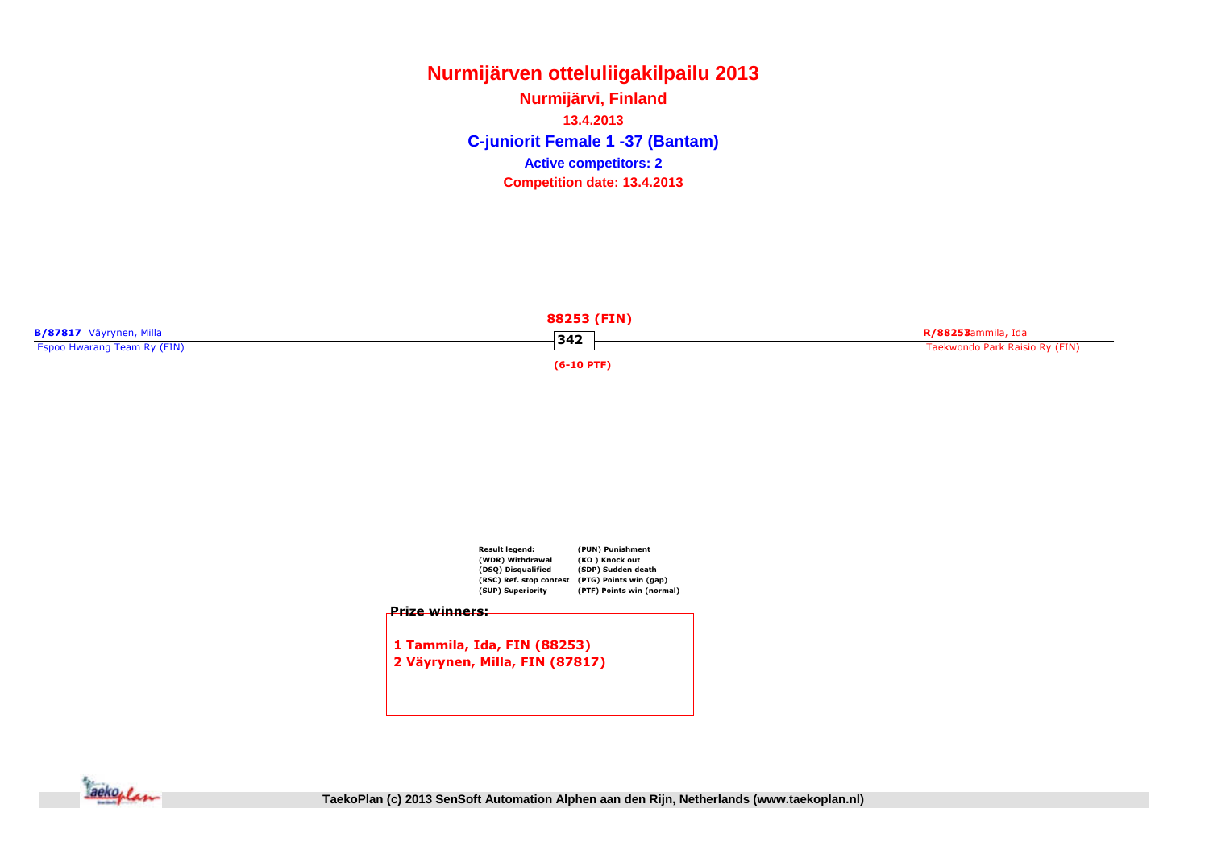# Nurmijärven otteluliigakilpailu 2013

**Nurmijärvi, Finland**

**13.4.2013**

## C-juniorit Female 1 -37 (Bantam)

**Active competitors: 2**

**Competition date: 13.4.2013**

**88253 (FIN)**

**B/87817** Väyrynen, Milla
Espoo Hwarang Team Ry (FIN)

**342**

**(6-10 PTF)**

**R/88253** Tammila, Ida
Taekwondo Park Raisio Ry (FIN)

| Result legend: | (PUN) Punishment |
|---|---|
| (WDR) Withdrawal | (KO ) Knock out |
| (DSQ) Disqualified | (SDP) Sudden death |
| (RSC) Ref. stop contest | (PTG) Points win (gap) |
| (SUP) Superiority | (PTF) Points win (normal) |

**Prize winners:**

1 Tammila, Ida, FIN (88253)
2 Väyrynen, Milla, FIN (87817)

TaekoPlan (c) 2013 SenSoft Automation Alphen aan den Rijn, Netherlands (www.taekoplan.nl)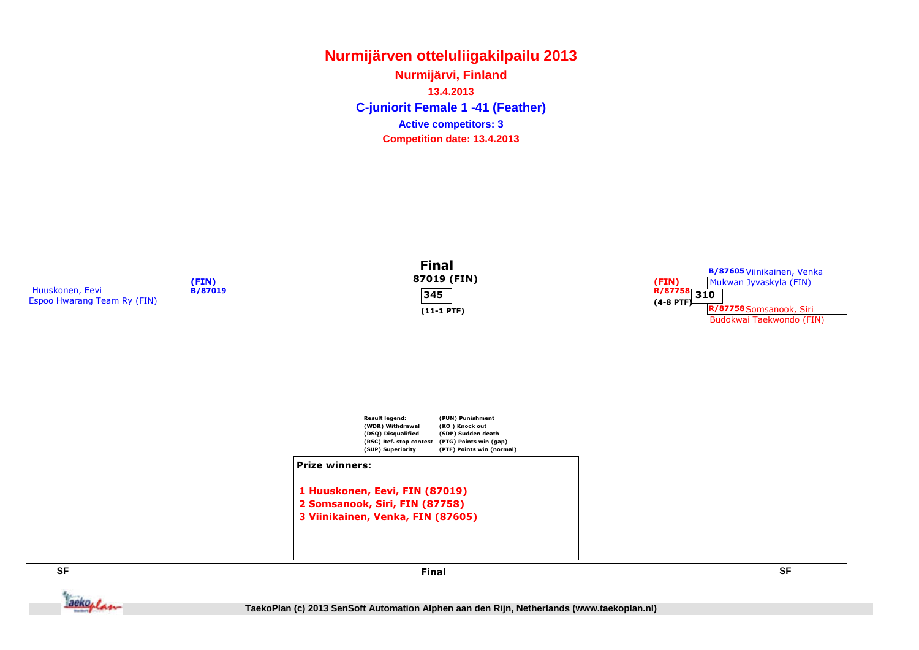# Nurmijärven otteluliigakilpailu 2013

**Nurmijärvi, Finland**

**13.4.2013**

## C-juniorit Female 1 -41 (Feather)

**Active competitors: 3**

**Competition date: 13.4.2013**

**Final**

87019 (FIN)

345

(11-1 PTF)

Huuskonen, Eevi
Espoo Hwarang Team Ry (FIN)
(FIN)
B/87019

(FIN)
R/87758
310
(4-8 PTF)

B/87605 Viinikainen, Venka
Mukwan Jyvaskyla (FIN)

R/87758 Somsanook, Siri
Budokwai Taekwondo (FIN)

| Result legend: | |
|---|---|
| (WDR) Withdrawal | (PUN) Punishment |
| (DSQ) Disqualified | (KO ) Knock out |
| (RSC) Ref. stop contest | (SDP) Sudden death |
| (SUP) Superiority | (PTG) Points win (gap) |
| | (PTF) Points win (normal) |

**Prize winners:**

1 Huuskonen, Eevi, FIN (87019)
2 Somsanook, Siri, FIN (87758)
3 Viinikainen, Venka, FIN (87605)

SF | Final | SF

TaekoPlan (c) 2013 SenSoft Automation Alphen aan den Rijn, Netherlands (www.taekoplan.nl)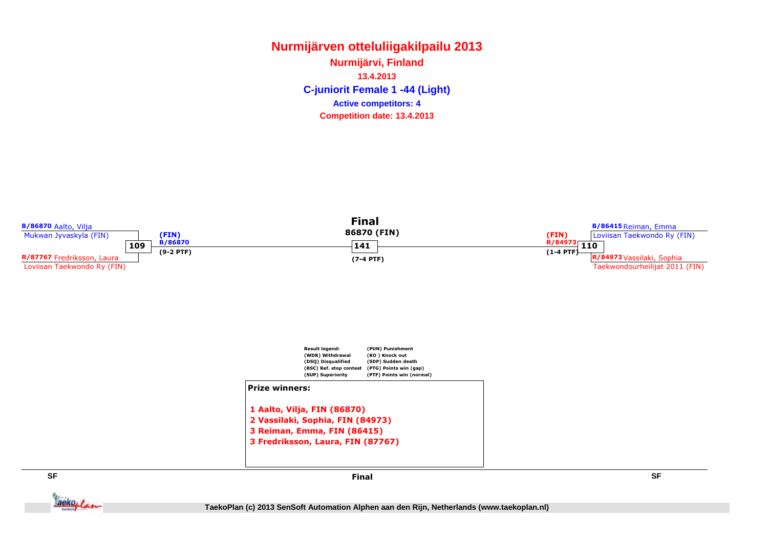# Nurmijärven otteluliigakilpailu 2013

**Nurmijärvi, Finland**

**13.4.2013**

## C-juniorit Female 1 -44 (Light)

**Active competitors: 4**

**Competition date: 13.4.2013**

**Final**

86870 (FIN)

141

(7-4 PTF)

B/86870 Aalto, Vilja
Mukwan Jyvaskyla (FIN)

109

(FIN)
B/86870
(9-2 PTF)

R/87767 Fredriksson, Laura
Loviisan Taekwondo Ry (FIN)

B/86415 Reiman, Emma
Loviisan Taekwondo Ry (FIN)

110

(FIN)
R/84973
(1-4 PTF)

R/84973 Vassilaki, Sophia
Taekwondourheilijat 2011 (FIN)

Result legend:
(WDR) Withdrawal
(DSQ) Disqualified
(RSC) Ref. stop contest
(SUP) Superiority
(PUN) Punishment
(KO ) Knock out
(SDP) Sudden death
(PTG) Points win (gap)
(PTF) Points win (normal)

**Prize winners:**

1 Aalto, Vilja, FIN (86870)
2 Vassilaki, Sophia, FIN (84973)
3 Reiman, Emma, FIN (86415)
3 Fredriksson, Laura, FIN (87767)

SF | Final | SF

TaekoPlan (c) 2013 SenSoft Automation Alphen aan den Rijn, Netherlands (www.taekoplan.nl)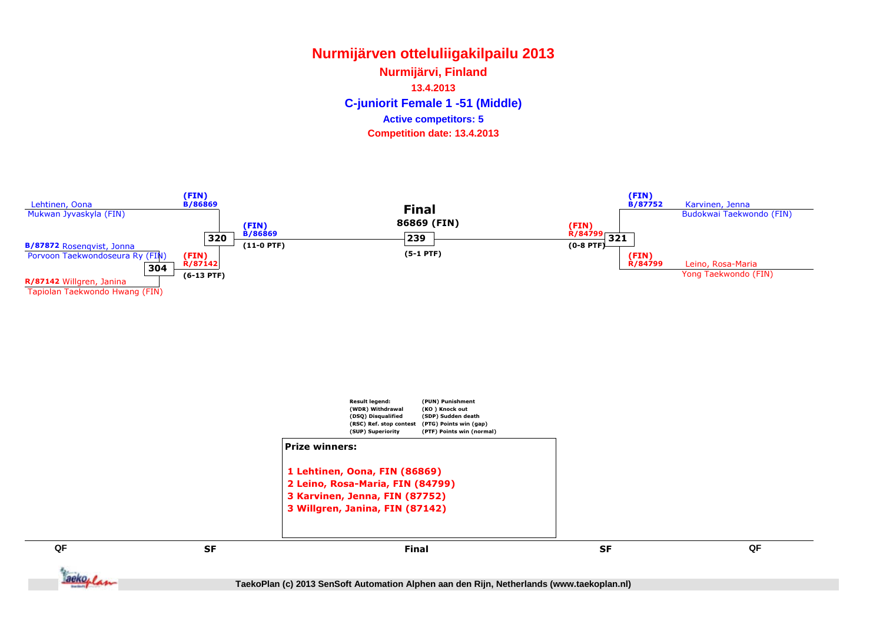# Nurmijärven otteluliigakilpailu 2013

**Nurmijärvi, Finland**

**13.4.2013**

## C-juniorit Female 1 -51 (Middle)

**Active competitors: 5**

**Competition date: 13.4.2013**

Lehtinen, Oona
Mukwan Jyvaskyla (FIN)

B/87872 Rosenqvist, Jonna
Porvoon Taekwondoseura Ry (FIN)

R/87142 Willgren, Janina
Tapiolan Taekwondo Hwang (FIN)

304
(FIN)
R/87142
(6-13 PTF)

(FIN)
B/86869
320
(FIN)
B/86869
(11-0 PTF)

**Final**
**86869 (FIN)**
239
(5-1 PTF)

(FIN)
R/84799
321
(0-8 PTF)

(FIN)
B/87752
Karvinen, Jenna
Budokwai Taekwondo (FIN)

(FIN)
R/84799
Leino, Rosa-Maria
Yong Taekwondo (FIN)

| Result legend: | (PUN) Punishment |
|---|---|
| (WDR) Withdrawal | (KO ) Knock out |
| (DSQ) Disqualified | (SDP) Sudden death |
| (RSC) Ref. stop contest | (PTG) Points win (gap) |
| (SUP) Superiority | (PTF) Points win (normal) |

**Prize winners:**

1 Lehtinen, Oona, FIN (86869)
2 Leino, Rosa-Maria, FIN (84799)
3 Karvinen, Jenna, FIN (87752)
3 Willgren, Janina, FIN (87142)

QF | SF | Final | SF | QF

TaekoPlan (c) 2013 SenSoft Automation Alphen aan den Rijn, Netherlands (www.taekoplan.nl)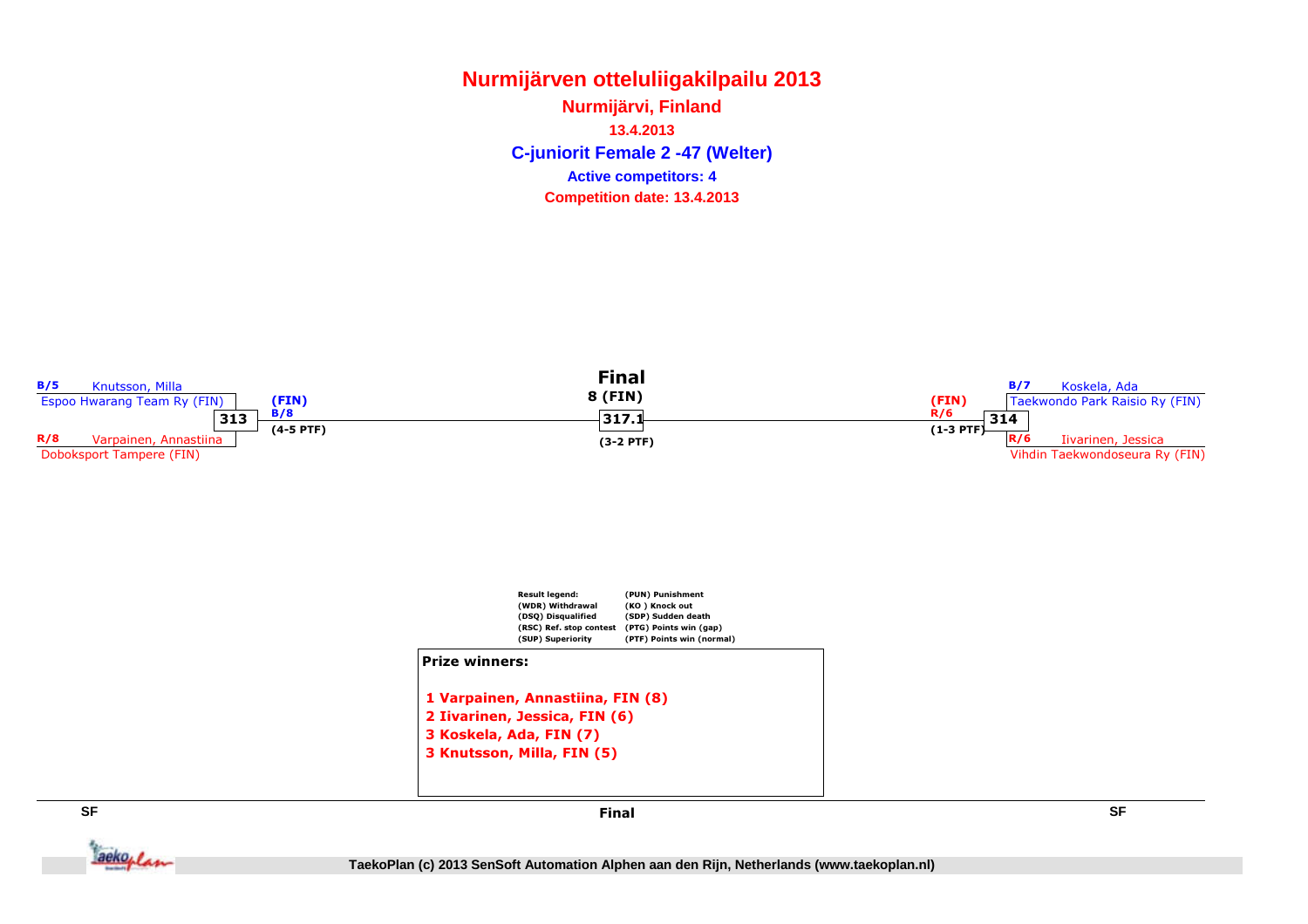# Nurmijärven otteluliigakilpailu 2013

**Nurmijärvi, Finland**

**13.4.2013**

**C-juniorit Female 2 -47 (Welter)**

**Active competitors: 4**

**Competition date: 13.4.2013**

B/5 Knutsson, Milla
Espoo Hwarang Team Ry (FIN)

313

R/8 Varpainen, Annastiina
Doboksport Tampere (FIN)

(FIN)
B/8
(4-5 PTF)

**Final**

8 (FIN)

317.1

(3-2 PTF)

(FIN)
R/6
(1-3 PTF)

314

B/7 Koskela, Ada
Taekwondo Park Raisio Ry (FIN)

R/6 Iivarinen, Jessica
Vihdin Taekwondoseura Ry (FIN)

Result legend:
(WDR) Withdrawal
(DSQ) Disqualified
(RSC) Ref. stop contest
(SUP) Superiority
(PUN) Punishment
(KO ) Knock out
(SDP) Sudden death
(PTG) Points win (gap)
(PTF) Points win (normal)

**Prize winners:**

1 Varpainen, Annastiina, FIN (8)
2 Iivarinen, Jessica, FIN (6)
3 Koskela, Ada, FIN (7)
3 Knutsson, Milla, FIN (5)

SF | Final | SF

TaekoPlan (c) 2013 SenSoft Automation Alphen aan den Rijn, Netherlands (www.taekoplan.nl)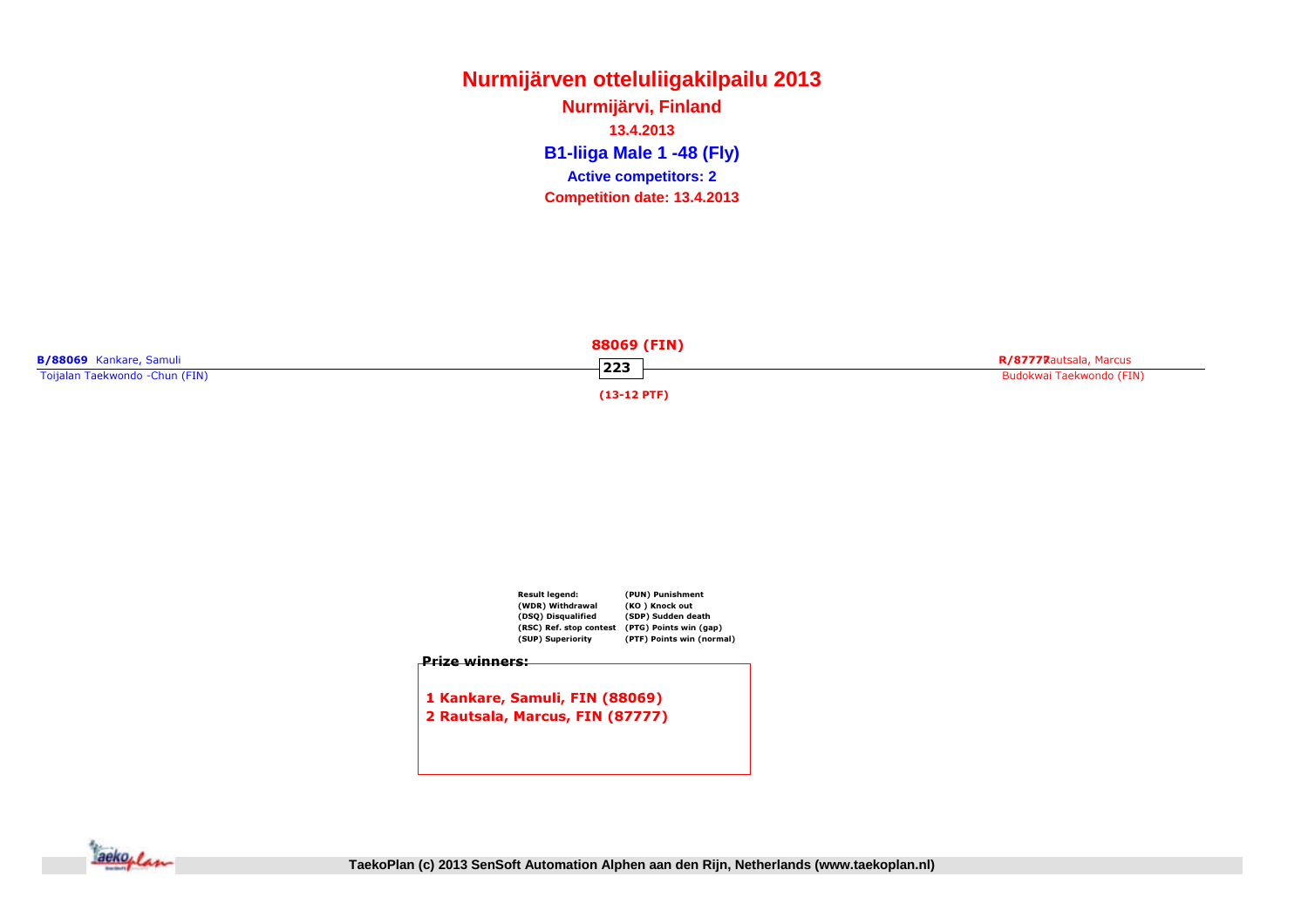# Nurmijärven otteluliigakilpailu 2013

**Nurmijärvi, Finland**

**13.4.2013**

**B1-liiga Male 1 -48 (Fly)**

**Active competitors: 2**

**Competition date: 13.4.2013**

**B/88069** Kankare, Samuli
Toijalan Taekwondo -Chun (FIN)

**88069 (FIN)**

223

**(13-12 PTF)**

**R/87777** Rautsala, Marcus
Budokwai Taekwondo (FIN)

| | |
|---|---|
| **Result legend:** | **(PUN) Punishment** |
| **(WDR) Withdrawal** | **(KO ) Knock out** |
| **(DSQ) Disqualified** | **(SDP) Sudden death** |
| **(RSC) Ref. stop contest** | **(PTG) Points win (gap)** |
| **(SUP) Superiority** | **(PTF) Points win (normal)** |

**Prize winners:**

**1 Kankare, Samuli, FIN (88069)**
**2 Rautsala, Marcus, FIN (87777)**

TaekoPlan (c) 2013 SenSoft Automation Alphen aan den Rijn, Netherlands (www.taekoplan.nl)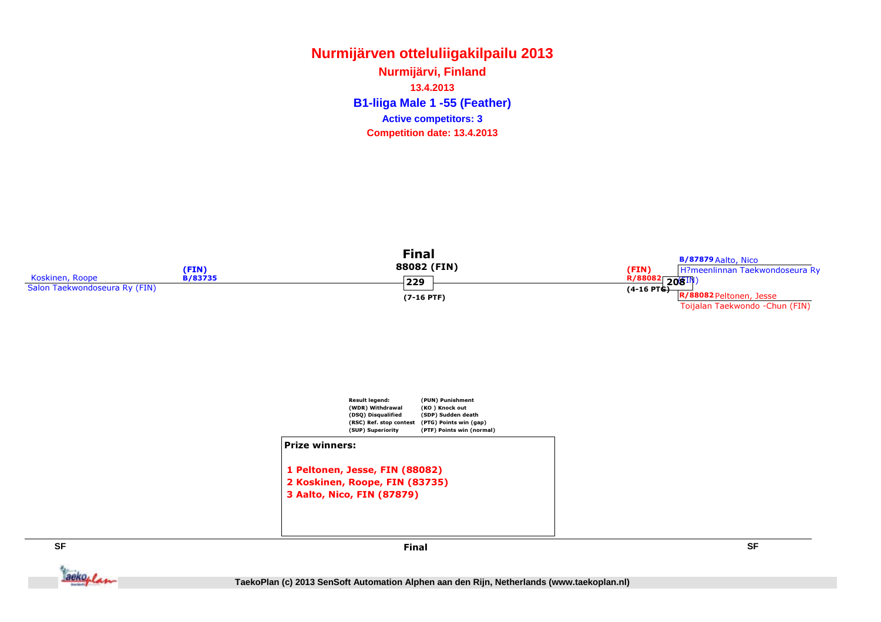# Nurmijärven otteluliigakilpailu 2013

**Nurmijärvi, Finland**

**13.4.2013**

**B1-liiga Male 1 -55 (Feather)**

**Active competitors: 3**

**Competition date: 13.4.2013**

**Final**

88082 (FIN)

229

(7-16 PTF)

Koskinen, Roope
Salon Taekwondoseura Ry (FIN)
(FIN)
B/83735

(FIN)
R/88082
208
(4-16 PTG)

B/87879 Aalto, Nico
H?meenlinnan Taekwondoseura Ry (FIN)

R/88082 Peltonen, Jesse
Toijalan Taekwondo -Chun (FIN)

| Result legend: | |
|---|---|
| (WDR) Withdrawal | (PUN) Punishment |
| (DSQ) Disqualified | (KO ) Knock out |
| (RSC) Ref. stop contest | (SDP) Sudden death |
| (SUP) Superiority | (PTG) Points win (gap) |
| | (PTF) Points win (normal) |

**Prize winners:**

1 Peltonen, Jesse, FIN (88082)
2 Koskinen, Roope, FIN (83735)
3 Aalto, Nico, FIN (87879)

SF | Final | SF

TaekoPlan (c) 2013 SenSoft Automation Alphen aan den Rijn, Netherlands (www.taekoplan.nl)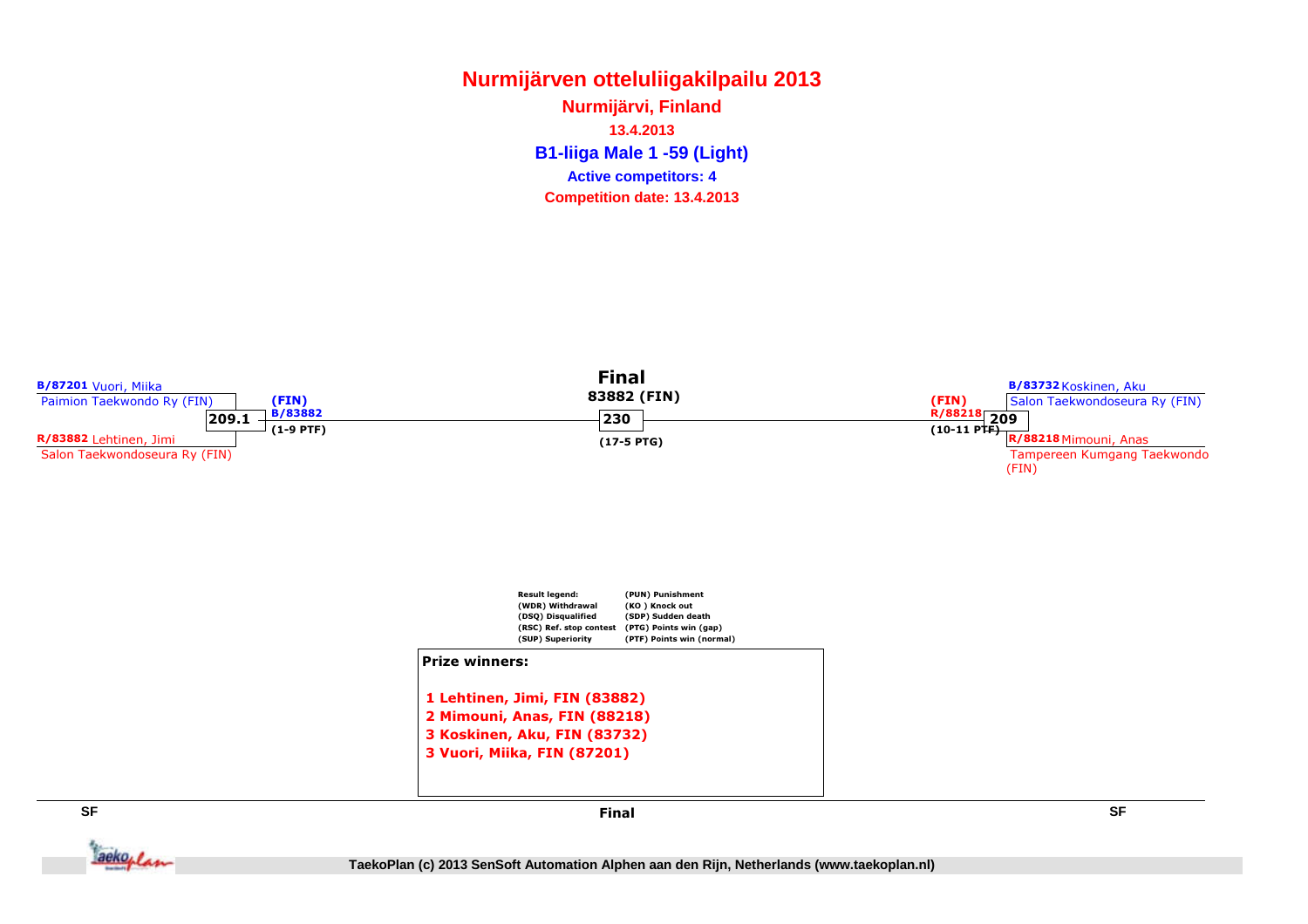# Nurmijärven otteluliigakilpailu 2013

**Nurmijärvi, Finland**

**13.4.2013**

**B1-liiga Male 1 -59 (Light)**

**Active competitors: 4**

**Competition date: 13.4.2013**

B/87201 Vuori, Miika
Paimion Taekwondo Ry (FIN)

209.1

(FIN)
B/83882
(1-9 PTF)

R/83882 Lehtinen, Jimi
Salon Taekwondoseura Ry (FIN)

**Final**

**83882 (FIN)**

230

(17-5 PTG)

B/83732 Koskinen, Aku
Salon Taekwondoseura Ry (FIN)

(FIN)
R/88218
(10-11 PTF)

209

R/88218 Mimouni, Anas
Tampereen Kumgang Taekwondo (FIN)

Result legend:
(WDR) Withdrawal
(DSQ) Disqualified
(RSC) Ref. stop contest
(SUP) Superiority
(PUN) Punishment
(KO ) Knock out
(SDP) Sudden death
(PTG) Points win (gap)
(PTF) Points win (normal)

**Prize winners:**

1 Lehtinen, Jimi, FIN (83882)
2 Mimouni, Anas, FIN (88218)
3 Koskinen, Aku, FIN (83732)
3 Vuori, Miika, FIN (87201)

SF | Final | SF

TaekoPlan (c) 2013 SenSoft Automation Alphen aan den Rijn, Netherlands (www.taekoplan.nl)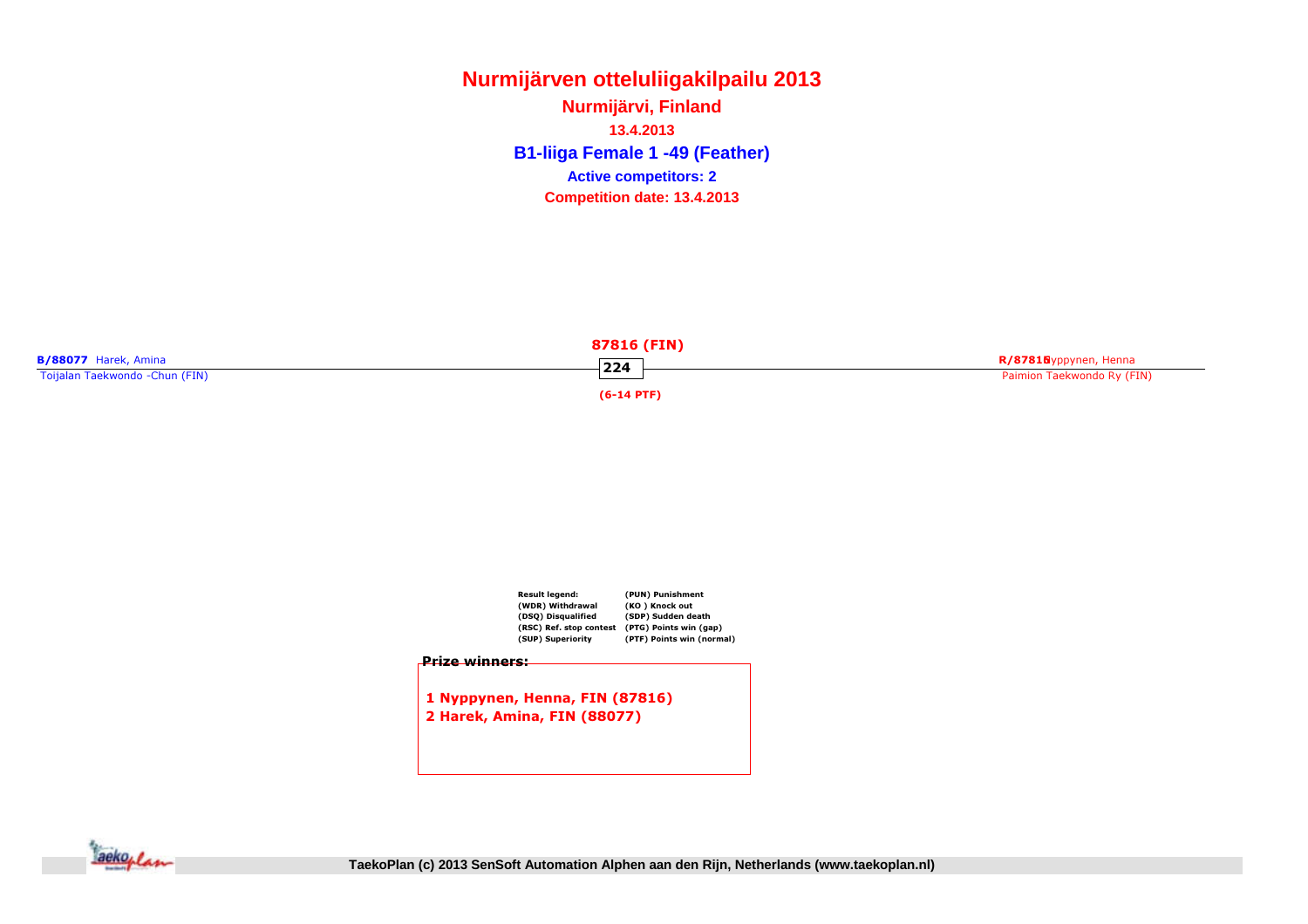# Nurmijärven otteluliigakilpailu 2013

**Nurmijärvi, Finland**

**13.4.2013**

**B1-liiga Female 1 -49 (Feather)**

**Active competitors: 2**

**Competition date: 13.4.2013**

**B/88077** Harek, Amina
Toijalan Taekwondo -Chun (FIN)

**87816 (FIN)**

**224**

**(6-14 PTF)**

**R/87816** Nyppynen, Henna
Paimion Taekwondo Ry (FIN)

| | |
|---|---|
| **Result legend:** | **(PUN) Punishment** |
| **(WDR) Withdrawal** | **(KO ) Knock out** |
| **(DSQ) Disqualified** | **(SDP) Sudden death** |
| **(RSC) Ref. stop contest** | **(PTG) Points win (gap)** |
| **(SUP) Superiority** | **(PTF) Points win (normal)** |

**Prize winners:**

**1 Nyppynen, Henna, FIN (87816)**
**2 Harek, Amina, FIN (88077)**

TaekoPlan (c) 2013 SenSoft Automation Alphen aan den Rijn, Netherlands (www.taekoplan.nl)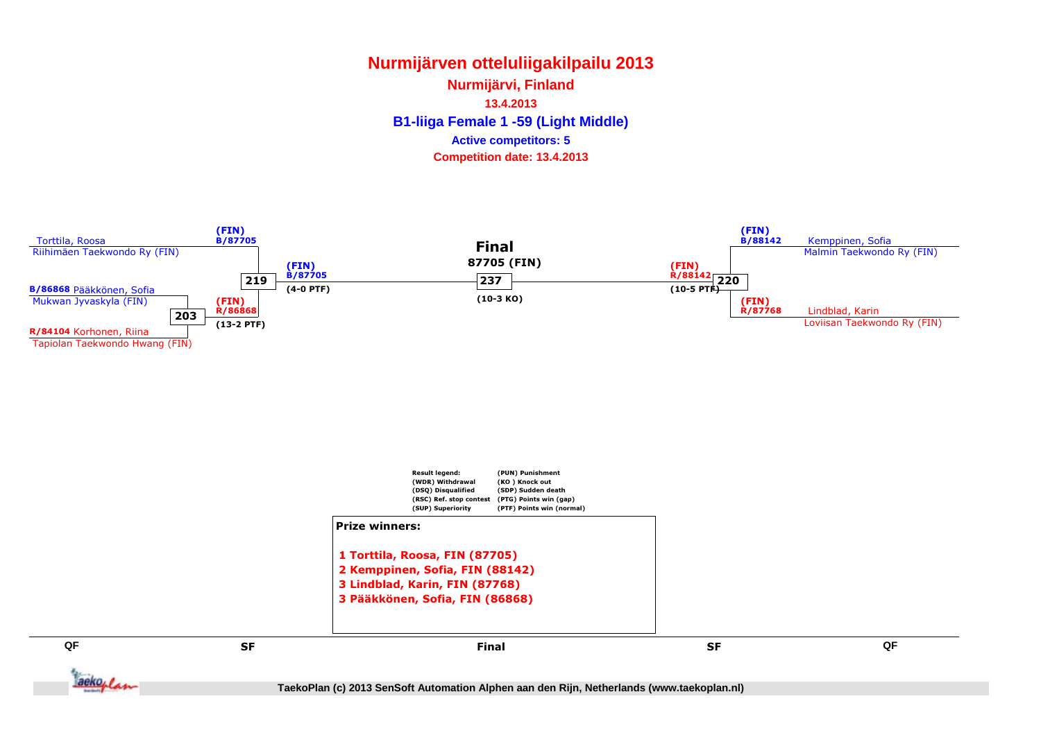# Nurmijärven otteluliigakilpailu 2013

**Nurmijärvi, Finland**

**13.4.2013**

## B1-liiga Female 1 -59 (Light Middle)

**Active competitors: 5**

**Competition date: 13.4.2013**

Torttila, Roosa
Riihimäen Taekwondo Ry (FIN)

(FIN)
B/87705

B/86868 Pääkkönen, Sofia
Mukwan Jyvaskyla (FIN)

203

(FIN)
R/86868

(13-2 PTF)

R/84104 Korhonen, Riina
Tapiolan Taekwondo Hwang (FIN)

219

(FIN)
B/87705

(4-0 PTF)

**Final**

87705 (FIN)

237

(10-3 KO)

(FIN)
R/88142

(10-5 PTF)

220

(FIN)
B/88142

Kemppinen, Sofia
Malmin Taekwondo Ry (FIN)

(FIN)
R/87768

Lindblad, Karin
Loviisan Taekwondo Ry (FIN)

Result legend:
(WDR) Withdrawal
(DSQ) Disqualified
(RSC) Ref. stop contest
(SUP) Superiority
(PUN) Punishment
(KO ) Knock out
(SDP) Sudden death
(PTG) Points win (gap)
(PTF) Points win (normal)

**Prize winners:**

1 Torttila, Roosa, FIN (87705)
2 Kemppinen, Sofia, FIN (88142)
3 Lindblad, Karin, FIN (87768)
3 Pääkkönen, Sofia, FIN (86868)

QF | SF | Final | SF | QF

TaekoPlan (c) 2013 SenSoft Automation Alphen aan den Rijn, Netherlands (www.taekoplan.nl)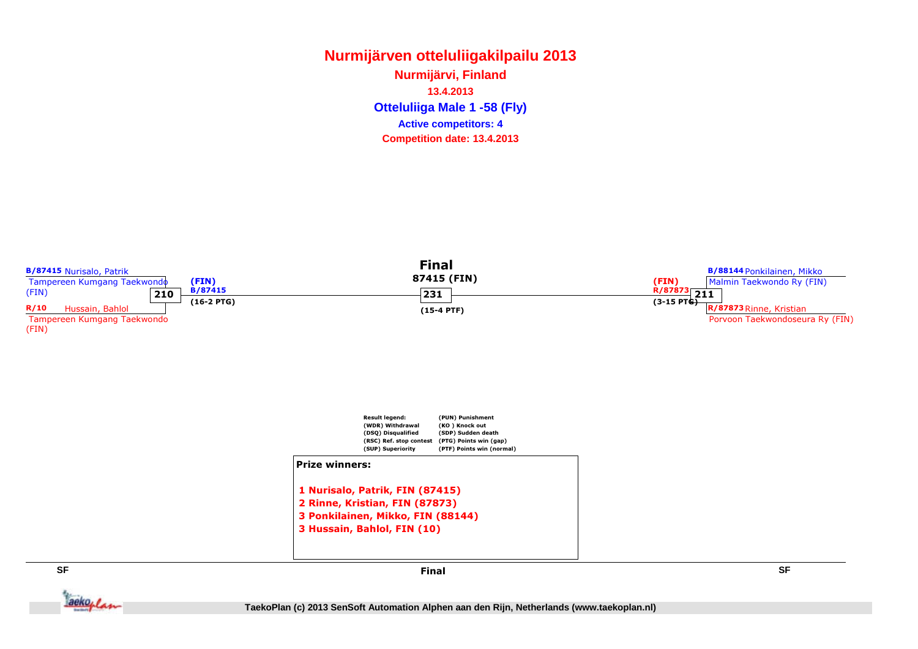# Nurmijärven otteluliigakilpailu 2013

**Nurmijärvi, Finland**

**13.4.2013**

**Otteluliiga Male 1 -58 (Fly)**

**Active competitors: 4**

**Competition date: 13.4.2013**

B/87415 Nurisalo, Patrik
Tampereen Kumgang Taekwondo (FIN)

210

(FIN)
B/87415
(16-2 PTG)

R/10 Hussain, Bahlol
Tampereen Kumgang Taekwondo (FIN)

**Final**
87415 (FIN)
231
(15-4 PTF)

B/88144 Ponkilainen, Mikko
Malmin Taekwondo Ry (FIN)

211

(FIN)
R/87873
(3-15 PTG)

R/87873 Rinne, Kristian
Porvoon Taekwondoseura Ry (FIN)

| Result legend: | |
|---|---|
| (WDR) Withdrawal | (PUN) Punishment |
| (DSQ) Disqualified | (KO ) Knock out |
| (RSC) Ref. stop contest | (SDP) Sudden death |
| (SUP) Superiority | (PTG) Points win (gap) |
| | (PTF) Points win (normal) |

**Prize winners:**

1 Nurisalo, Patrik, FIN (87415)
2 Rinne, Kristian, FIN (87873)
3 Ponkilainen, Mikko, FIN (88144)
3 Hussain, Bahlol, FIN (10)

SF | Final | SF

TaekoPlan (c) 2013 SenSoft Automation Alphen aan den Rijn, Netherlands (www.taekoplan.nl)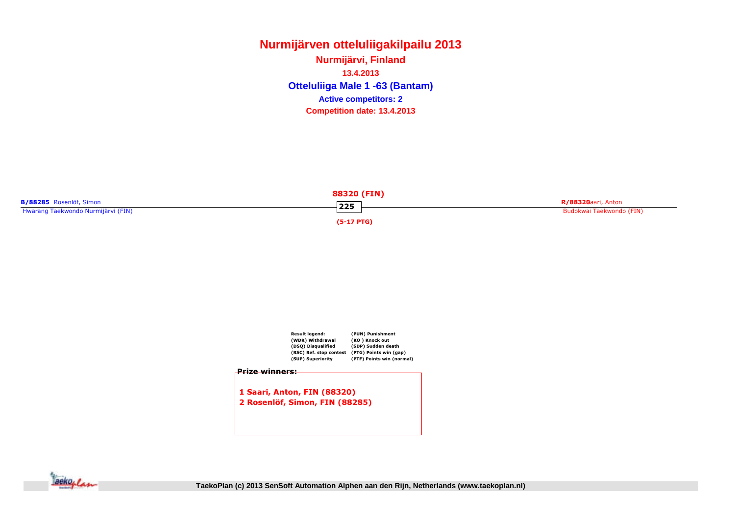# Nurmijärven otteluliigakilpailu 2013

**Nurmijärvi, Finland**

**13.4.2013**

**Otteluliiga Male 1 -63 (Bantam)**

**Active competitors: 2**

**Competition date: 13.4.2013**

**88320 (FIN)**

**B/88285** Rosenlöf, Simon
Hwarang Taekwondo Nurmijärvi (FIN)

**225**

**(5-17 PTG)**

**R/88320** Saari, Anton
Budokwai Taekwondo (FIN)

**Result legend:**
(WDR) Withdrawal
(DSQ) Disqualified
(RSC) Ref. stop contest
(SUP) Superiority
(PUN) Punishment
(KO ) Knock out
(SDP) Sudden death
(PTG) Points win (gap)
(PTF) Points win (normal)

**Prize winners:**

**1 Saari, Anton, FIN (88320)**
**2 Rosenlöf, Simon, FIN (88285)**

TaekoPlan (c) 2013 SenSoft Automation Alphen aan den Rijn, Netherlands (www.taekoplan.nl)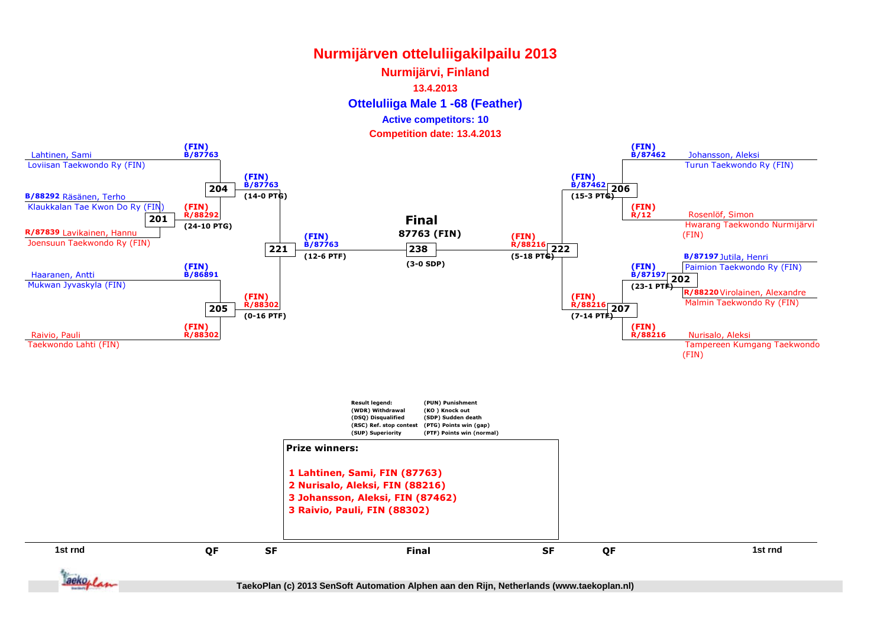# Nurmijärven otteluliigakilpailu 2013

**Nurmijärvi, Finland**

**13.4.2013**

## Otteluliiga Male 1 -68 (Feather)

**Active competitors: 10**

**Competition date: 13.4.2013**

Lahtinen, Sami
Loviisan Taekwondo Ry (FIN)
(FIN) B/87763

B/88292 Räsänen, Terho
Klaukkalan Tae Kwon Do Ry (FIN)

R/87839 Lavikainen, Hannu
Joensuun Taekwondo Ry (FIN)

201
(FIN) R/88292
(24-10 PTG)

204
(FIN) B/87763
(14-0 PTG)

Haaranen, Antti
Mukwan Jyvaskyla (FIN)
(FIN) B/86891

Raivio, Pauli
Taekwondo Lahti (FIN)
(FIN) R/88302

205
(FIN) R/88302
(0-16 PTF)

221
(FIN) B/87763
(12-6 PTF)

**Final**
**87763 (FIN)**
238
(3-0 SDP)

222
(FIN) R/88216
(5-18 PTG)

Johansson, Aleksi
Turun Taekwondo Ry (FIN)
(FIN) B/87462

Rosenlöf, Simon
Hwarang Taekwondo Nurmijärvi (FIN)
(FIN) R/12

206
(FIN) B/87462
(15-3 PTG)

B/87197 Jutila, Henri
Paimion Taekwondo Ry (FIN)

R/88220 Virolainen, Alexandre
Malmin Taekwondo Ry (FIN)

202
(FIN) B/87197
(23-1 PTF)

Nurisalo, Aleksi
Tampereen Kumgang Taekwondo (FIN)
(FIN) R/88216

207
(FIN) R/88216
(7-14 PTF)

| Result legend: | |
|---|---|
| (WDR) Withdrawal | (PUN) Punishment |
| (DSQ) Disqualified | (KO ) Knock out |
| (RSC) Ref. stop contest | (SDP) Sudden death |
| (SUP) Superiority | (PTG) Points win (gap) |
| | (PTF) Points win (normal) |

**Prize winners:**

1 Lahtinen, Sami, FIN (87763)
2 Nurisalo, Aleksi, FIN (88216)
3 Johansson, Aleksi, FIN (87462)
3 Raivio, Pauli, FIN (88302)

1st rnd | QF | SF | Final | SF | QF | 1st rnd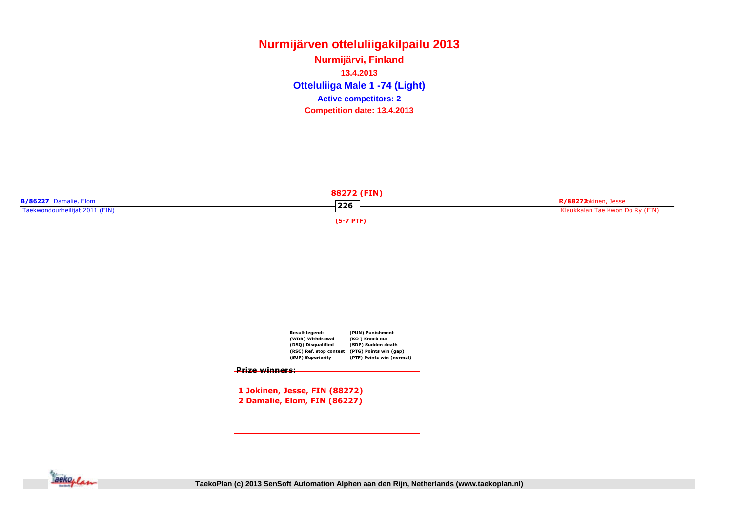# Nurmijärven otteluliigakilpailu 2013

**Nurmijärvi, Finland**

**13.4.2013**

## Otteluliiga Male 1 -74 (Light)

**Active competitors: 2**

**Competition date: 13.4.2013**

**88272 (FIN)**

**B/86227** Damalie, Elom
Taekwondourheilijat 2011 (FIN)

**226**

**(5-7 PTF)**

**R/88272** Jokinen, Jesse
Klaukkalan Tae Kwon Do Ry (FIN)

| | |
|---|---|
| **Result legend:** | **(PUN) Punishment** |
| **(WDR) Withdrawal** | **(KO ) Knock out** |
| **(DSQ) Disqualified** | **(SDP) Sudden death** |
| **(RSC) Ref. stop contest** | **(PTG) Points win (gap)** |
| **(SUP) Superiority** | **(PTF) Points win (normal)** |

**Prize winners:**

**1 Jokinen, Jesse, FIN (88272)**
**2 Damalie, Elom, FIN (86227)**

TaekoPlan (c) 2013 SenSoft Automation Alphen aan den Rijn, Netherlands (www.taekoplan.nl)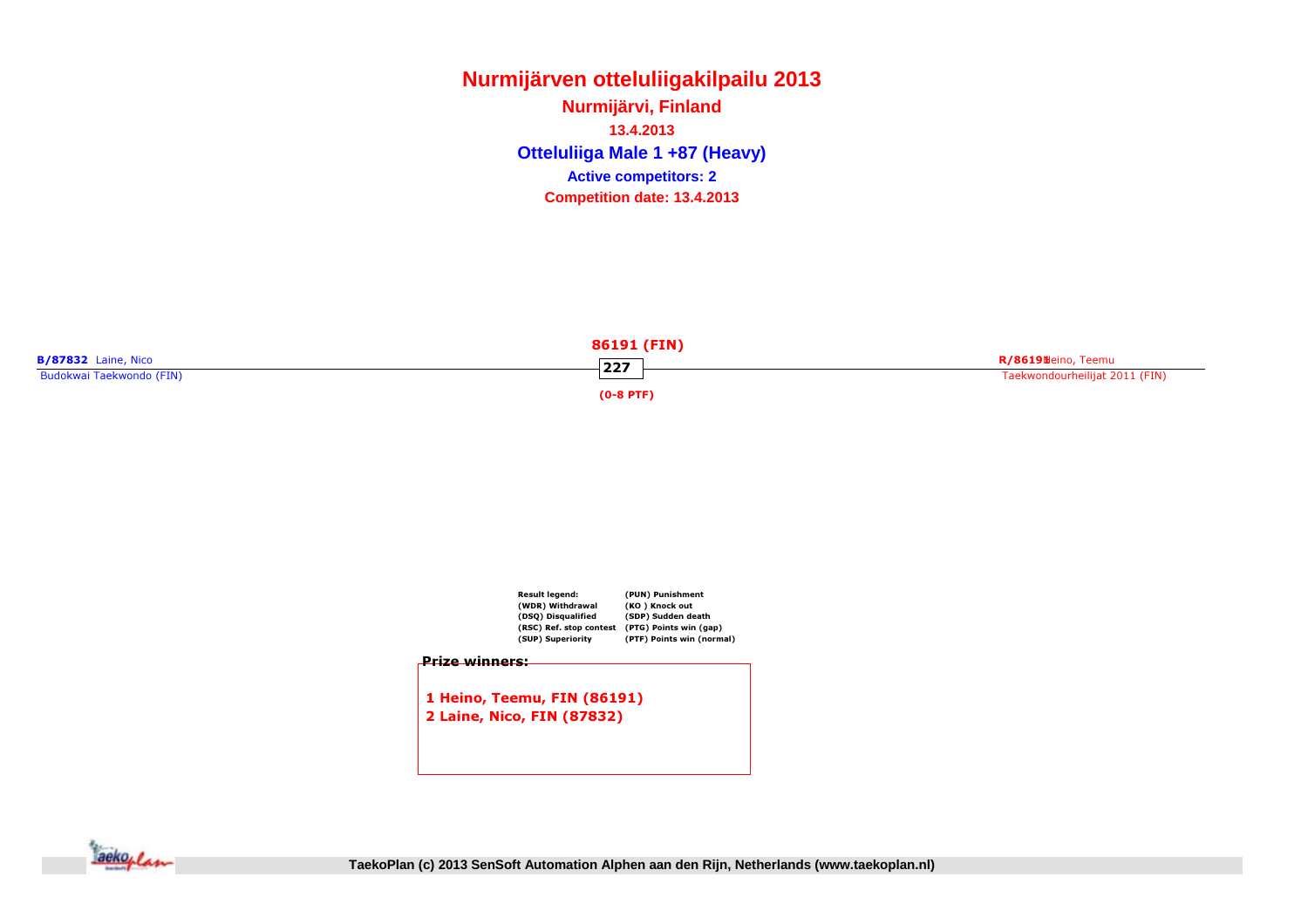# Nurmijärven otteluliigakilpailu 2013

**Nurmijärvi, Finland**

**13.4.2013**

## Otteluliiga Male 1 +87 (Heavy)

**Active competitors: 2**

**Competition date: 13.4.2013**

**B/87832** Laine, Nico
Budokwai Taekwondo (FIN)

**86191 (FIN)**

**227**

**(0-8 PTF)**

**R/86191** Heino, Teemu
Taekwondourheilijat 2011 (FIN)

**Result legend:**
(WDR) Withdrawal
(DSQ) Disqualified
(RSC) Ref. stop contest
(SUP) Superiority
(PUN) Punishment
(KO ) Knock out
(SDP) Sudden death
(PTG) Points win (gap)
(PTF) Points win (normal)

**Prize winners:**

**1 Heino, Teemu, FIN (86191)**
**2 Laine, Nico, FIN (87832)**

TaekoPlan (c) 2013 SenSoft Automation Alphen aan den Rijn, Netherlands (www.taekoplan.nl)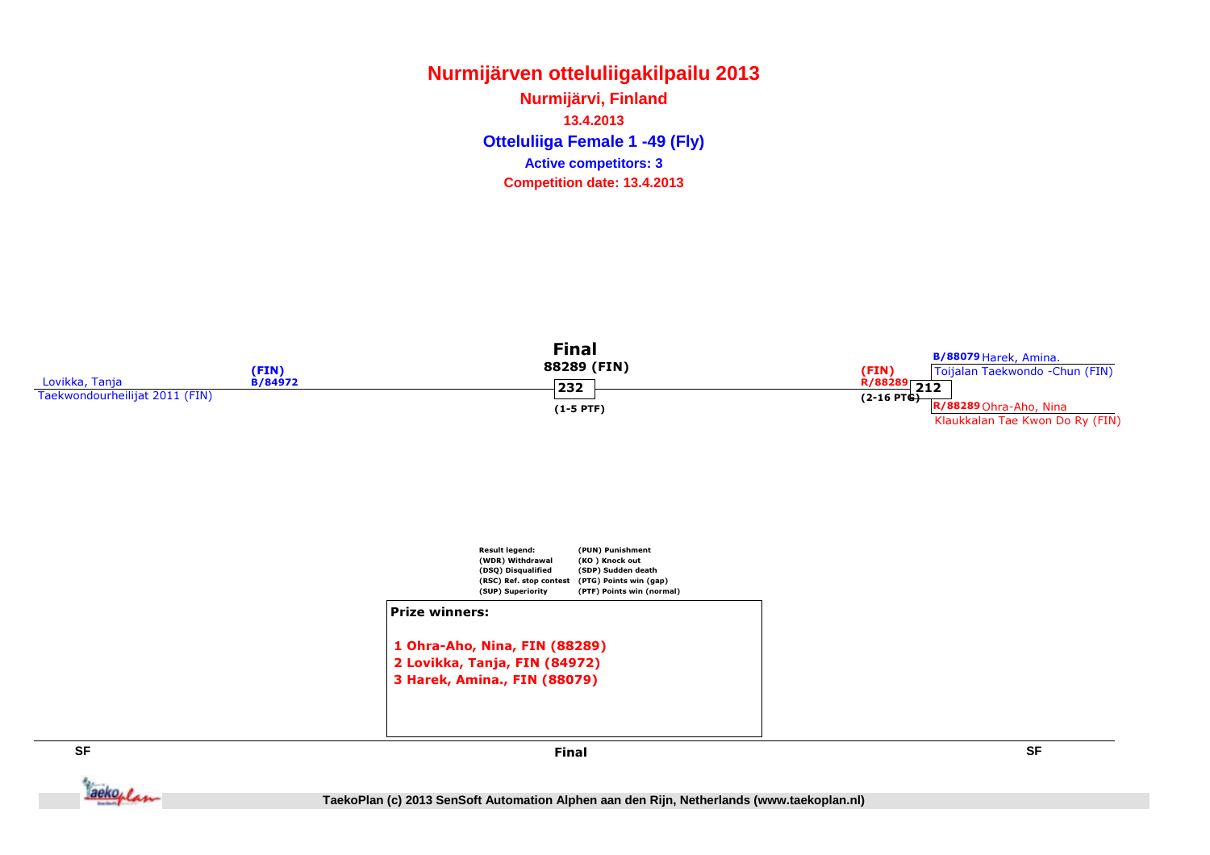# Nurmijärven otteluliigakilpailu 2013

**Nurmijärvi, Finland**

**13.4.2013**

**Otteluliiga Female 1 -49 (Fly)**

**Active competitors: 3**

**Competition date: 13.4.2013**

**Final**

88289 (FIN)

232

(1-5 PTF)

Lovikka, Tanja
Taekwondourheilijat 2011 (FIN)
(FIN)
B/84972

(FIN)
R/88289
212
(2-16 PTG)

B/88079 Harek, Amina.
Toijalan Taekwondo -Chun (FIN)

R/88289 Ohra-Aho, Nina
Klaukkalan Tae Kwon Do Ry (FIN)

Result legend:
(WDR) Withdrawal
(DSQ) Disqualified
(RSC) Ref. stop contest
(SUP) Superiority
(PUN) Punishment
(KO ) Knock out
(SDP) Sudden death
(PTG) Points win (gap)
(PTF) Points win (normal)

**Prize winners:**

1 Ohra-Aho, Nina, FIN (88289)
2 Lovikka, Tanja, FIN (84972)
3 Harek, Amina., FIN (88079)

SF | Final | SF

TaekoPlan (c) 2013 SenSoft Automation Alphen aan den Rijn, Netherlands (www.taekoplan.nl)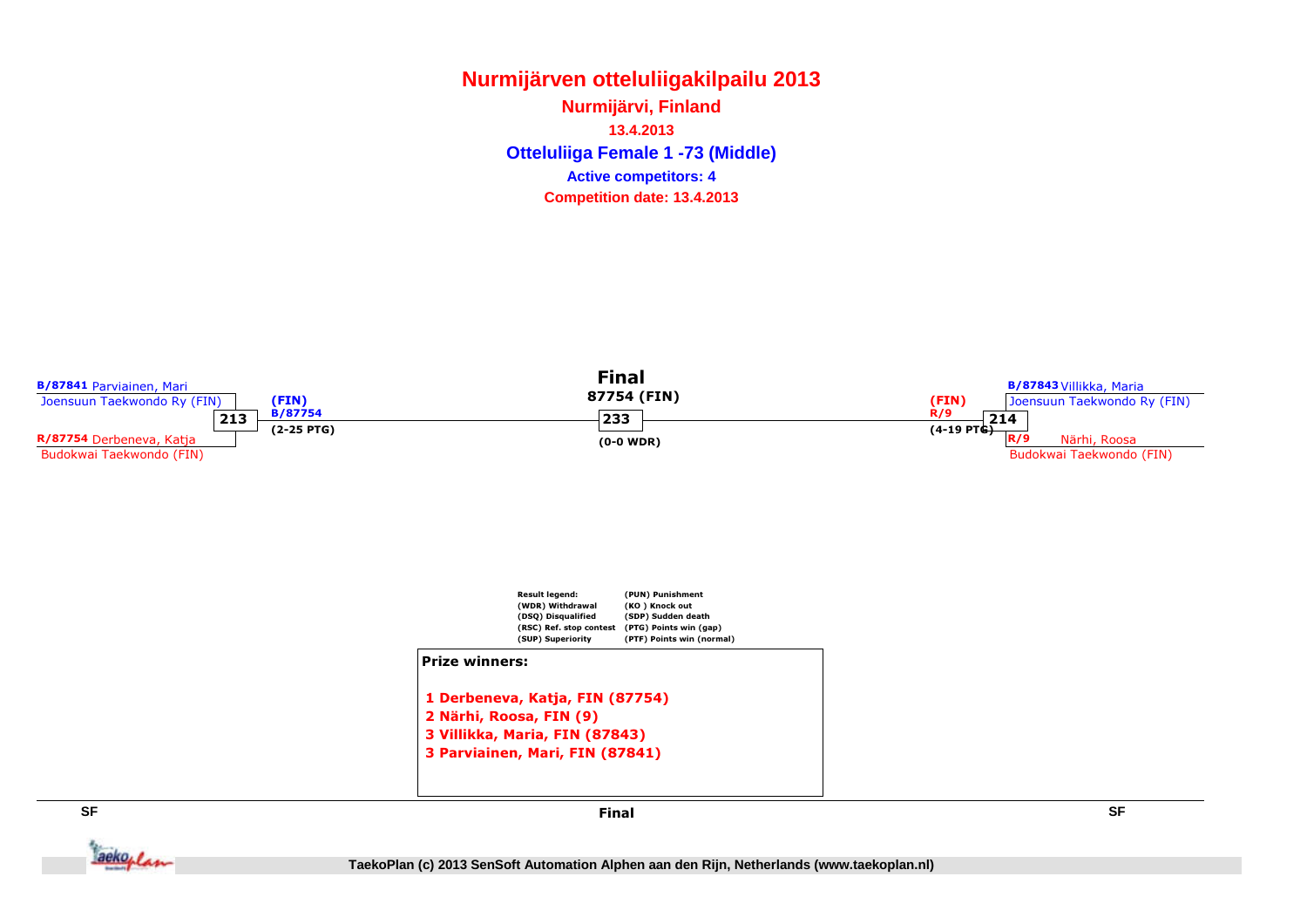# Nurmijärven otteluliigakilpailu 2013

**Nurmijärvi, Finland**

**13.4.2013**

## Otteluliiga Female 1 -73 (Middle)

**Active competitors: 4**

**Competition date: 13.4.2013**

B/87841 Parviainen, Mari
Joensuun Taekwondo Ry (FIN)

213

(FIN)
B/87754
(2-25 PTG)

R/87754 Derbeneva, Katja
Budokwai Taekwondo (FIN)

**Final**
87754 (FIN)
233
(0-0 WDR)

B/87843 Villikka, Maria
Joensuun Taekwondo Ry (FIN)

214

(FIN)
R/9
(4-19 PTG)

R/9 Närhi, Roosa
Budokwai Taekwondo (FIN)

Result legend:
(WDR) Withdrawal
(DSQ) Disqualified
(RSC) Ref. stop contest
(SUP) Superiority
(PUN) Punishment
(KO ) Knock out
(SDP) Sudden death
(PTG) Points win (gap)
(PTF) Points win (normal)

**Prize winners:**

1 Derbeneva, Katja, FIN (87754)
2 Närhi, Roosa, FIN (9)
3 Villikka, Maria, FIN (87843)
3 Parviainen, Mari, FIN (87841)

SF | Final | SF

TaekoPlan (c) 2013 SenSoft Automation Alphen aan den Rijn, Netherlands (www.taekoplan.nl)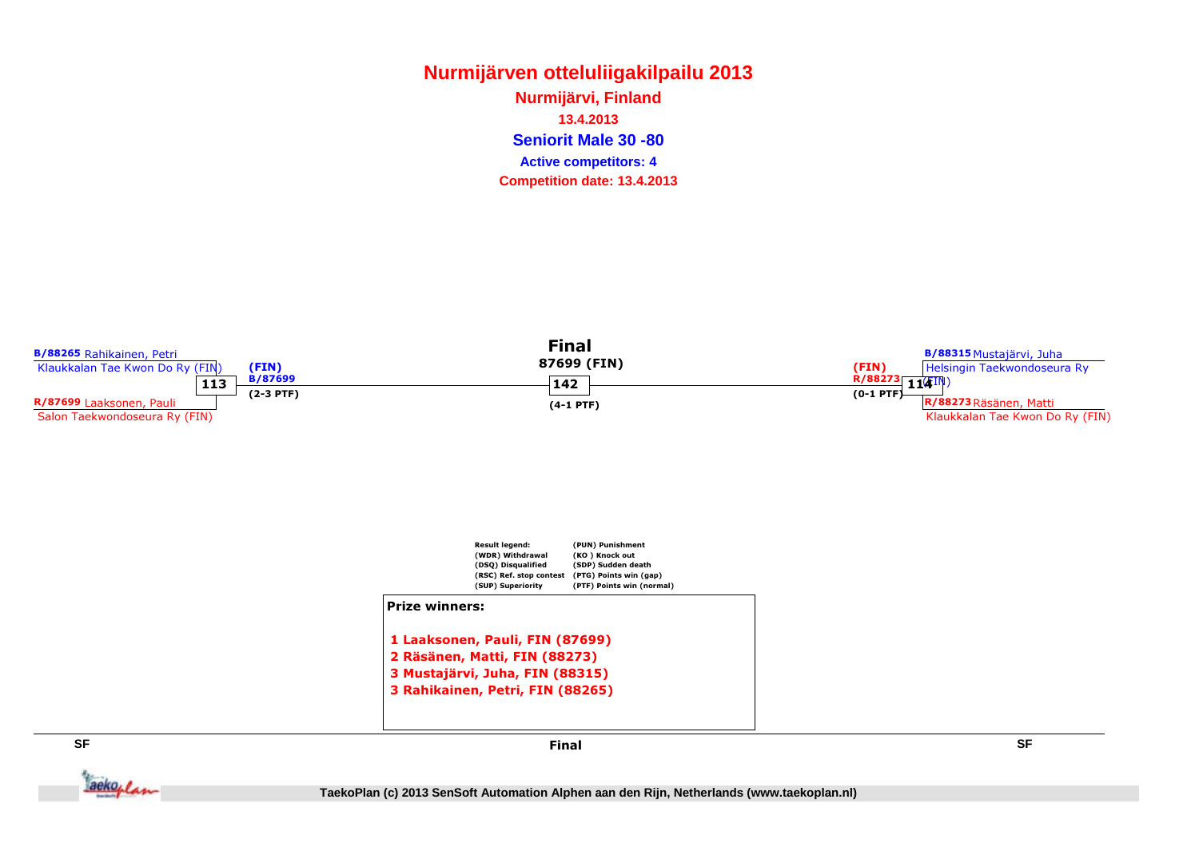# Nurmijärven otteluliigakilpailu 2013

**Nurmijärvi, Finland**

**13.4.2013**

**Seniorit Male 30 -80**

**Active competitors: 4**

**Competition date: 13.4.2013**

B/88265 Rahikainen, Petri
Klaukkalan Tae Kwon Do Ry (FIN)

113

R/87699 Laaksonen, Pauli
Salon Taekwondoseura Ry (FIN)

(FIN)
B/87699
(2-3 PTF)

**Final**
87699 (FIN)
142
(4-1 PTF)

(FIN)
R/88273
(0-1 PTF)

114

B/88315 Mustajärvi, Juha
Helsingin Taekwondoseura Ry (FIN)

R/88273 Räsänen, Matti
Klaukkalan Tae Kwon Do Ry (FIN)

Result legend:
(WDR) Withdrawal
(DSQ) Disqualified
(RSC) Ref. stop contest
(SUP) Superiority
(PUN) Punishment
(KO ) Knock out
(SDP) Sudden death
(PTG) Points win (gap)
(PTF) Points win (normal)

**Prize winners:**

1 Laaksonen, Pauli, FIN (87699)
2 Räsänen, Matti, FIN (88273)
3 Mustajärvi, Juha, FIN (88315)
3 Rahikainen, Petri, FIN (88265)

SF — Final — SF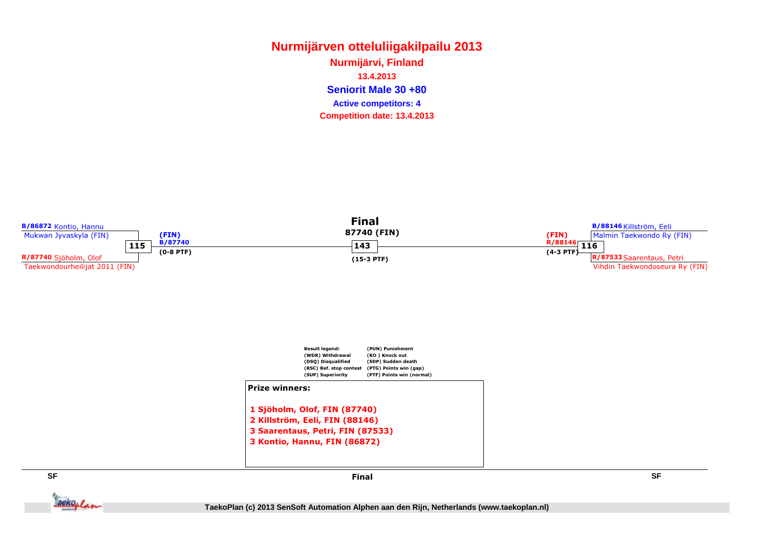# Nurmijärven otteluliigakilpailu 2013

**Nurmijärvi, Finland**

**13.4.2013**

## Seniorit Male 30 +80

**Active competitors: 4**

**Competition date: 13.4.2013**

### SF

**Match 115**

- B/86872 Kontio, Hannu — Mukwan Jyvaskyla (FIN)
- R/87740 Sjöholm, Olof — Taekwondourheilijat 2011 (FIN)

Winner: (FIN) B/87740 (0-8 PTF)

### Final

**Match 143**

Winner: 87740 (FIN) (15-3 PTF)

### SF

**Match 116**

- B/88146 Killström, Eeli — Malmin Taekwondo Ry (FIN)
- R/87533 Saarentaus, Petri — Vihdin Taekwondoseura Ry (FIN)

Winner: (FIN) R/88146 (4-3 PTF)

**Result legend:**

- (WDR) Withdrawal
- (DSQ) Disqualified
- (RSC) Ref. stop contest
- (SUP) Superiority
- (PUN) Punishment
- (KO ) Knock out
- (SDP) Sudden death
- (PTG) Points win (gap)
- (PTF) Points win (normal)

**Prize winners:**

1 Sjöholm, Olof, FIN (87740)
2 Killström, Eeli, FIN (88146)
3 Saarentaus, Petri, FIN (87533)
3 Kontio, Hannu, FIN (86872)

TaekoPlan (c) 2013 SenSoft Automation Alphen aan den Rijn, Netherlands (www.taekoplan.nl)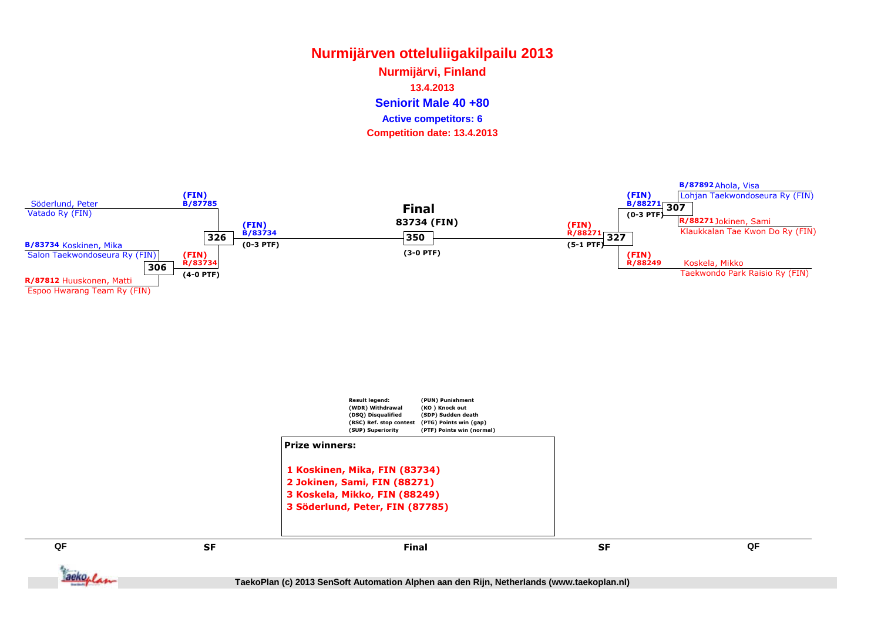# Nurmijärven otteluliigakilpailu 2013

**Nurmijärvi, Finland**

**13.4.2013**

**Seniorit Male 40 +80**

**Active competitors: 6**

**Competition date: 13.4.2013**

Söderlund, Peter
Vatado Ry (FIN)

(FIN)
B/87785

B/83734 Koskinen, Mika
Salon Taekwondoseura Ry (FIN)

306

R/87812 Huuskonen, Matti
Espoo Hwarang Team Ry (FIN)

(FIN)
R/83734
(4-0 PTF)

326

(FIN)
B/83734
(0-3 PTF)

**Final**
**83734 (FIN)**
350
(3-0 PTF)

(FIN)
R/88271
(5-1 PTF)

327

(FIN)
B/88271
(0-3 PTF)

307

B/87892 Ahola, Visa
Lohjan Taekwondoseura Ry (FIN)

R/88271 Jokinen, Sami
Klaukkalan Tae Kwon Do Ry (FIN)

(FIN)
R/88249

Koskela, Mikko
Taekwondo Park Raisio Ry (FIN)

Result legend:
(WDR) Withdrawal
(DSQ) Disqualified
(RSC) Ref. stop contest
(SUP) Superiority
(PUN) Punishment
(KO ) Knock out
(SDP) Sudden death
(PTG) Points win (gap)
(PTF) Points win (normal)

**Prize winners:**

**1 Koskinen, Mika, FIN (83734)**
**2 Jokinen, Sami, FIN (88271)**
**3 Koskela, Mikko, FIN (88249)**
**3 Söderlund, Peter, FIN (87785)**

QF SF Final SF QF

TaekoPlan (c) 2013 SenSoft Automation Alphen aan den Rijn, Netherlands (www.taekoplan.nl)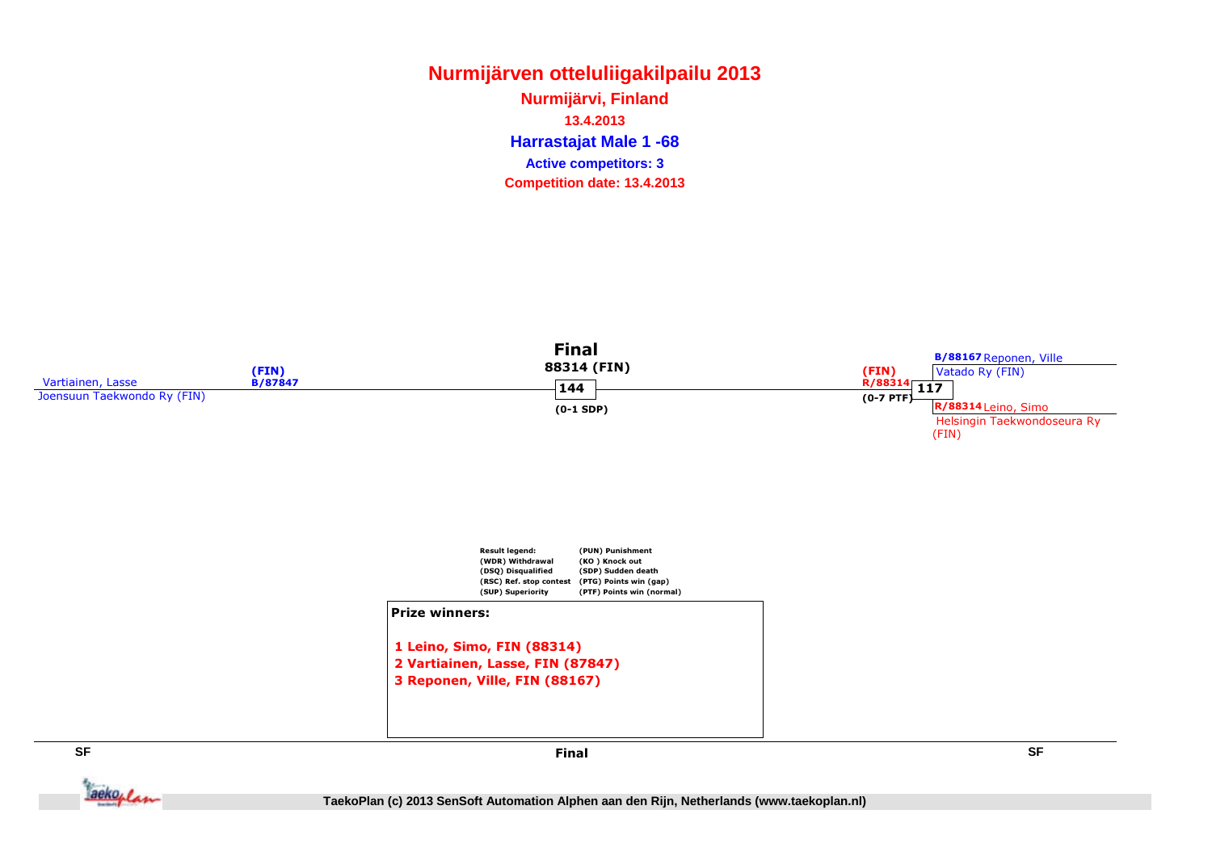# Nurmijärven otteluliigakilpailu 2013

**Nurmijärvi, Finland**

**13.4.2013**

## Harrastajat Male 1 -68

**Active competitors: 3**

**Competition date: 13.4.2013**

**Final**

**88314 (FIN)**

**144**

**(0-1 SDP)**

Vartiainen, Lasse
Joensuun Taekwondo Ry (FIN)
**(FIN)**
**B/87847**

**B/88167** Reponen, Ville
Vatado Ry (FIN)

**(FIN)**
**R/88314**
**117**
**(0-7 PTF)**

**R/88314** Leino, Simo
Helsingin Taekwondoseura Ry (FIN)

**Result legend:**
(WDR) Withdrawal
(DSQ) Disqualified
(RSC) Ref. stop contest
(SUP) Superiority
(PUN) Punishment
(KO ) Knock out
(SDP) Sudden death
(PTG) Points win (gap)
(PTF) Points win (normal)

**Prize winners:**

1 Leino, Simo, FIN (88314)
2 Vartiainen, Lasse, FIN (87847)
3 Reponen, Ville, FIN (88167)

SF | Final | SF

TaekoPlan (c) 2013 SenSoft Automation Alphen aan den Rijn, Netherlands (www.taekoplan.nl)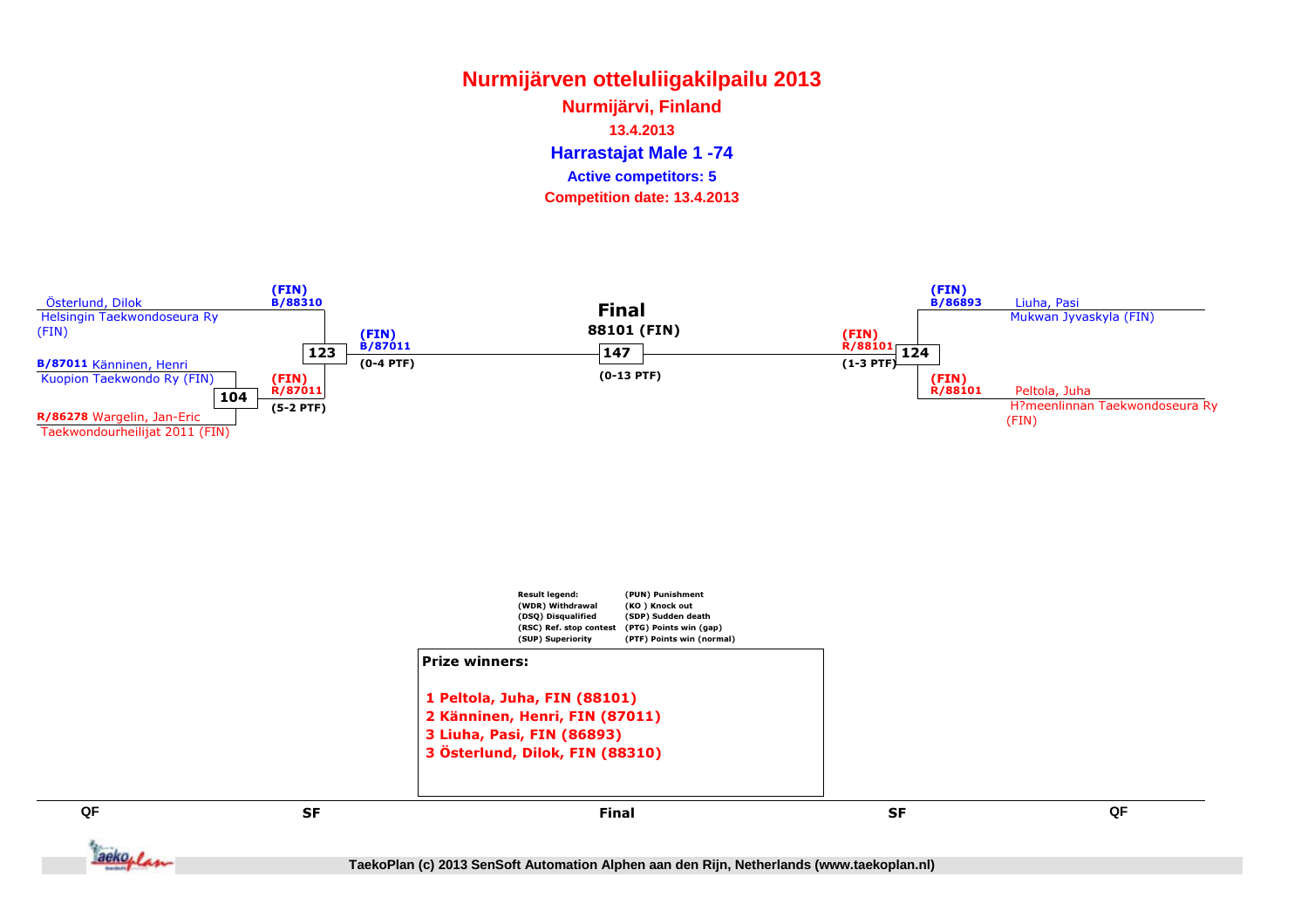# Nurmijärven otteluliigakilpailu 2013

**Nurmijärvi, Finland**

**13.4.2013**

**Harrastajat Male 1 -74**

**Active competitors: 5**

**Competition date: 13.4.2013**

Österlund, Dilok
Helsingin Taekwondoseura Ry
(FIN)

(FIN)
B/88310

B/87011 Känninen, Henri
Kuopion Taekwondo Ry (FIN)

104

(FIN)
R/87011
(5-2 PTF)

R/86278 Wargelin, Jan-Eric
Taekwondourheilijat 2011 (FIN)

123

(FIN)
B/87011
(0-4 PTF)

**Final**

88101 (FIN)

147

(0-13 PTF)

(FIN)
R/88101
(1-3 PTF)

124

(FIN)
B/86893
Liuha, Pasi
Mukwan Jyvaskyla (FIN)

(FIN)
R/88101
Peltola, Juha
H?meenlinnan Taekwondoseura Ry
(FIN)

Result legend:
(WDR) Withdrawal
(DSQ) Disqualified
(RSC) Ref. stop contest
(SUP) Superiority
(PUN) Punishment
(KO ) Knock out
(SDP) Sudden death
(PTG) Points win (gap)
(PTF) Points win (normal)

**Prize winners:**

1 Peltola, Juha, FIN (88101)
2 Känninen, Henri, FIN (87011)
3 Liuha, Pasi, FIN (86893)
3 Österlund, Dilok, FIN (88310)

QF | SF | Final | SF | QF

TaekoPlan (c) 2013 SenSoft Automation Alphen aan den Rijn, Netherlands (www.taekoplan.nl)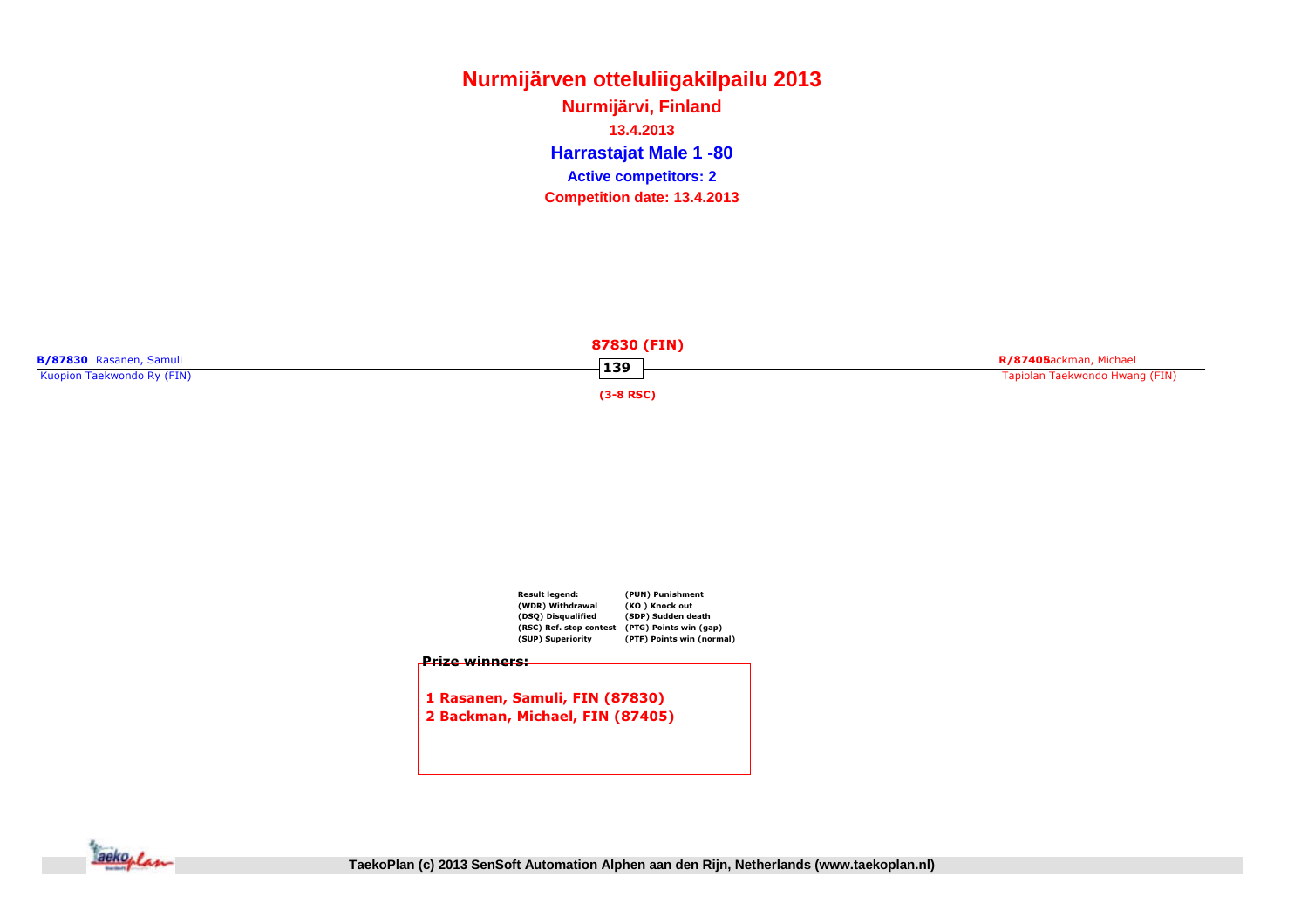# Nurmijärven otteluliigakilpailu 2013

**Nurmijärvi, Finland**

**13.4.2013**

## Harrastajat Male 1 -80

**Active competitors: 2**

**Competition date: 13.4.2013**

**B/87830** Rasanen, Samuli
Kuopion Taekwondo Ry (FIN)

**87830 (FIN)**

139

**(3-8 RSC)**

**R/87405** Backman, Michael
Tapiolan Taekwondo Hwang (FIN)

| Result legend: | (PUN) Punishment |
|---|---|
| (WDR) Withdrawal | (KO ) Knock out |
| (DSQ) Disqualified | (SDP) Sudden death |
| (RSC) Ref. stop contest | (PTG) Points win (gap) |
| (SUP) Superiority | (PTF) Points win (normal) |

**Prize winners:**

**1 Rasanen, Samuli, FIN (87830)**
**2 Backman, Michael, FIN (87405)**

TaekoPlan (c) 2013 SenSoft Automation Alphen aan den Rijn, Netherlands (www.taekoplan.nl)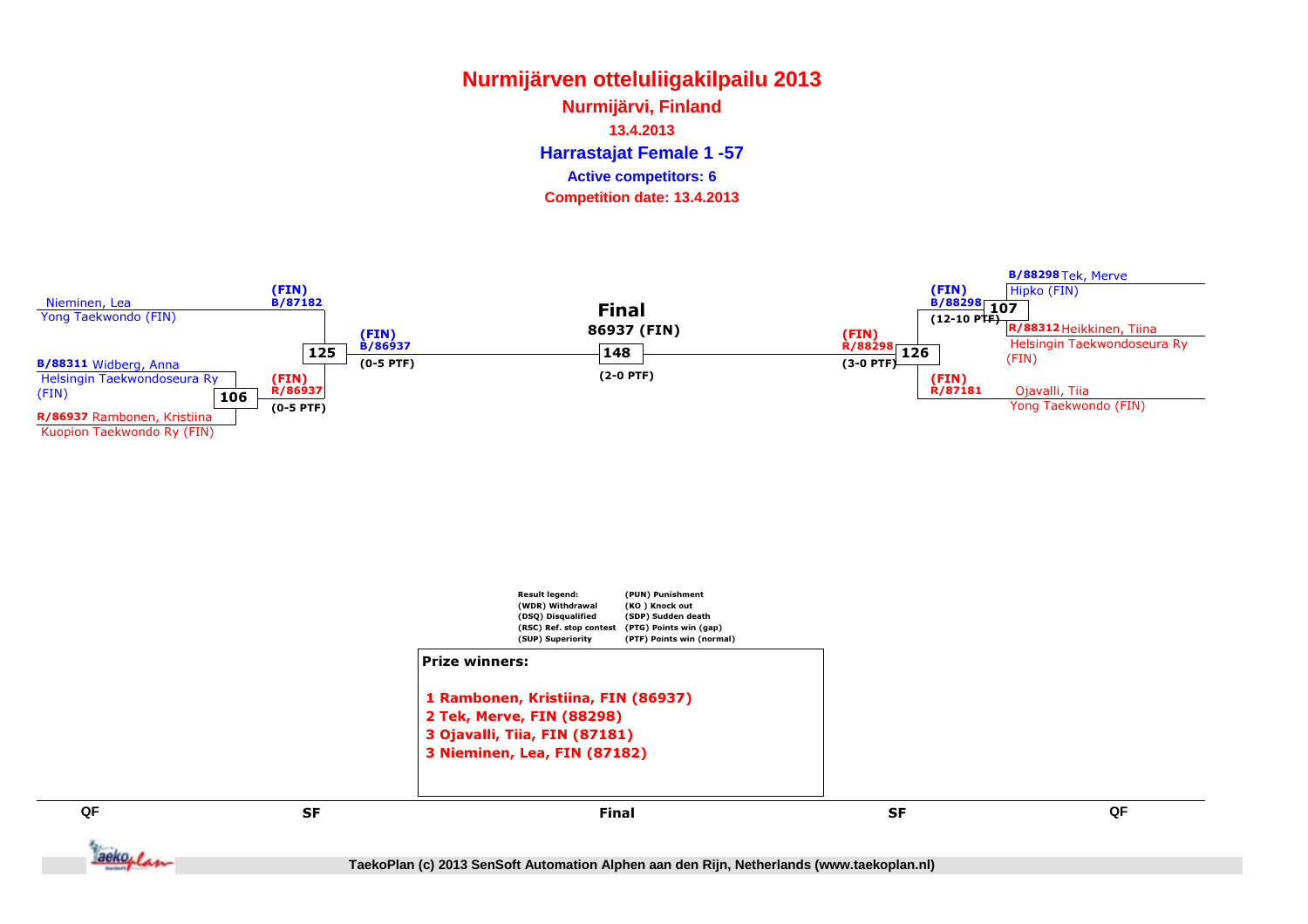# Nurmijärven otteluliigakilpailu 2013

**Nurmijärvi, Finland**

**13.4.2013**

## Harrastajat Female 1 -57

**Active competitors: 6**

**Competition date: 13.4.2013**

Nieminen, Lea
Yong Taekwondo (FIN)

(FIN)
B/87182

B/88311 Widberg, Anna
Helsingin Taekwondoseura Ry (FIN)

106

R/86937 Rambonen, Kristiina
Kuopion Taekwondo Ry (FIN)

(FIN)
R/86937
(0-5 PTF)

125

(FIN)
B/86937
(0-5 PTF)

**Final**
86937 (FIN)
148
(2-0 PTF)

(FIN)
R/88298
(3-0 PTF)

126

(FIN)
B/88298
107
(12-10 PTF)

B/88298 Tek, Merve
Hipko (FIN)

R/88312 Heikkinen, Tiina
Helsingin Taekwondoseura Ry (FIN)

(FIN)
R/87181

Ojavalli, Tiia
Yong Taekwondo (FIN)

| Result legend: | (PUN) Punishment |
|---|---|
| (WDR) Withdrawal | (KO ) Knock out |
| (DSQ) Disqualified | (SDP) Sudden death |
| (RSC) Ref. stop contest | (PTG) Points win (gap) |
| (SUP) Superiority | (PTF) Points win (normal) |

**Prize winners:**

1 Rambonen, Kristiina, FIN (86937)
2 Tek, Merve, FIN (88298)
3 Ojavalli, Tiia, FIN (87181)
3 Nieminen, Lea, FIN (87182)

QF | SF | Final | SF | QF

TaekoPlan (c) 2013 SenSoft Automation Alphen aan den Rijn, Netherlands (www.taekoplan.nl)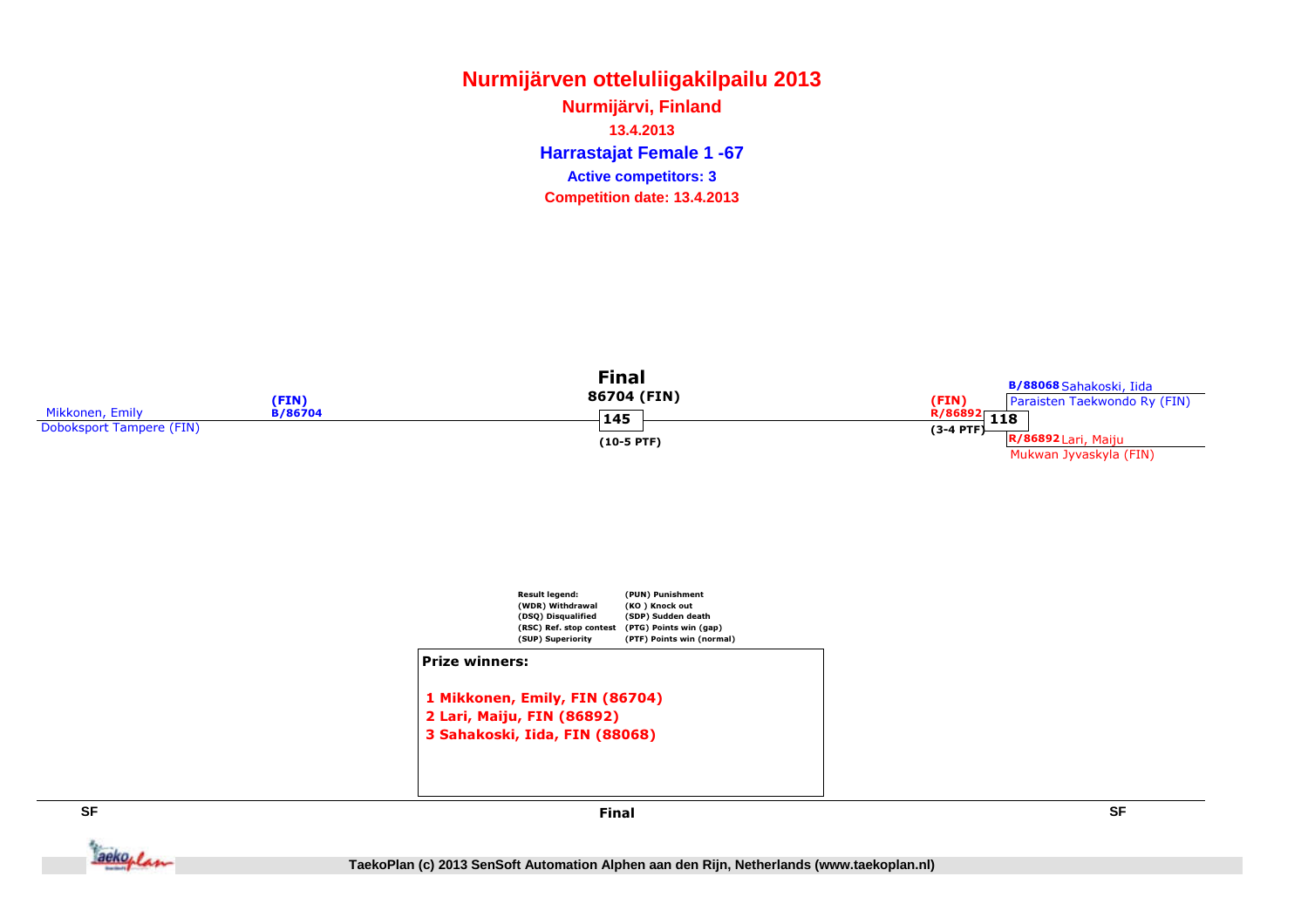# Nurmijärven otteluliigakilpailu 2013

**Nurmijärvi, Finland**

**13.4.2013**

**Harrastajat Female 1 -67**

**Active competitors: 3**

**Competition date: 13.4.2013**

**Final**

**86704 (FIN)**

Mikkonen, Emily
Doboksport Tampere (FIN)

(FIN)
B/86704

**145**

**(10-5 PTF)**

(FIN)
R/86892

**118**

(3-4 PTF)

B/88068 Sahakoski, Iida
Paraisten Taekwondo Ry (FIN)

R/86892 Lari, Maiju
Mukwan Jyvaskyla (FIN)

Result legend:
(WDR) Withdrawal
(DSQ) Disqualified
(RSC) Ref. stop contest
(SUP) Superiority
(PUN) Punishment
(KO ) Knock out
(SDP) Sudden death
(PTG) Points win (gap)
(PTF) Points win (normal)

**Prize winners:**

**1 Mikkonen, Emily, FIN (86704)**
**2 Lari, Maiju, FIN (86892)**
**3 Sahakoski, Iida, FIN (88068)**

SF | Final | SF

TaekoPlan (c) 2013 SenSoft Automation Alphen aan den Rijn, Netherlands (www.taekoplan.nl)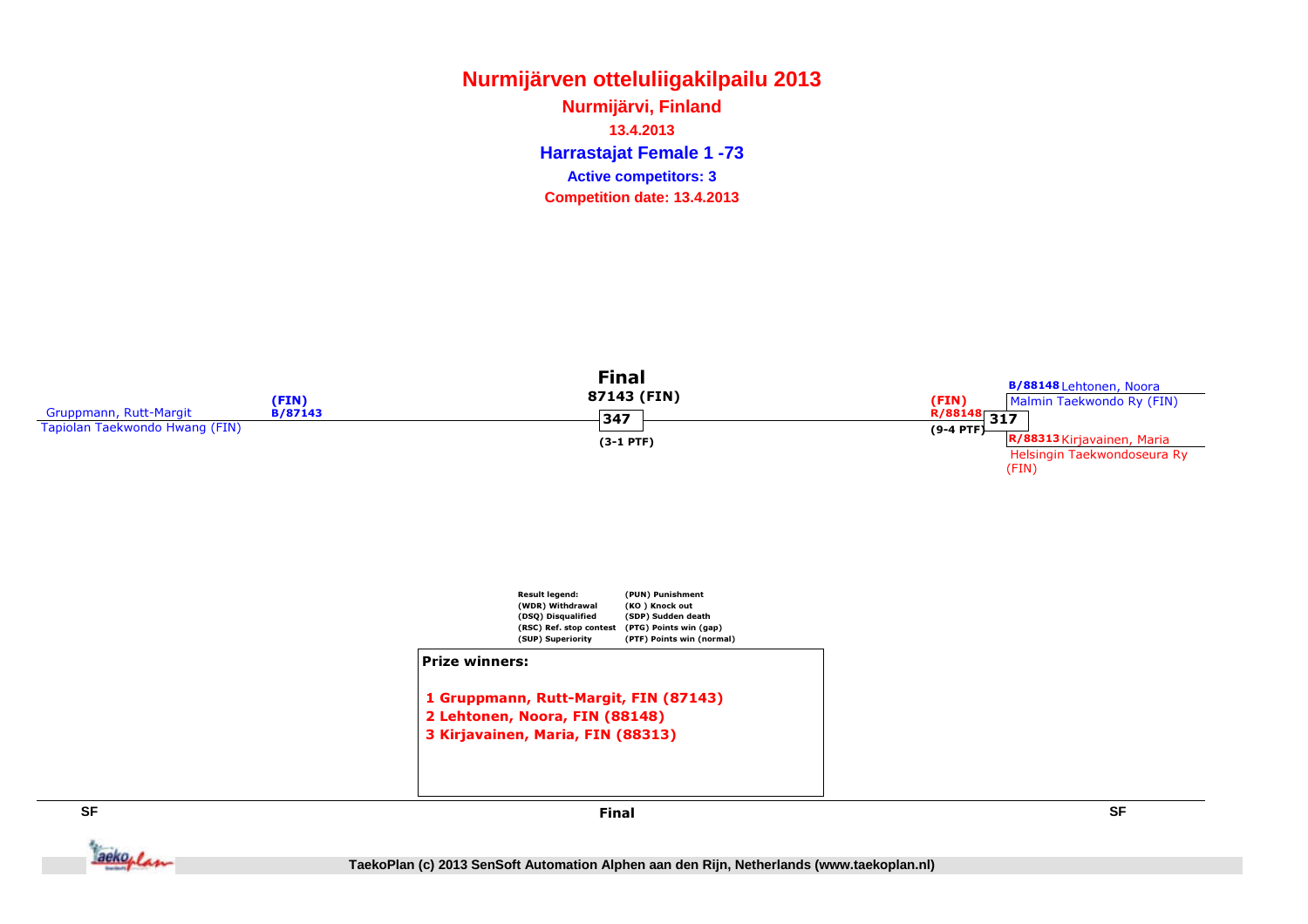# Nurmijärven otteluliigakilpailu 2013

**Nurmijärvi, Finland**

**13.4.2013**

## Harrastajat Female 1 -73

**Active competitors: 3**

**Competition date: 13.4.2013**

**Final**

**87143 (FIN)**

Gruppmann, Rutt-Margit
Tapiolan Taekwondo Hwang (FIN)
(FIN)
B/87143

347
(3-1 PTF)

(FIN)
R/88148
317
(9-4 PTF)

B/88148 Lehtonen, Noora
Malmin Taekwondo Ry (FIN)

R/88313 Kirjavainen, Maria
Helsingin Taekwondoseura Ry (FIN)

Result legend:
(WDR) Withdrawal
(DSQ) Disqualified
(RSC) Ref. stop contest
(SUP) Superiority
(PUN) Punishment
(KO ) Knock out
(SDP) Sudden death
(PTG) Points win (gap)
(PTF) Points win (normal)

**Prize winners:**

1. Gruppmann, Rutt-Margit, FIN (87143)
2. Lehtonen, Noora, FIN (88148)
3. Kirjavainen, Maria, FIN (88313)

SF | Final | SF

TaekoPlan (c) 2013 SenSoft Automation Alphen aan den Rijn, Netherlands (www.taekoplan.nl)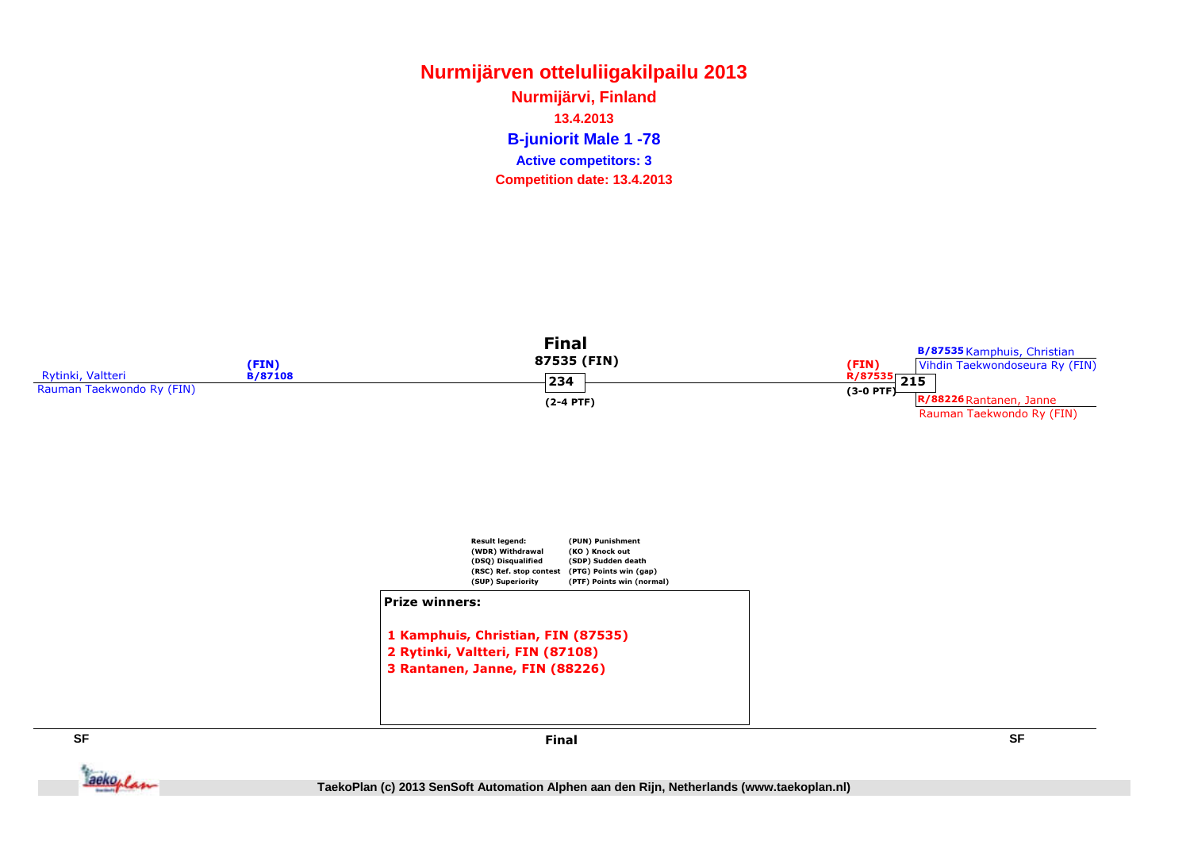# Nurmijärven otteluliigakilpailu 2013

**Nurmijärvi, Finland**

**13.4.2013**

**B-juniorit Male 1 -78**

**Active competitors: 3**

**Competition date: 13.4.2013**

**Final**

**87535 (FIN)**

234

(2-4 PTF)

Rytinki, Valtteri (FIN) B/87108
Rauman Taekwondo Ry (FIN)

(FIN) R/87535 — 215 — (3-0 PTF)

B/87535 Kamphuis, Christian
Vihdin Taekwondoseura Ry (FIN)

R/88226 Rantanen, Janne
Rauman Taekwondo Ry (FIN)

| Result legend: | (PUN) Punishment |
| --- | --- |
| (WDR) Withdrawal | (KO ) Knock out |
| (DSQ) Disqualified | (SDP) Sudden death |
| (RSC) Ref. stop contest | (PTG) Points win (gap) |
| (SUP) Superiority | (PTF) Points win (normal) |

**Prize winners:**

1 Kamphuis, Christian, FIN (87535)
2 Rytinki, Valtteri, FIN (87108)
3 Rantanen, Janne, FIN (88226)

SF — Final — SF

TaekoPlan (c) 2013 SenSoft Automation Alphen aan den Rijn, Netherlands (www.taekoplan.nl)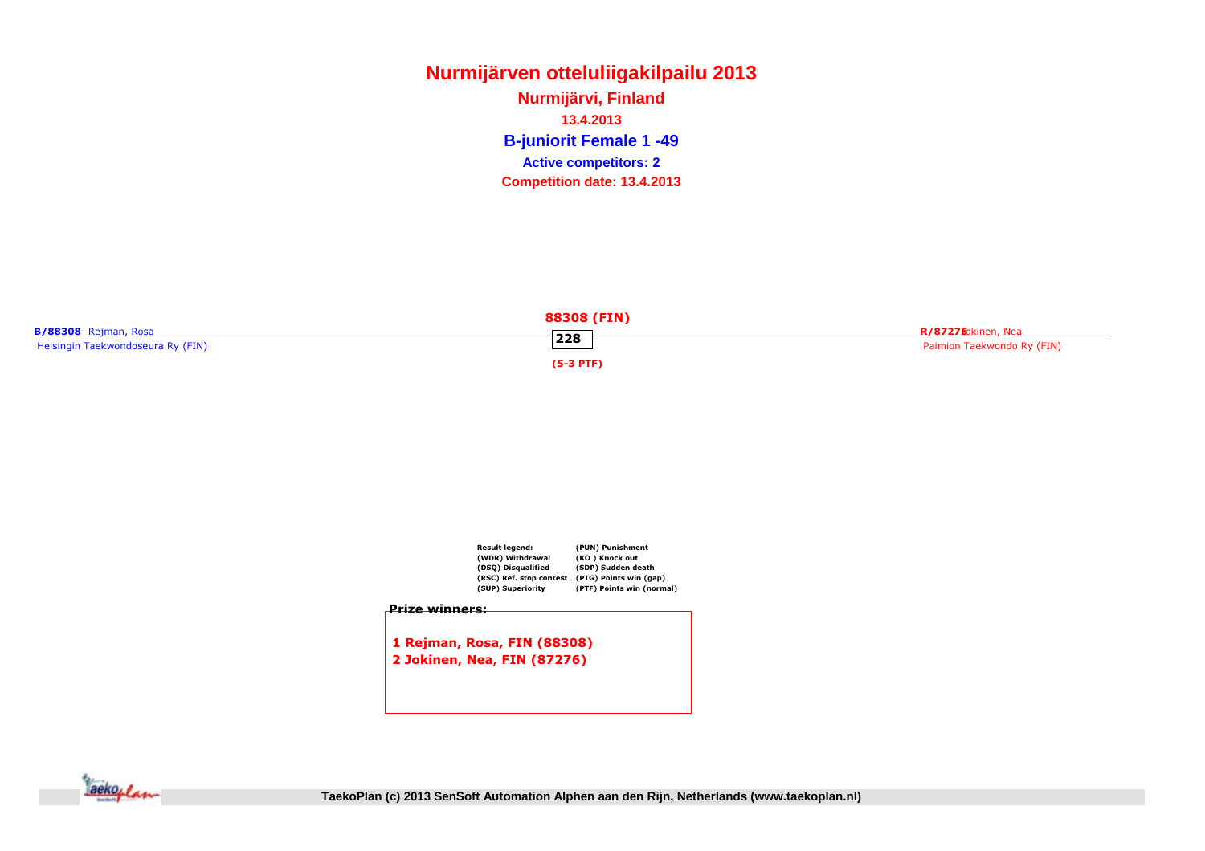# Nurmijärven otteluliigakilpailu 2013

**Nurmijärvi, Finland**

**13.4.2013**

## B-juniorit Female 1 -49

**Active competitors: 2**

**Competition date: 13.4.2013**

**B/88308** Rejman, Rosa
Helsingin Taekwondoseura Ry (FIN)

**88308 (FIN)**

**228**

**(5-3 PTF)**

**R/87276** Jokinen, Nea
Paimion Taekwondo Ry (FIN)

| Result legend: | (PUN) Punishment |
|---|---|
| (WDR) Withdrawal | (KO ) Knock out |
| (DSQ) Disqualified | (SDP) Sudden death |
| (RSC) Ref. stop contest | (PTG) Points win (gap) |
| (SUP) Superiority | (PTF) Points win (normal) |

**Prize winners:**

**1 Rejman, Rosa, FIN (88308)**
**2 Jokinen, Nea, FIN (87276)**

TaekoPlan (c) 2013 SenSoft Automation Alphen aan den Rijn, Netherlands (www.taekoplan.nl)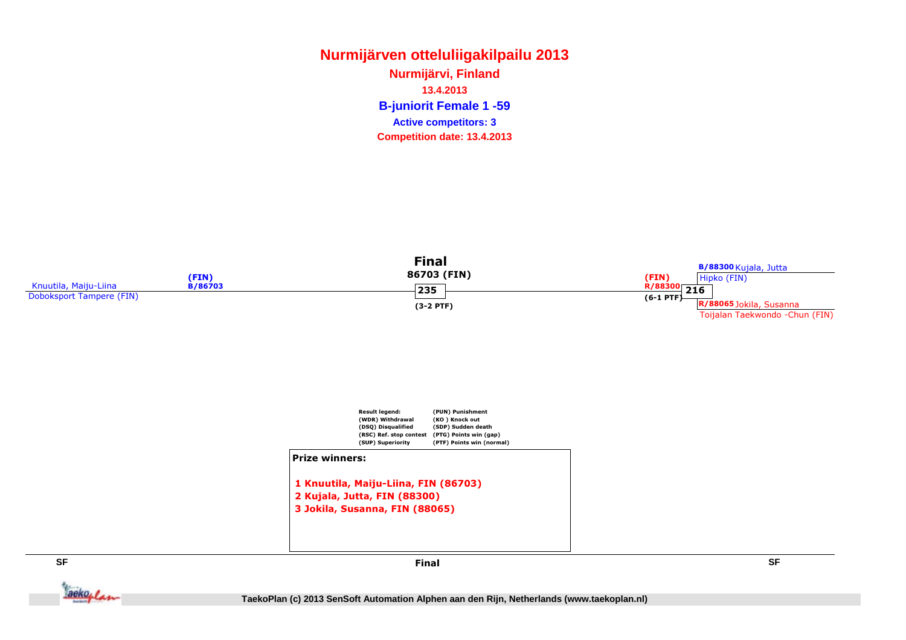# Nurmijärven otteluliigakilpailu 2013

**Nurmijärvi, Finland**

**13.4.2013**

**B-juniorit Female 1 -59**

**Active competitors: 3**

**Competition date: 13.4.2013**

**Final**

**86703 (FIN)**

Knuutila, Maiju-Liina
Dobosport Tampere (FIN)
(FIN)
B/86703

235
(3-2 PTF)

(FIN)
R/88300
216
(6-1 PTF)

B/88300 Kujala, Jutta
Hipko (FIN)

R/88065 Jokila, Susanna
Toijalan Taekwondo -Chun (FIN)

Result legend:
(WDR) Withdrawal
(DSQ) Disqualified
(RSC) Ref. stop contest
(SUP) Superiority
(PUN) Punishment
(KO ) Knock out
(SDP) Sudden death
(PTG) Points win (gap)
(PTF) Points win (normal)

**Prize winners:**

**1 Knuutila, Maiju-Liina, FIN (86703)**
**2 Kujala, Jutta, FIN (88300)**
**3 Jokila, Susanna, FIN (88065)**

SF | **Final** | SF

TaekoPlan (c) 2013 SenSoft Automation Alphen aan den Rijn, Netherlands (www.taekoplan.nl)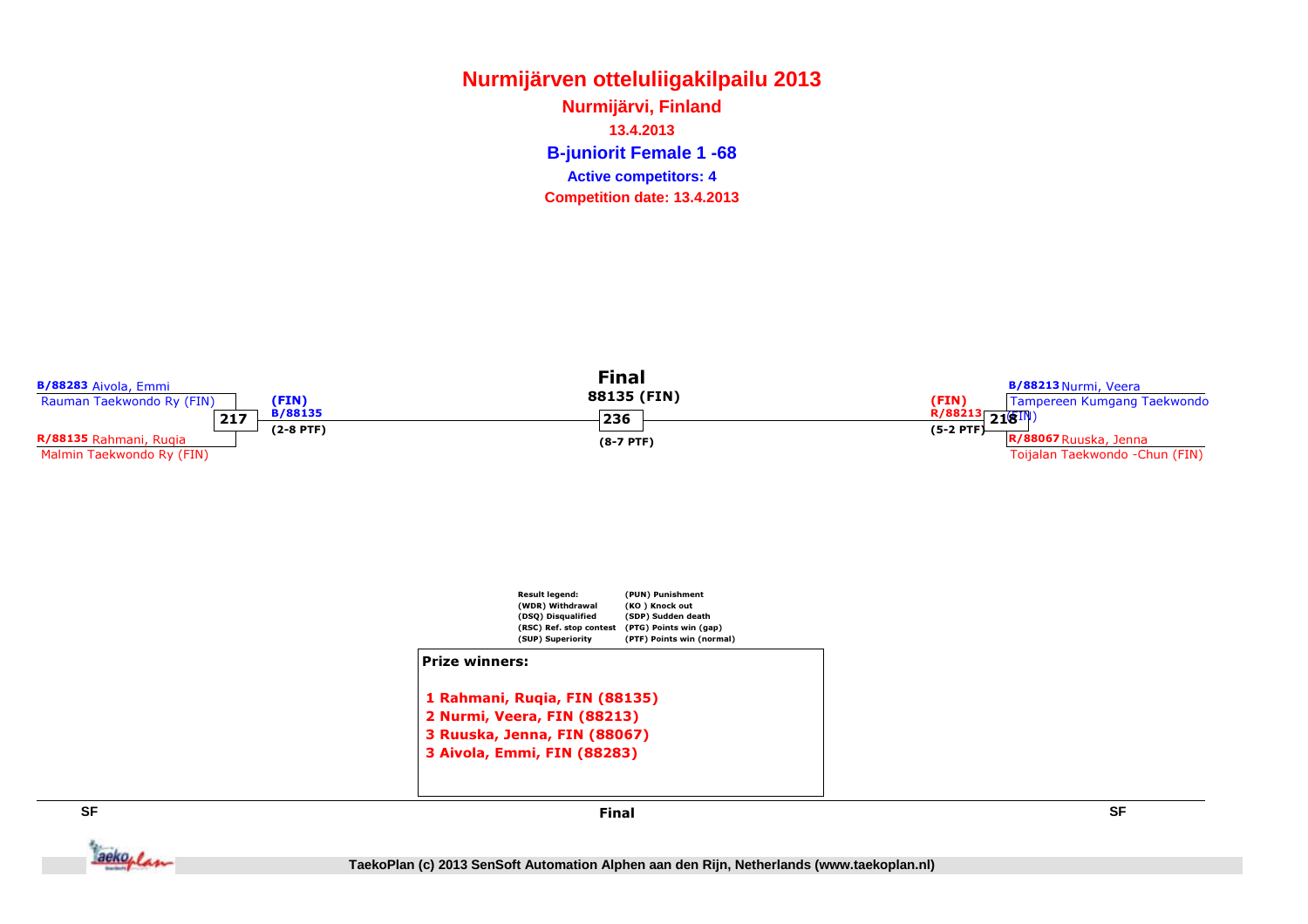# Nurmijärven otteluliigakilpailu 2013

**Nurmijärvi, Finland**

**13.4.2013**

**B-juniorit Female 1 -68**

**Active competitors: 4**

**Competition date: 13.4.2013**

B/88283 Aivola, Emmi
Rauman Taekwondo Ry (FIN)

217

(FIN)
B/88135
(2-8 PTF)

R/88135 Rahmani, Ruqia
Malmin Taekwondo Ry (FIN)

**Final**

**88135 (FIN)**

236

(8-7 PTF)

B/88213 Nurmi, Veera
Tampereen Kumgang Taekwondo (FIN)

(FIN)
R/88213
(5-2 PTF)

218

R/88067 Ruuska, Jenna
Toijalan Taekwondo -Chun (FIN)

Result legend:
(WDR) Withdrawal
(DSQ) Disqualified
(RSC) Ref. stop contest
(SUP) Superiority
(PUN) Punishment
(KO ) Knock out
(SDP) Sudden death
(PTG) Points win (gap)
(PTF) Points win (normal)

**Prize winners:**

1 Rahmani, Ruqia, FIN (88135)
2 Nurmi, Veera, FIN (88213)
3 Ruuska, Jenna, FIN (88067)
3 Aivola, Emmi, FIN (88283)

SF | Final | SF

TaekoPlan (c) 2013 SenSoft Automation Alphen aan den Rijn, Netherlands (www.taekoplan.nl)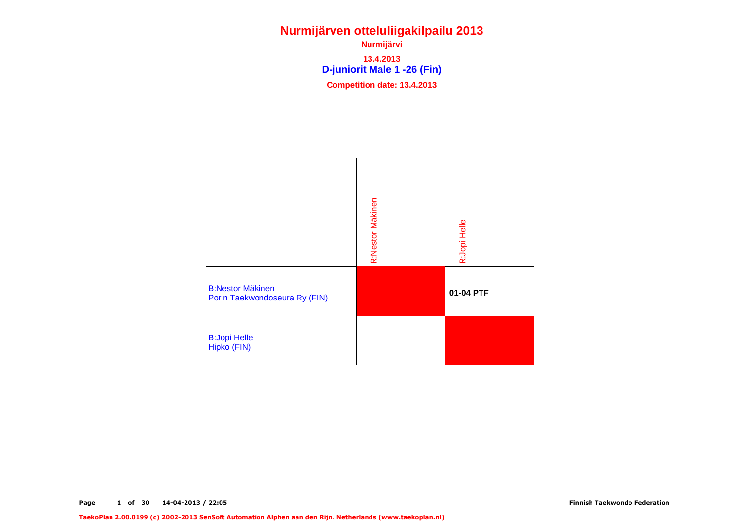# Nurmijärven otteluliigakilpailu 2013

**Nurmijärvi**

**13.4.2013**

## D-juniorit Male 1 -26 (Fin)

**Competition date: 13.4.2013**

| | R:Nestor Mäkinen | R:Jopi Helle |
|---|---|---|
| B:Nestor Mäkinen<br>Porin Taekwondoseura Ry (FIN) | | **01-04 PTF** |
| B:Jopi Helle<br>Hipko (FIN) | | |

**Finnish Taekwondo Federation**

**TaekoPlan 2.00.0199 (c) 2002-2013 SenSoft Automation Alphen aan den Rijn, Netherlands (www.taekoplan.nl)**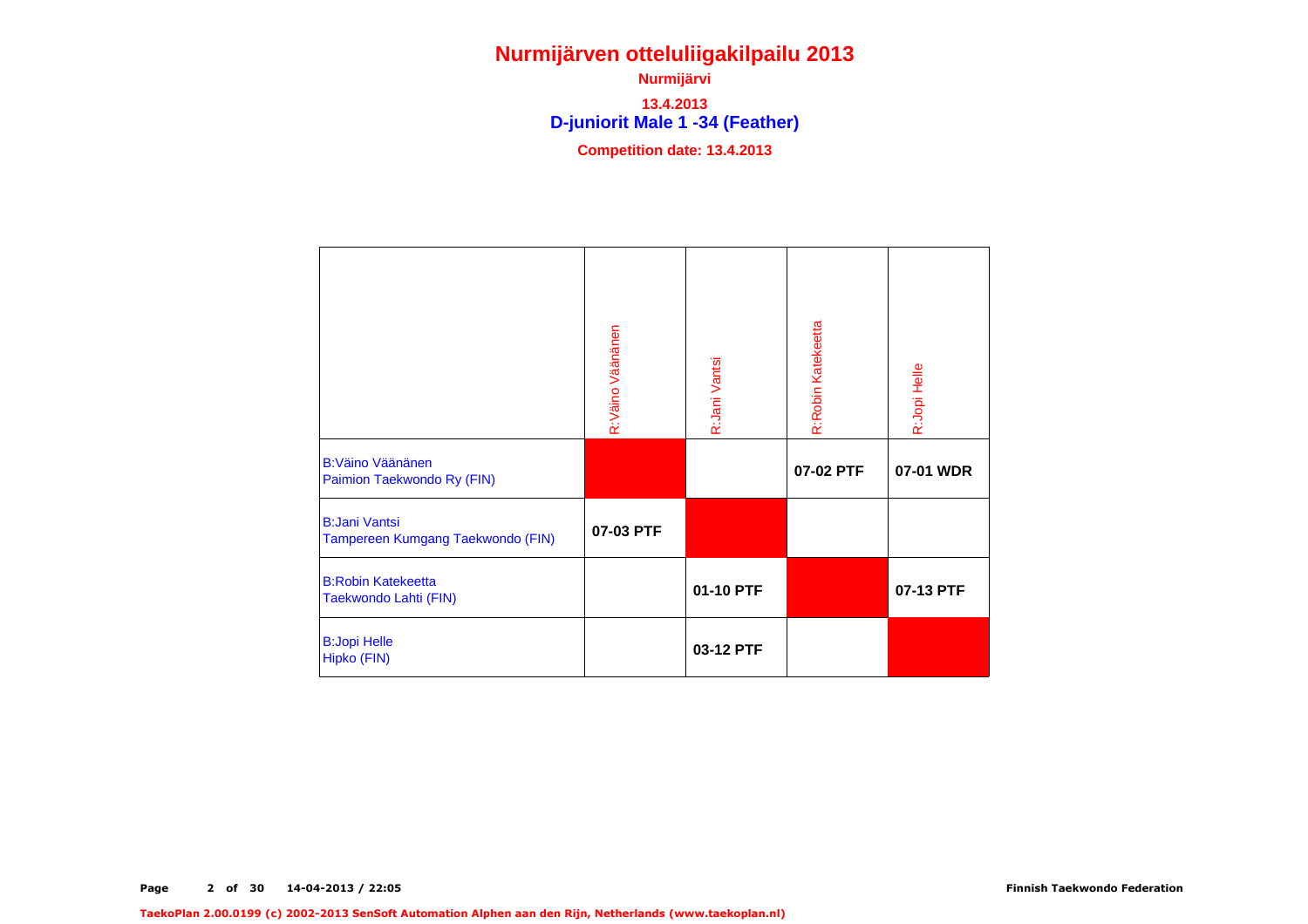# Nurmijärven otteluliigakilpailu 2013

**Nurmijärvi**

**13.4.2013**

## D-juniorit Male 1 -34 (Feather)

**Competition date: 13.4.2013**

| | R:Väino Väänänen | R:Jani Vantsi | R:Robin Katekeetta | R:Jopi Helle |
|---|---|---|---|---|
| B:Väino Väänänen<br>Paimion Taekwondo Ry (FIN) | | | **07-02 PTF** | **07-01 WDR** |
| B:Jani Vantsi<br>Tampereen Kumgang Taekwondo (FIN) | **07-03 PTF** | | | |
| B:Robin Katekeetta<br>Taekwondo Lahti (FIN) | | **01-10 PTF** | | **07-13 PTF** |
| B:Jopi Helle<br>Hipko (FIN) | | **03-12 PTF** | | |

**Finnish Taekwondo Federation**

**TaekoPlan 2.00.0199 (c) 2002-2013 SenSoft Automation Alphen aan den Rijn, Netherlands (www.taekoplan.nl)**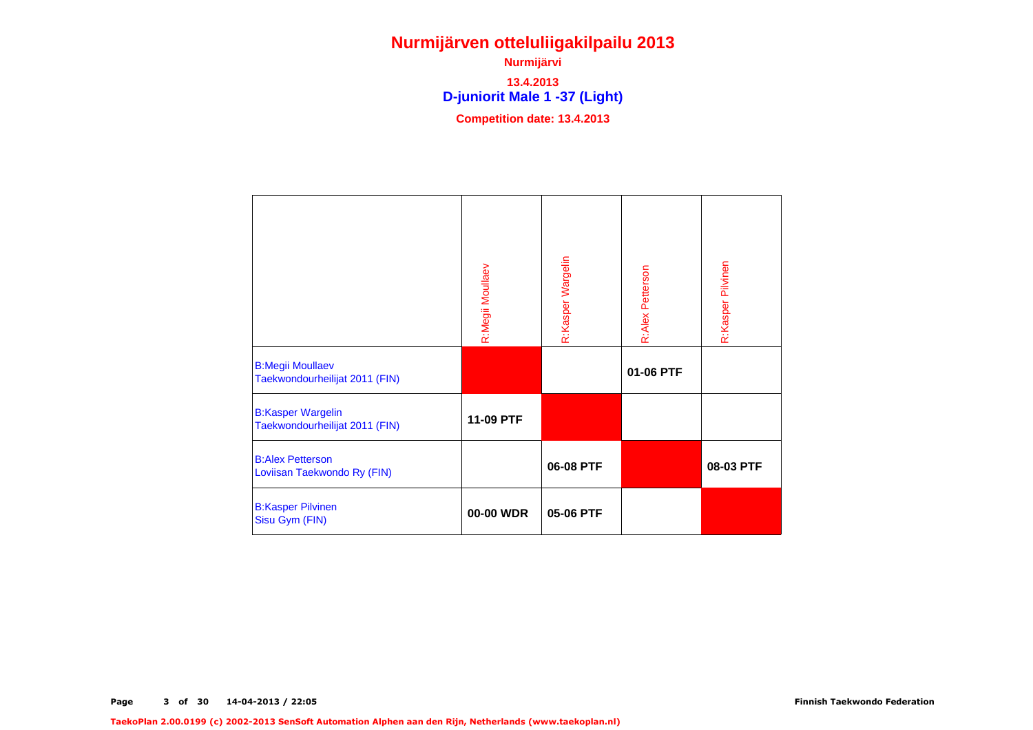# Nurmijärven otteluliigakilpailu 2013

**Nurmijärvi**

**13.4.2013**

## D-juniorit Male 1 -37 (Light)

**Competition date: 13.4.2013**

| | R:Megii Moullaev | R:Kasper Wargelin | R:Alex Petterson | R:Kasper Pilvinen |
|---|---|---|---|---|
| B:Megii Moullaev<br>Taekwondourheilijat 2011 (FIN) | | | **01-06 PTF** | |
| B:Kasper Wargelin<br>Taekwondourheilijat 2011 (FIN) | **11-09 PTF** | | | |
| B:Alex Petterson<br>Loviisan Taekwondo Ry (FIN) | | **06-08 PTF** | | **08-03 PTF** |
| B:Kasper Pilvinen<br>Sisu Gym (FIN) | **00-00 WDR** | **05-06 PTF** | | |

Finnish Taekwondo Federation

TaekoPlan 2.00.0199 (c) 2002-2013 SenSoft Automation Alphen aan den Rijn, Netherlands (www.taekoplan.nl)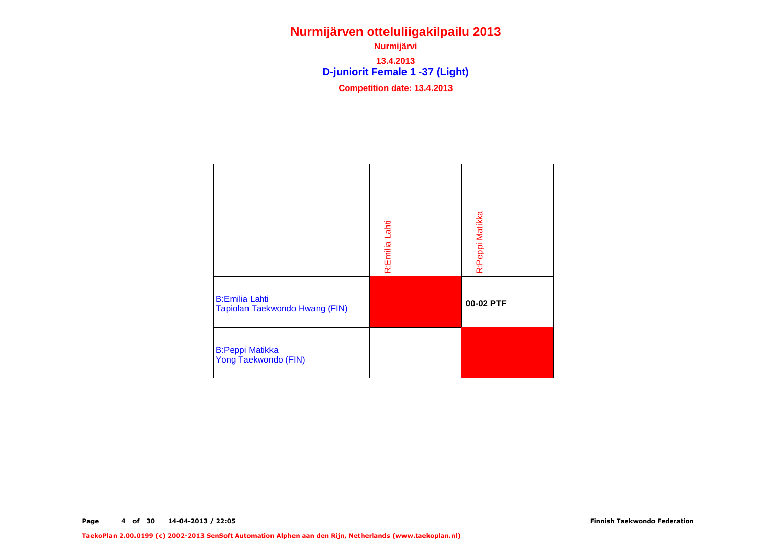# Nurmijärven otteluliigakilpailu 2013

**Nurmijärvi**

**13.4.2013**

## D-juniorit Female 1 -37 (Light)

**Competition date: 13.4.2013**

| | R:Emilia Lahti | R:Peppi Matikka |
|---|---|---|
| B:Emilia Lahti<br>Tapiolan Taekwondo Hwang (FIN) | | **00-02 PTF** |
| B:Peppi Matikka<br>Yong Taekwondo (FIN) | | |

Finnish Taekwondo Federation

TaekoPlan 2.00.0199 (c) 2002-2013 SenSoft Automation Alphen aan den Rijn, Netherlands (www.taekoplan.nl)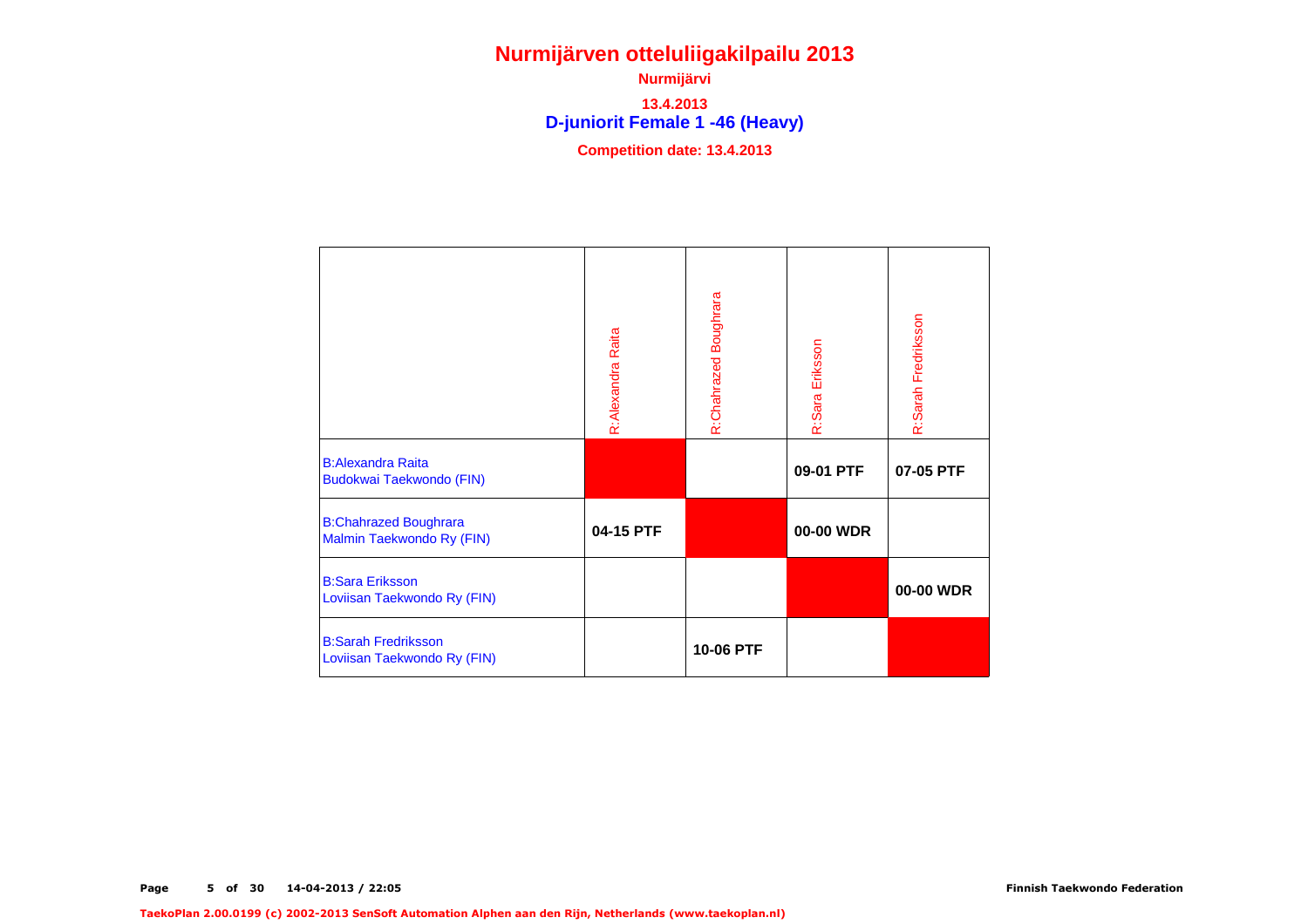# Nurmijärven otteluliigakilpailu 2013

**Nurmijärvi**

**13.4.2013**

## D-juniorit Female 1 -46 (Heavy)

**Competition date: 13.4.2013**

| | R:Alexandra Raita | R:Chahrazed Boughrara | R:Sara Eriksson | R:Sarah Fredriksson |
|---|---|---|---|---|
| B:Alexandra Raita<br>Budokwai Taekwondo (FIN) | | | **09-01 PTF** | **07-05 PTF** |
| B:Chahrazed Boughrara<br>Malmin Taekwondo Ry (FIN) | **04-15 PTF** | | **00-00 WDR** | |
| B:Sara Eriksson<br>Loviisan Taekwondo Ry (FIN) | | | | **00-00 WDR** |
| B:Sarah Fredriksson<br>Loviisan Taekwondo Ry (FIN) | | **10-06 PTF** | | |

Finnish Taekwondo Federation

TaekoPlan 2.00.0199 (c) 2002-2013 SenSoft Automation Alphen aan den Rijn, Netherlands (www.taekoplan.nl)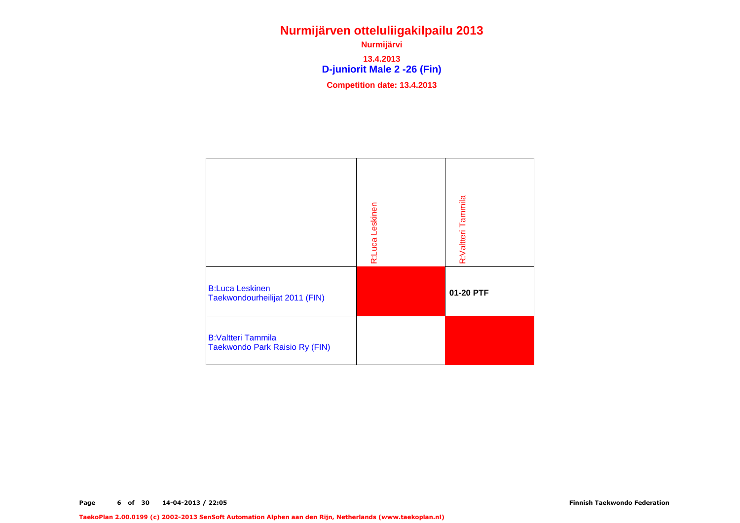# Nurmijärven otteluliigakilpailu 2013

**Nurmijärvi**

**13.4.2013**

## D-juniorit Male 2 -26 (Fin)

**Competition date: 13.4.2013**

| | R:Luca Leskinen | R:Valtteri Tammila |
|---|---|---|
| B:Luca Leskinen<br>Taekwondourheilijat 2011 (FIN) | | **01-20 PTF** |
| B:Valtteri Tammila<br>Taekwondo Park Raisio Ry (FIN) | | |

**Finnish Taekwondo Federation**

**TaekoPlan 2.00.0199 (c) 2002-2013 SenSoft Automation Alphen aan den Rijn, Netherlands (www.taekoplan.nl)**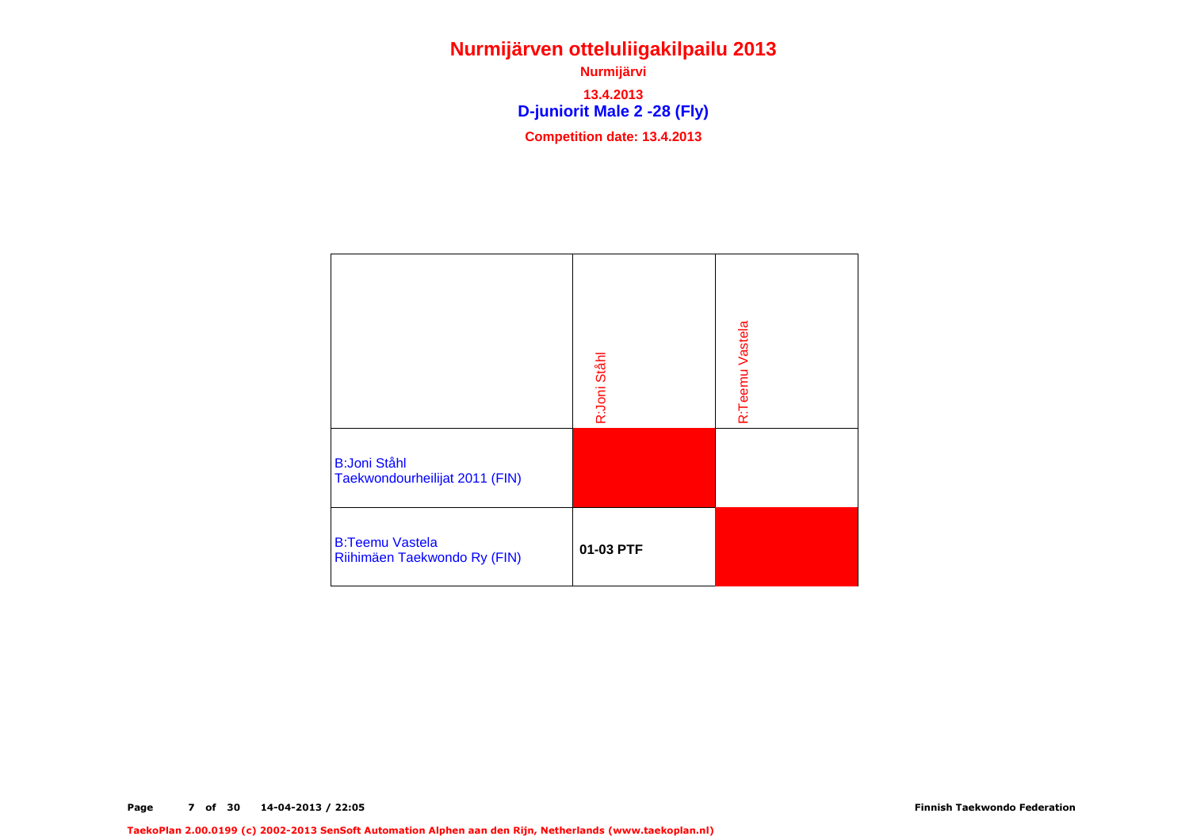# Nurmijärven otteluliigakilpailu 2013

**Nurmijärvi**

**13.4.2013**

## D-juniorit Male 2 -28 (Fly)

**Competition date: 13.4.2013**

| | R:Joni Ståhl | R:Teemu Vastela |
|---|---|---|
| B:Joni Ståhl<br>Taekwondourheilijat 2011 (FIN) | | |
| B:Teemu Vastela<br>Riihimäen Taekwondo Ry (FIN) | **01-03 PTF** | |

TaekoPlan 2.00.0199 (c) 2002-2013 SenSoft Automation Alphen aan den Rijn, Netherlands (www.taekoplan.nl)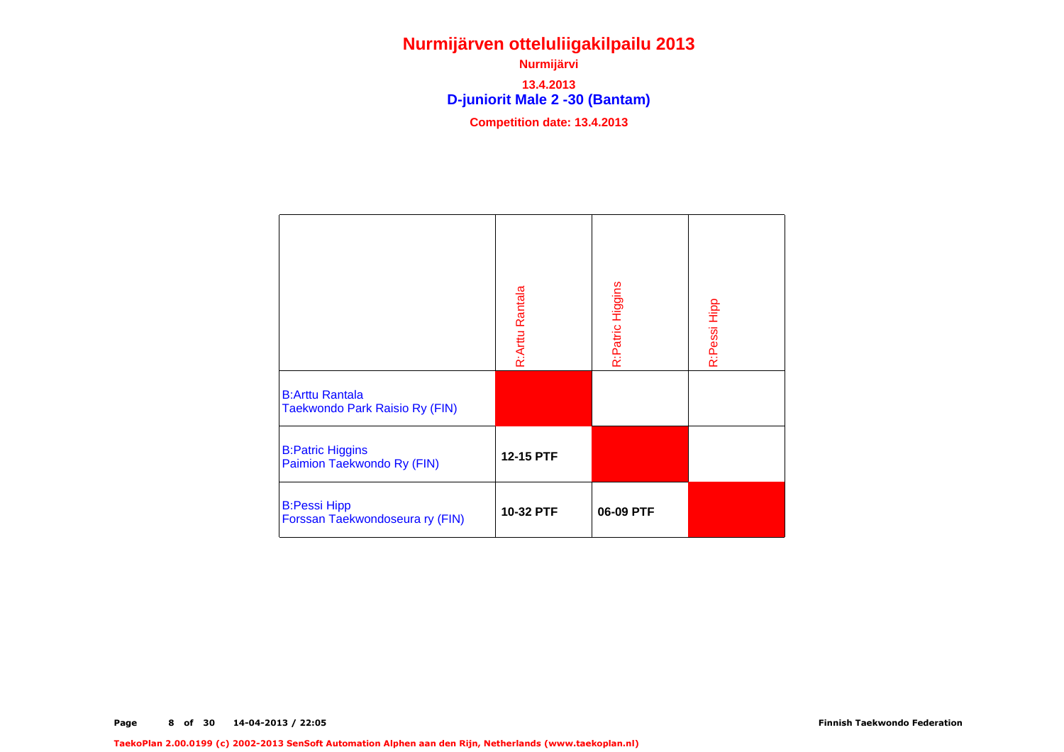# Nurmijärven otteluliigakilpailu 2013

**Nurmijärvi**

**13.4.2013**

## D-juniorit Male 2 -30 (Bantam)

**Competition date: 13.4.2013**

| | R:Arttu Rantala | R:Patric Higgins | R:Pessi Hipp |
|---|---|---|---|
| B:Arttu Rantala<br>Taekwondo Park Raisio Ry (FIN) | | | |
| B:Patric Higgins<br>Paimion Taekwondo Ry (FIN) | **12-15 PTF** | | |
| B:Pessi Hipp<br>Forssan Taekwondoseura ry (FIN) | **10-32 PTF** | **06-09 PTF** | |

Finnish Taekwondo Federation

TaekoPlan 2.00.0199 (c) 2002-2013 SenSoft Automation Alphen aan den Rijn, Netherlands (www.taekoplan.nl)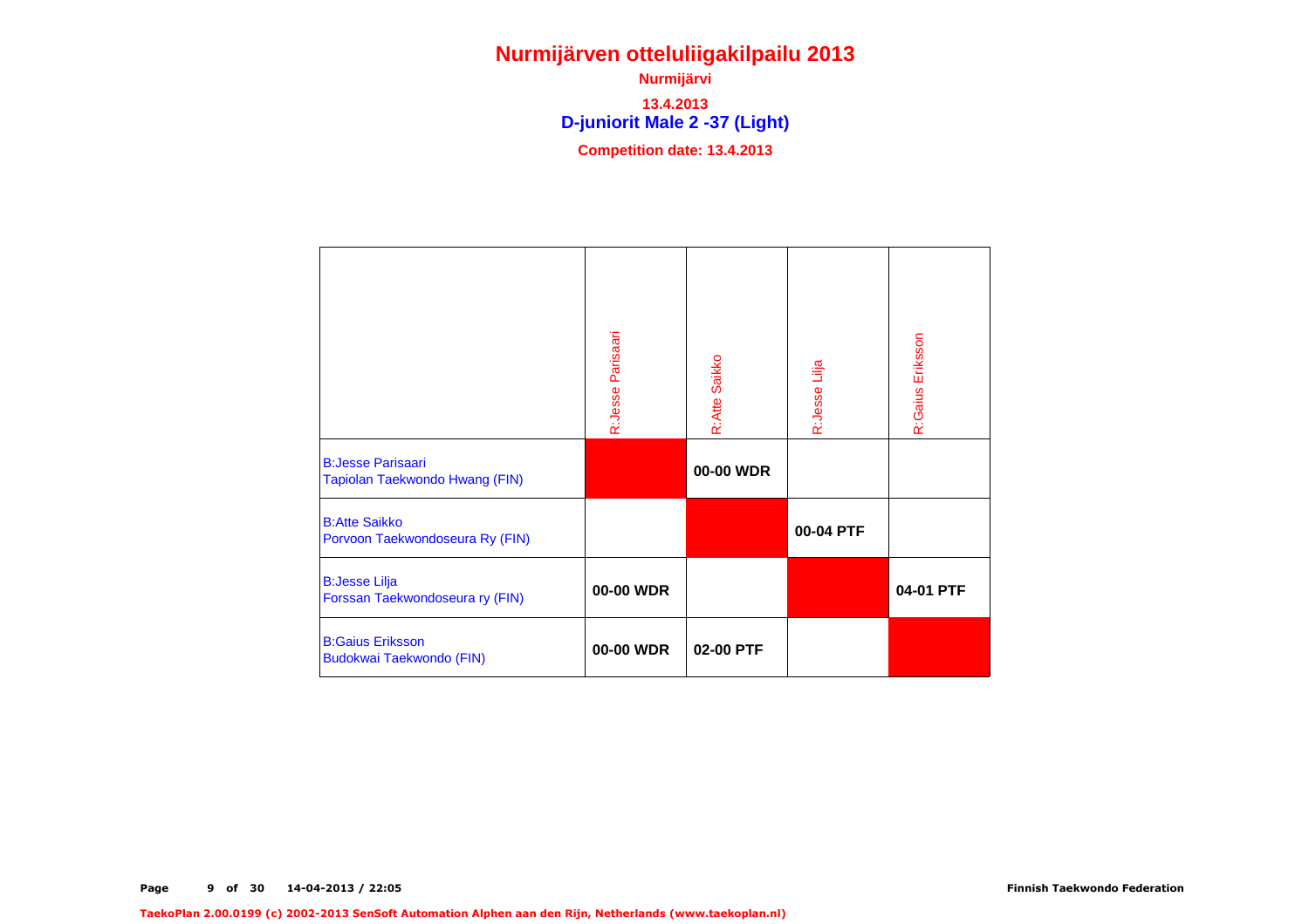# Nurmijärven otteluliigakilpailu 2013

**Nurmijärvi**

**13.4.2013**

## D-juniorit Male 2 -37 (Light)

**Competition date: 13.4.2013**

| | R:Jesse Parisaari | R:Atte Saikko | R:Jesse Lilja | R:Gaius Eriksson |
|---|---|---|---|---|
| B:Jesse Parisaari<br>Tapiolan Taekwondo Hwang (FIN) | | **00-00 WDR** | | |
| B:Atte Saikko<br>Porvoon Taekwondoseura Ry (FIN) | | | **00-04 PTF** | |
| B:Jesse Lilja<br>Forssan Taekwondoseura ry (FIN) | **00-00 WDR** | | | **04-01 PTF** |
| B:Gaius Eriksson<br>Budokwai Taekwondo (FIN) | **00-00 WDR** | **02-00 PTF** | | |

14-04-2013 / 22:05

Finnish Taekwondo Federation

TaekoPlan 2.00.0199 (c) 2002-2013 SenSoft Automation Alphen aan den Rijn, Netherlands (www.taekoplan.nl)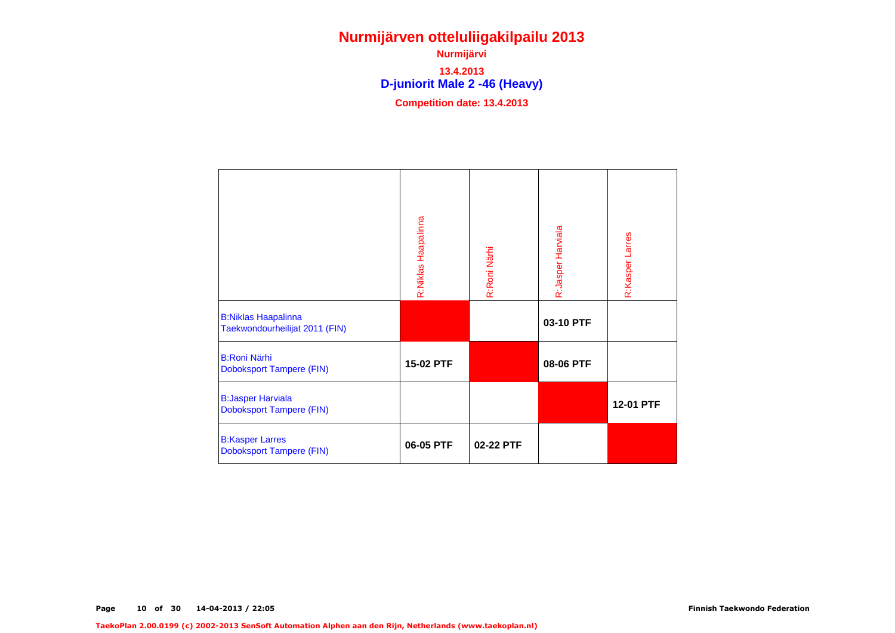# Nurmijärven otteluliigakilpailu 2013

**Nurmijärvi**

**13.4.2013**

## D-juniorit Male 2 -46 (Heavy)

**Competition date: 13.4.2013**

| | R:Niklas Haapalinna | R:Roni Närhi | R:Jasper Harviala | R:Kasper Larres |
|---|---|---|---|---|
| B:Niklas Haapalinna<br>Taekwondourheilijat 2011 (FIN) | | | 03-10 PTF | |
| B:Roni Närhi<br>Doboksport Tampere (FIN) | 15-02 PTF | | 08-06 PTF | |
| B:Jasper Harviala<br>Doboksport Tampere (FIN) | | | | 12-01 PTF |
| B:Kasper Larres<br>Doboksport Tampere (FIN) | 06-05 PTF | 02-22 PTF | | |

Finnish Taekwondo Federation

TaekoPlan 2.00.0199 (c) 2002-2013 SenSoft Automation Alphen aan den Rijn, Netherlands (www.taekoplan.nl)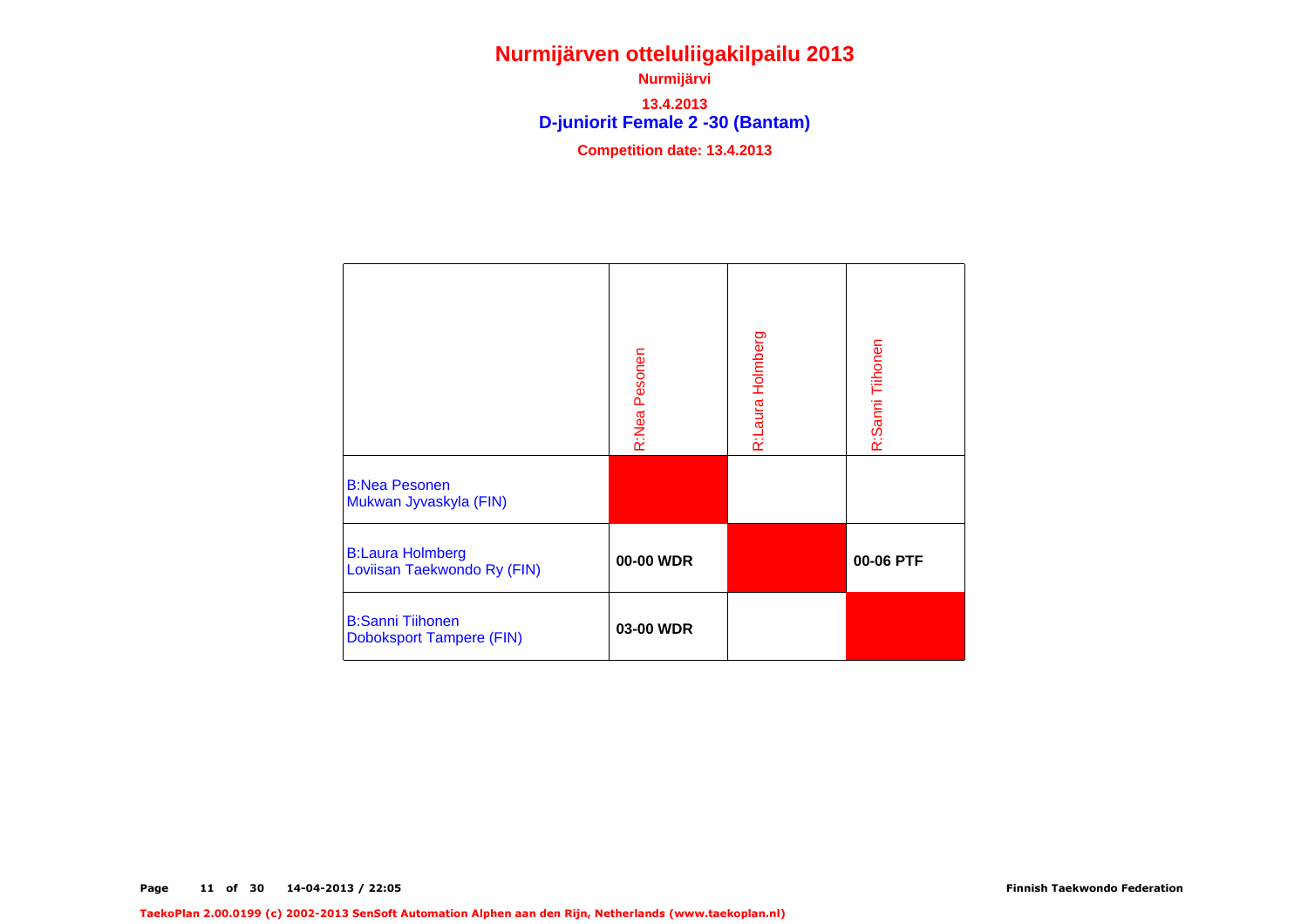# Nurmijärven otteluliigakilpailu 2013

**Nurmijärvi**

**13.4.2013**

## D-juniorit Female 2 -30 (Bantam)

**Competition date: 13.4.2013**

| | R:Nea Pesonen | R:Laura Holmberg | R:Sanni Tiihonen |
|---|---|---|---|
| B:Nea Pesonen<br>Mukwan Jyvaskyla (FIN) | | | |
| B:Laura Holmberg<br>Loviisan Taekwondo Ry (FIN) | **00-00 WDR** | | **00-06 PTF** |
| B:Sanni Tiihonen<br>Doboksport Tampere (FIN) | **03-00 WDR** | | |

**Finnish Taekwondo Federation**

**TaekoPlan 2.00.0199 (c) 2002-2013 SenSoft Automation Alphen aan den Rijn, Netherlands (www.taekoplan.nl)**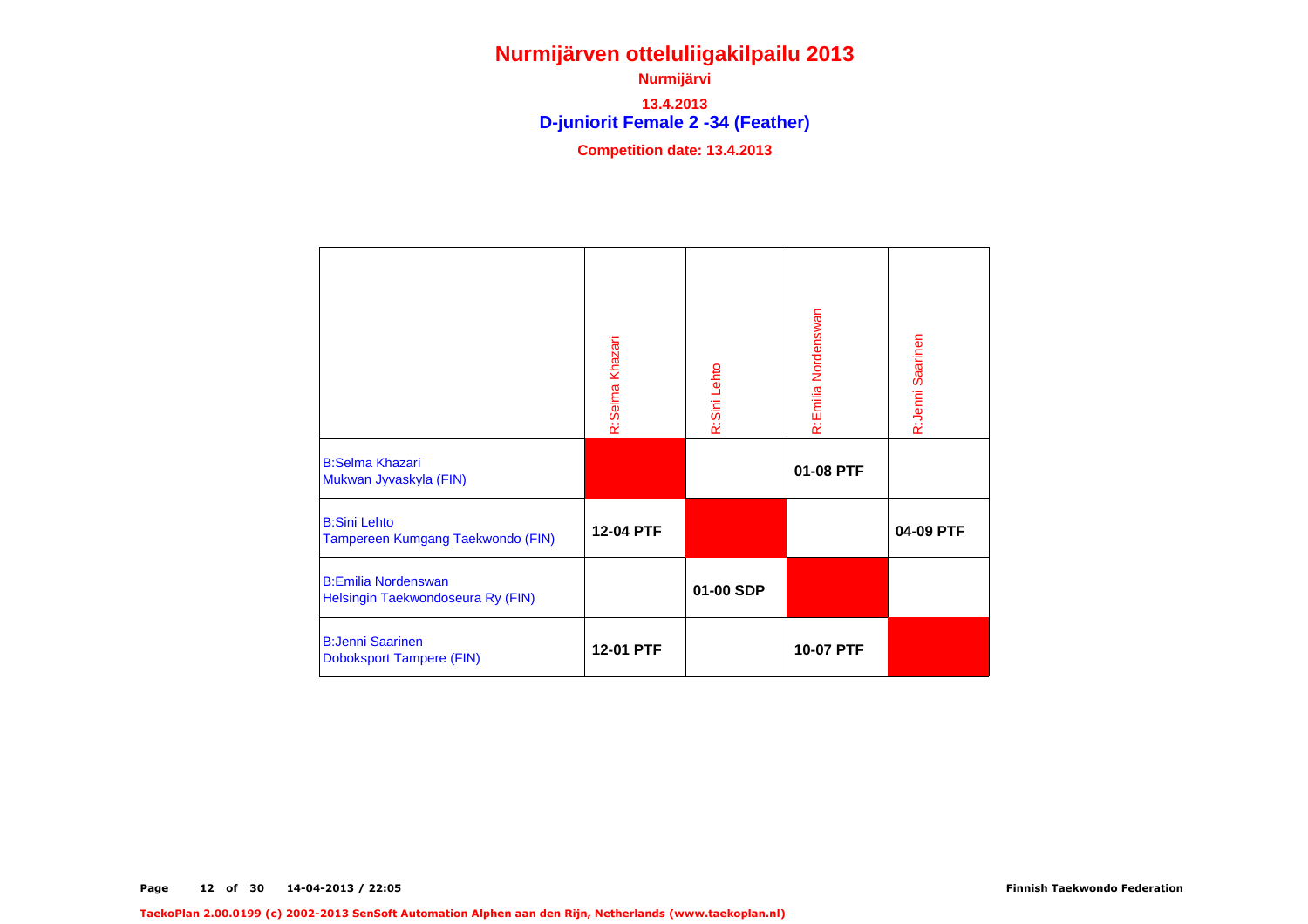# Nurmijärven otteluliigakilpailu 2013

**Nurmijärvi**

**13.4.2013**

## D-juniorit Female 2 -34 (Feather)

**Competition date: 13.4.2013**

| | R:Selma Khazari | R:Sini Lehto | R:Emilia Nordenswan | R:Jenni Saarinen |
|---|---|---|---|---|
| B:Selma Khazari<br>Mukwan Jyvaskyla (FIN) | | | **01-08 PTF** | |
| B:Sini Lehto<br>Tampereen Kumgang Taekwondo (FIN) | **12-04 PTF** | | | **04-09 PTF** |
| B:Emilia Nordenswan<br>Helsingin Taekwondoseura Ry (FIN) | | **01-00 SDP** | | |
| B:Jenni Saarinen<br>Doboksport Tampere (FIN) | **12-01 PTF** | | **10-07 PTF** | |

Finnish Taekwondo Federation

TaekoPlan 2.00.0199 (c) 2002-2013 SenSoft Automation Alphen aan den Rijn, Netherlands (www.taekoplan.nl)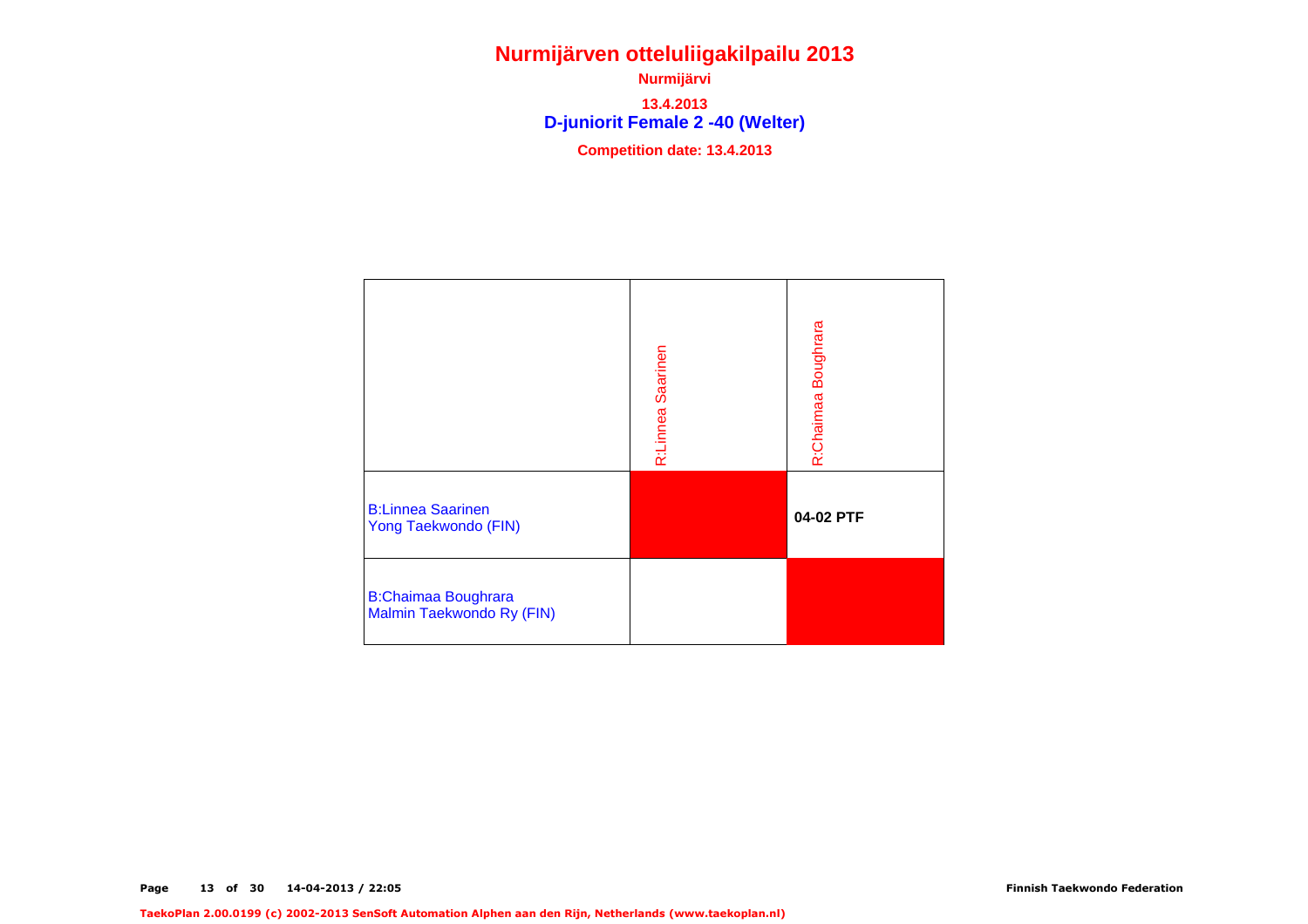# Nurmijärven otteluliigakilpailu 2013

**Nurmijärvi**

**13.4.2013**

## D-juniorit Female 2 -40 (Welter)

**Competition date: 13.4.2013**

| | R:Linnea Saarinen | R:Chaimaa Boughrara |
|---|---|---|
| B:Linnea Saarinen<br>Yong Taekwondo (FIN) | | **04-02 PTF** |
| B:Chaimaa Boughrara<br>Malmin Taekwondo Ry (FIN) | | |

**Finnish Taekwondo Federation**

**TaekoPlan 2.00.0199 (c) 2002-2013 SenSoft Automation Alphen aan den Rijn, Netherlands (www.taekoplan.nl)**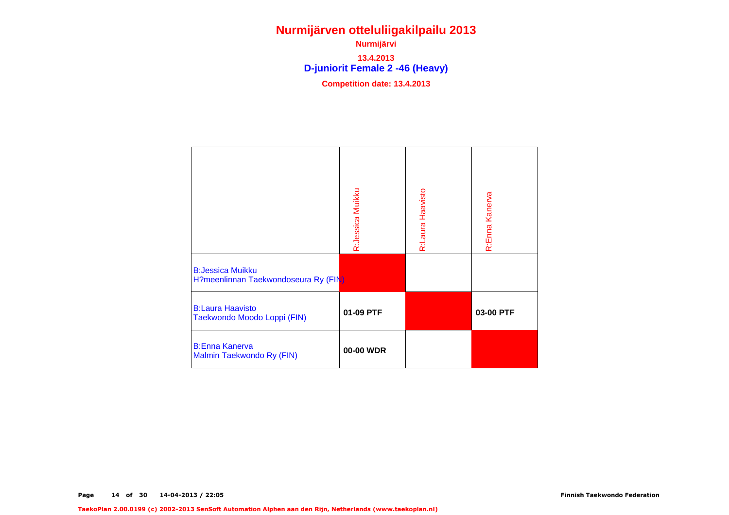# Nurmijärven otteluliigakilpailu 2013

**Nurmijärvi**

**13.4.2013**

## D-juniorit Female 2 -46 (Heavy)

**Competition date: 13.4.2013**

| | R:Jessica Muikku | R:Laura Haavisto | R:Enna Kanerva |
|---|---|---|---|
| B:Jessica Muikku<br>H?meenlinnan Taekwondoseura Ry (FIN) | | | |
| B:Laura Haavisto<br>Taekwondo Moodo Loppi (FIN) | **01-09 PTF** | | **03-00 PTF** |
| B:Enna Kanerva<br>Malmin Taekwondo Ry (FIN) | **00-00 WDR** | | |

Finnish Taekwondo Federation

TaekoPlan 2.00.0199 (c) 2002-2013 SenSoft Automation Alphen aan den Rijn, Netherlands (www.taekoplan.nl)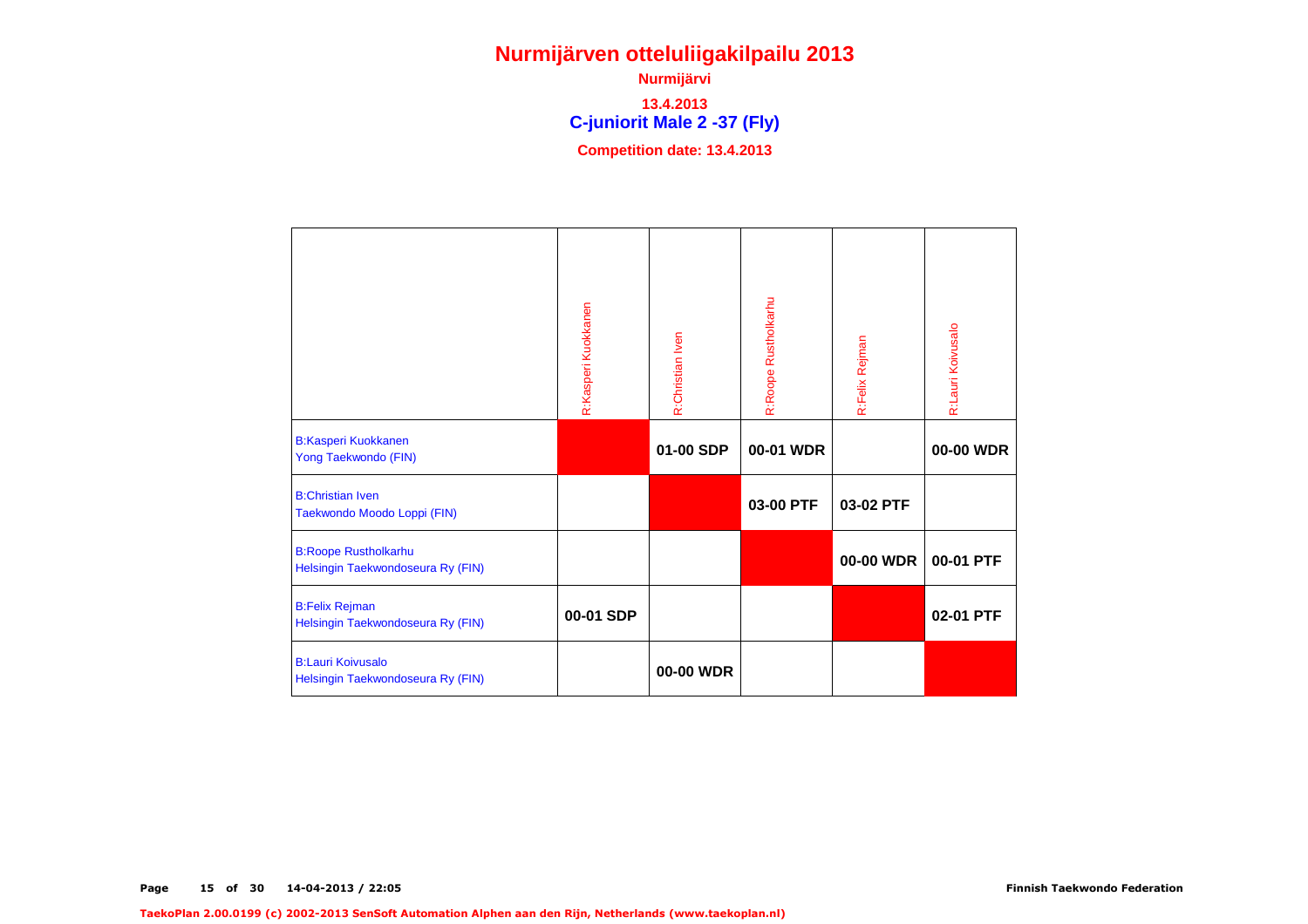# Nurmijärven otteluliigakilpailu 2013

**Nurmijärvi**

**13.4.2013**

## C-juniorit Male 2 -37 (Fly)

**Competition date: 13.4.2013**

| | R:Kasperi Kuokkanen | R:Christian Iven | R:Roope Rustholkarhu | R:Felix Rejman | R:Lauri Koivusalo |
|---|---|---|---|---|---|
| B:Kasperi Kuokkanen<br>Yong Taekwondo (FIN) | | **01-00 SDP** | **00-01 WDR** | | **00-00 WDR** |
| B:Christian Iven<br>Taekwondo Moodo Loppi (FIN) | | | **03-00 PTF** | **03-02 PTF** | |
| B:Roope Rustholkarhu<br>Helsingin Taekwondoseura Ry (FIN) | | | | **00-00 WDR** | **00-01 PTF** |
| B:Felix Rejman<br>Helsingin Taekwondoseura Ry (FIN) | **00-01 SDP** | | | | **02-01 PTF** |
| B:Lauri Koivusalo<br>Helsingin Taekwondoseura Ry (FIN) | | **00-00 WDR** | | | |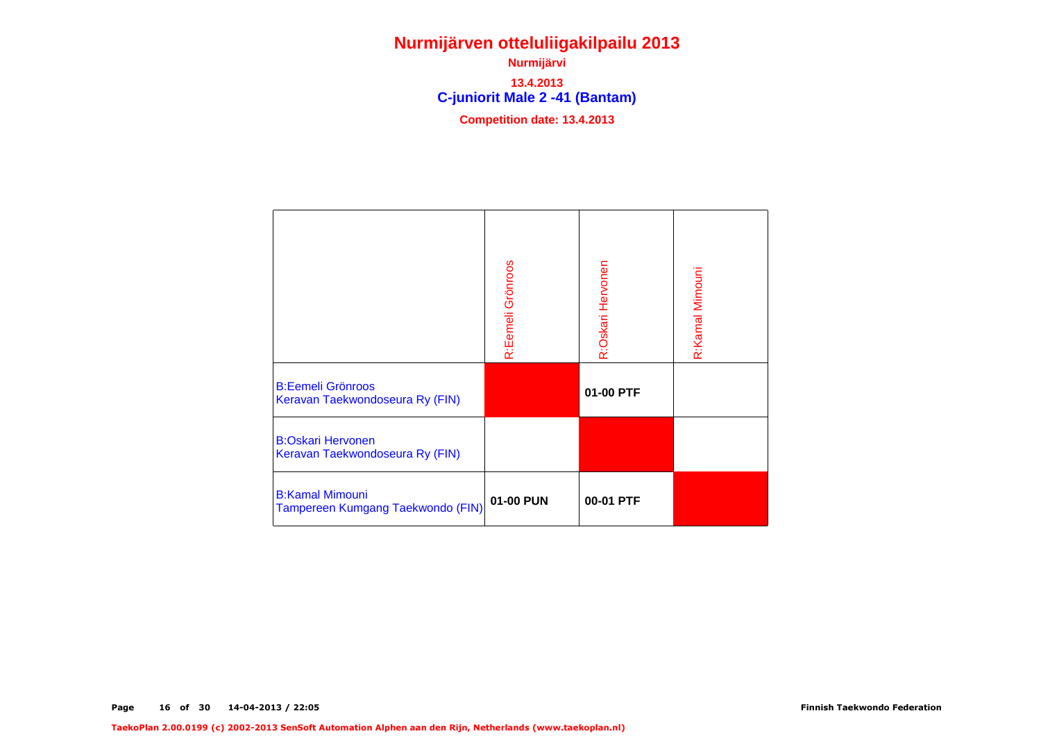# Nurmijärven otteluliigakilpailu 2013

**Nurmijärvi**

**13.4.2013**

## C-juniorit Male 2 -41 (Bantam)

**Competition date: 13.4.2013**

| | R:Eemeli Grönroos | R:Oskari Hervonen | R:Kamal Mimouni |
|---|---|---|---|
| B:Eemeli Grönroos<br>Keravan Taekwondoseura Ry (FIN) | | **01-00 PTF** | |
| B:Oskari Hervonen<br>Keravan Taekwondoseura Ry (FIN) | | | |
| B:Kamal Mimouni<br>Tampereen Kumgang Taekwondo (FIN) | **01-00 PUN** | **00-01 PTF** | |

Finnish Taekwondo Federation

TaekoPlan 2.00.0199 (c) 2002-2013 SenSoft Automation Alphen aan den Rijn, Netherlands (www.taekoplan.nl)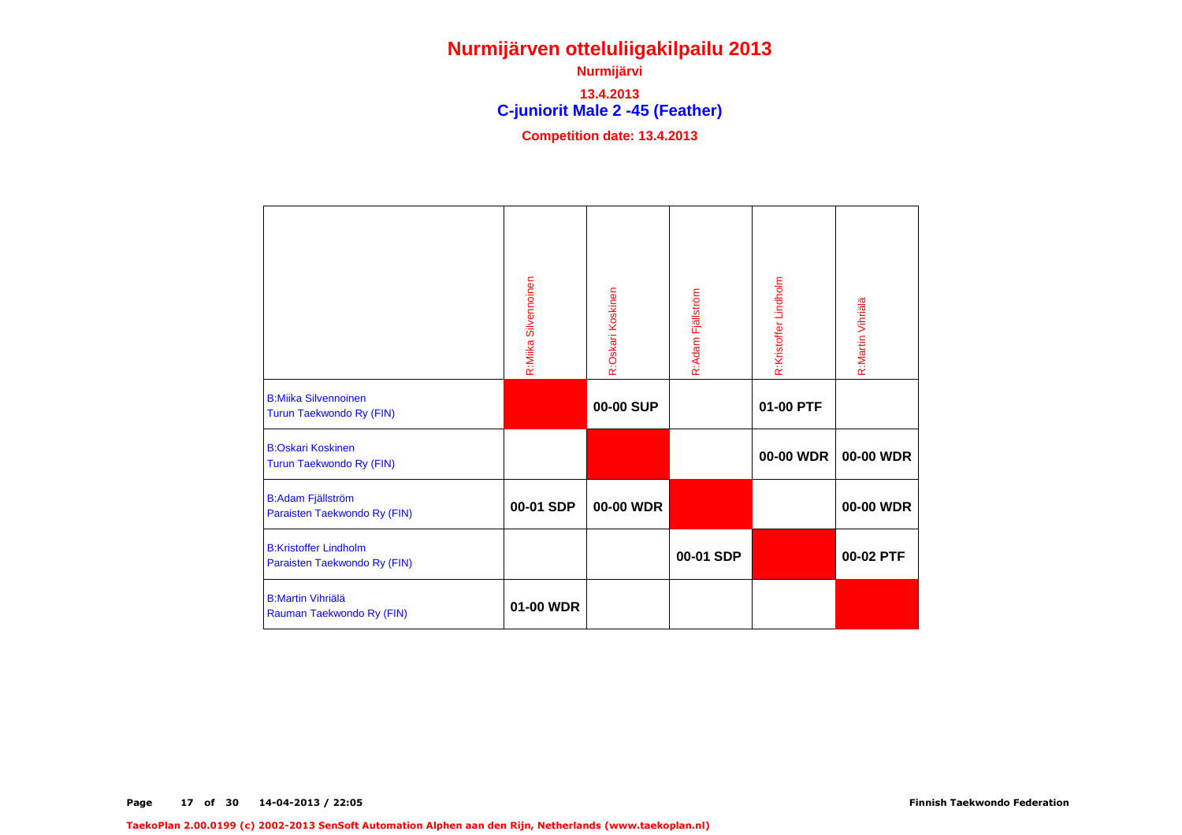# Nurmijärven otteluliigakilpailu 2013

**Nurmijärvi**

**13.4.2013**

## C-juniorit Male 2 -45 (Feather)

**Competition date: 13.4.2013**

| | R:Miika Silvennoinen | R:Oskari Koskinen | R:Adam Fjällström | R:Kristoffer Lindholm | R:Martin Vihriälä |
|---|---|---|---|---|---|
| B:Miika Silvennoinen<br>Turun Taekwondo Ry (FIN) | | **00-00 SUP** | | **01-00 PTF** | |
| B:Oskari Koskinen<br>Turun Taekwondo Ry (FIN) | | | | **00-00 WDR** | **00-00 WDR** |
| B:Adam Fjällström<br>Paraisten Taekwondo Ry (FIN) | **00-01 SDP** | **00-00 WDR** | | | **00-00 WDR** |
| B:Kristoffer Lindholm<br>Paraisten Taekwondo Ry (FIN) | | | **00-01 SDP** | | **00-02 PTF** |
| B:Martin Vihriälä<br>Rauman Taekwondo Ry (FIN) | **01-00 WDR** | | | | |

Finnish Taekwondo Federation

TaekoPlan 2.00.0199 (c) 2002-2013 SenSoft Automation Alphen aan den Rijn, Netherlands (www.taekoplan.nl)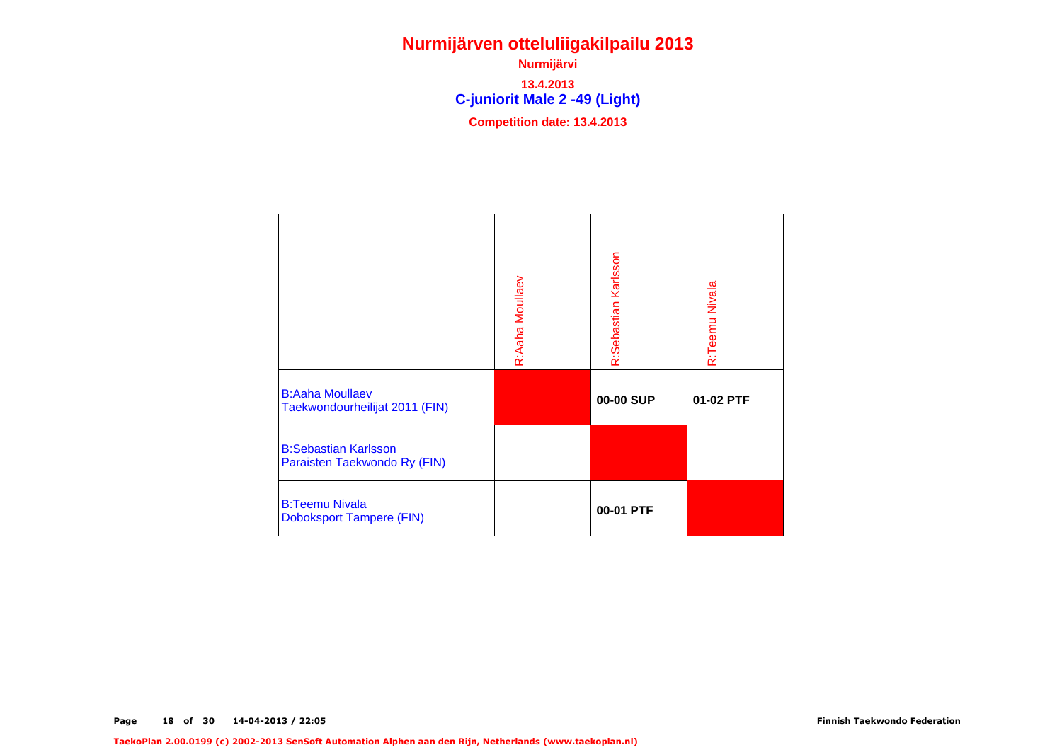# Nurmijärven otteluliigakilpailu 2013

**Nurmijärvi**

**13.4.2013**

## C-juniorit Male 2 -49 (Light)

**Competition date: 13.4.2013**

| | R:Aaha Moullaev | R:Sebastian Karlsson | R:Teemu Nivala |
|---|---|---|---|
| B:Aaha Moullaev<br>Taekwondourheilijat 2011 (FIN) | | **00-00 SUP** | **01-02 PTF** |
| B:Sebastian Karlsson<br>Paraisten Taekwondo Ry (FIN) | | | |
| B:Teemu Nivala<br>Doboksport Tampere (FIN) | | **00-01 PTF** | |

Finnish Taekwondo Federation

TaekoPlan 2.00.0199 (c) 2002-2013 SenSoft Automation Alphen aan den Rijn, Netherlands (www.taekoplan.nl)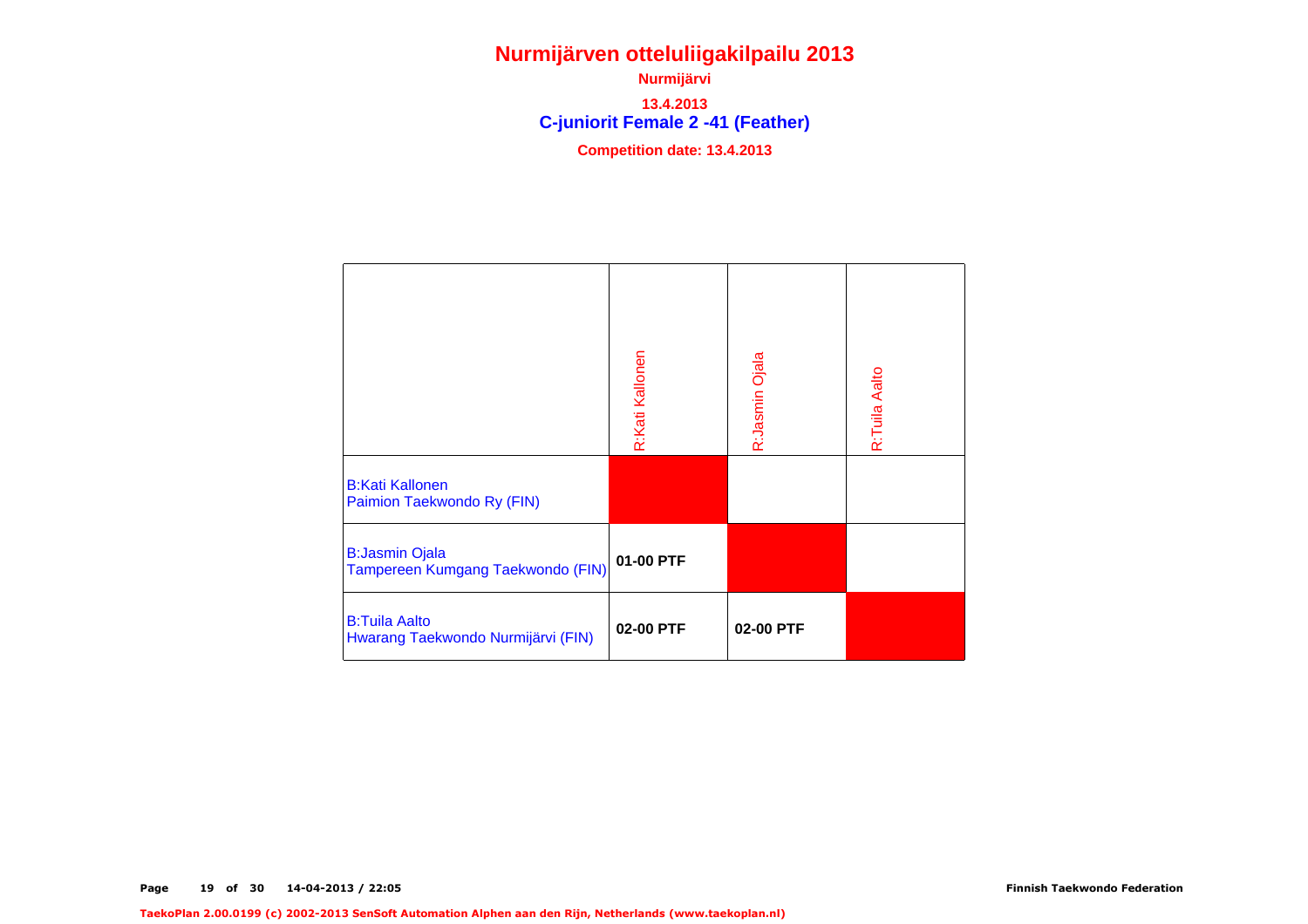# Nurmijärven otteluliigakilpailu 2013

**Nurmijärvi**

**13.4.2013**

## C-juniorit Female 2 -41 (Feather)

**Competition date: 13.4.2013**

| | R:Kati Kallonen | R:Jasmin Ojala | R:Tuila Aalto |
|---|---|---|---|
| B:Kati Kallonen<br>Paimion Taekwondo Ry (FIN) | | | |
| B:Jasmin Ojala<br>Tampereen Kumgang Taekwondo (FIN) | **01-00 PTF** | | |
| B:Tuila Aalto<br>Hwarang Taekwondo Nurmijärvi (FIN) | **02-00 PTF** | **02-00 PTF** | |

**Finnish Taekwondo Federation**

**TaekoPlan 2.00.0199 (c) 2002-2013 SenSoft Automation Alphen aan den Rijn, Netherlands (www.taekoplan.nl)**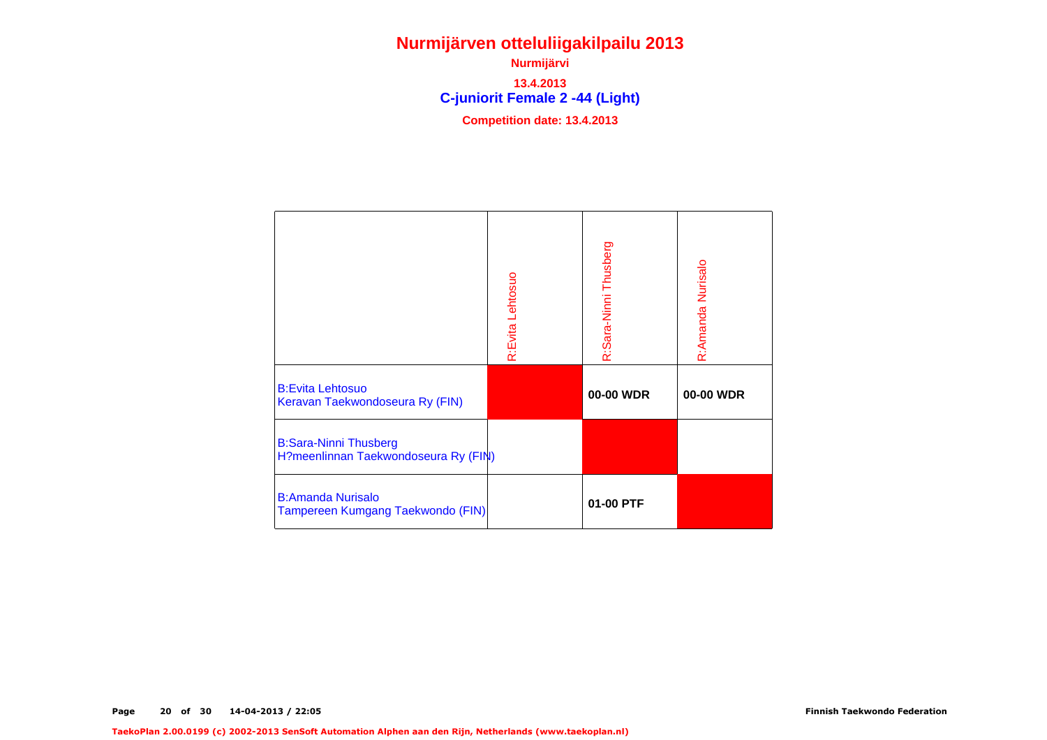# Nurmijärven otteluliigakilpailu 2013

**Nurmijärvi**

**13.4.2013**

## C-juniorit Female 2 -44 (Light)

**Competition date: 13.4.2013**

| | R:Evita Lehtosuo | R:Sara-Ninni Thusberg | R:Amanda Nurisalo |
|---|---|---|---|
| B:Evita Lehtosuo<br>Keravan Taekwondoseura Ry (FIN) | | **00-00 WDR** | **00-00 WDR** |
| B:Sara-Ninni Thusberg<br>H?meenlinnan Taekwondoseura Ry (FIN) | | | |
| B:Amanda Nurisalo<br>Tampereen Kumgang Taekwondo (FIN) | | **01-00 PTF** | |

**TaekoPlan 2.00.0199 (c) 2002-2013 SenSoft Automation Alphen aan den Rijn, Netherlands (www.taekoplan.nl)**

**Finnish Taekwondo Federation**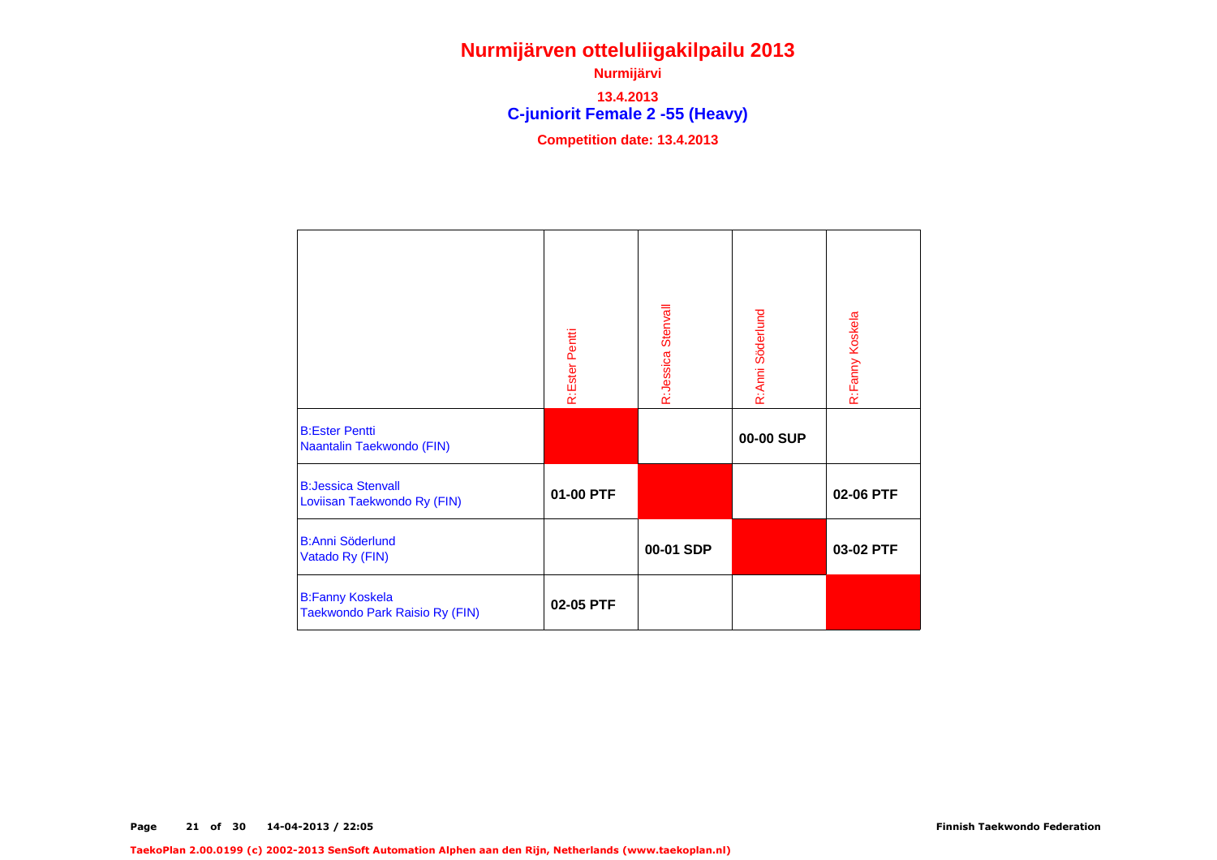# Nurmijärven otteluliigakilpailu 2013

**Nurmijärvi**

**13.4.2013**

## C-juniorit Female 2 -55 (Heavy)

**Competition date: 13.4.2013**

| | R:Ester Pentti | R:Jessica Stenvall | R:Anni Söderlund | R:Fanny Koskela |
|---|---|---|---|---|
| B:Ester Pentti<br>Naantalin Taekwondo (FIN) | | | **00-00 SUP** | |
| B:Jessica Stenvall<br>Loviisan Taekwondo Ry (FIN) | **01-00 PTF** | | | **02-06 PTF** |
| B:Anni Söderlund<br>Vatado Ry (FIN) | | **00-01 SDP** | | **03-02 PTF** |
| B:Fanny Koskela<br>Taekwondo Park Raisio Ry (FIN) | **02-05 PTF** | | | |

14-04-2013 / 22:05

Finnish Taekwondo Federation

TaekoPlan 2.00.0199 (c) 2002-2013 SenSoft Automation Alphen aan den Rijn, Netherlands (www.taekoplan.nl)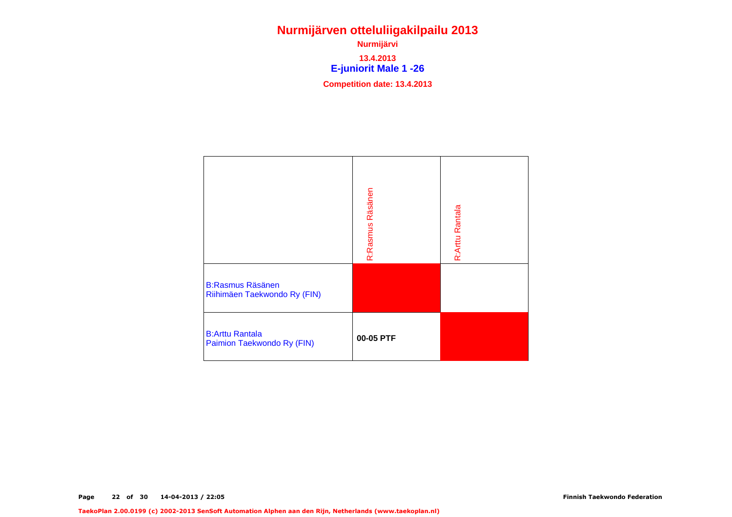# Nurmijärven otteluliigakilpailu 2013

**Nurmijärvi**

**13.4.2013**

## E-juniorit Male 1 -26

**Competition date: 13.4.2013**

| | R:Rasmus Räsänen | R:Arttu Rantala |
|---|---|---|
| B:Rasmus Räsänen<br>Riihimäen Taekwondo Ry (FIN) | | |
| B:Arttu Rantala<br>Paimion Taekwondo Ry (FIN) | **00-05 PTF** | |

**Finnish Taekwondo Federation**

**TaekoPlan 2.00.0199 (c) 2002-2013 SenSoft Automation Alphen aan den Rijn, Netherlands (www.taekoplan.nl)**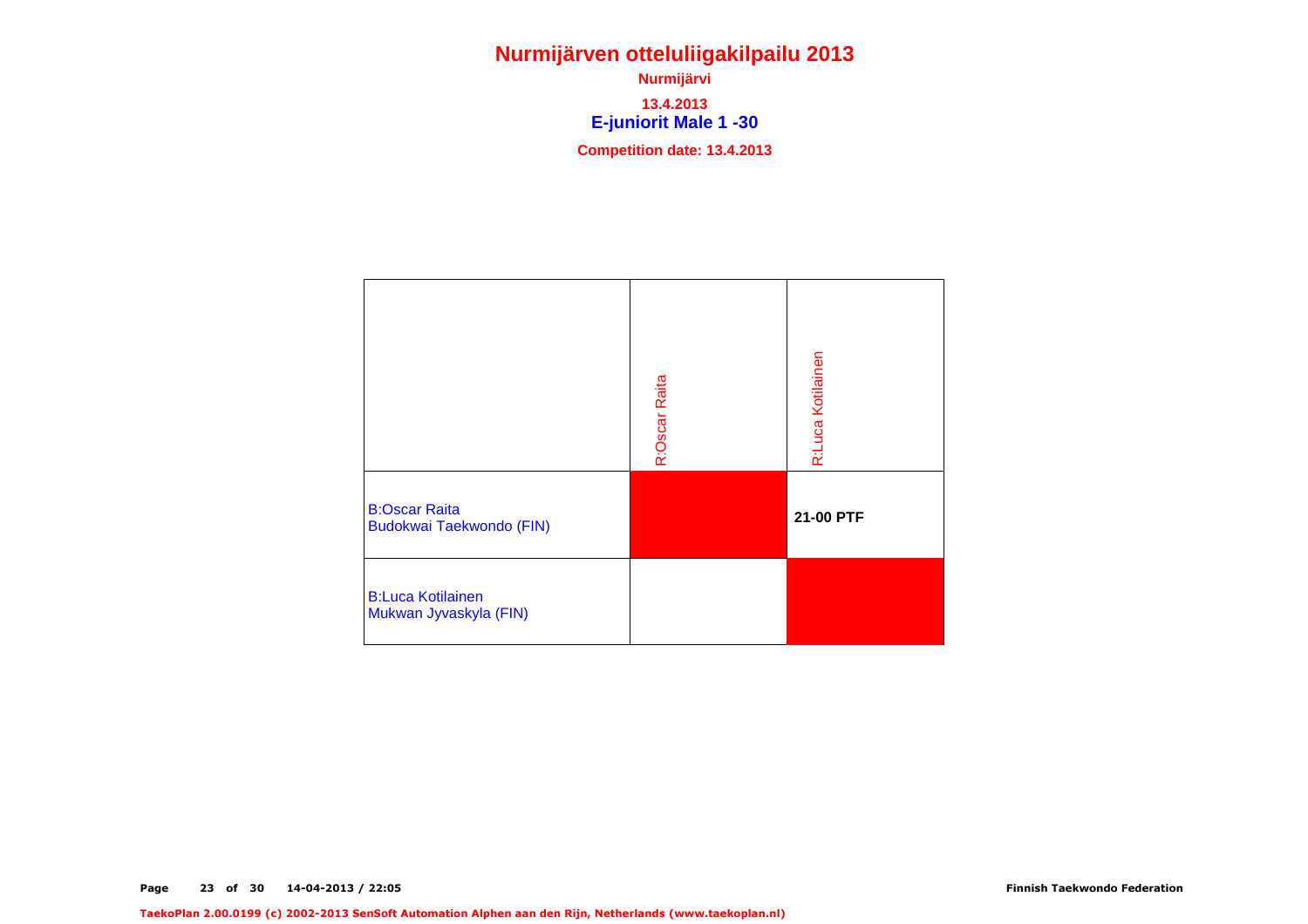# Nurmijärven otteluliigakilpailu 2013

**Nurmijärvi**

**13.4.2013**

## E-juniorit Male 1 -30

**Competition date: 13.4.2013**

| | R:Oscar Raita | R:Luca Kotilainen |
|---|---|---|
| B:Oscar Raita<br>Budokwai Taekwondo (FIN) | | **21-00 PTF** |
| B:Luca Kotilainen<br>Mukwan Jyvaskyla (FIN) | | |

Finnish Taekwondo Federation

TaekoPlan 2.00.0199 (c) 2002-2013 SenSoft Automation Alphen aan den Rijn, Netherlands (www.taekoplan.nl)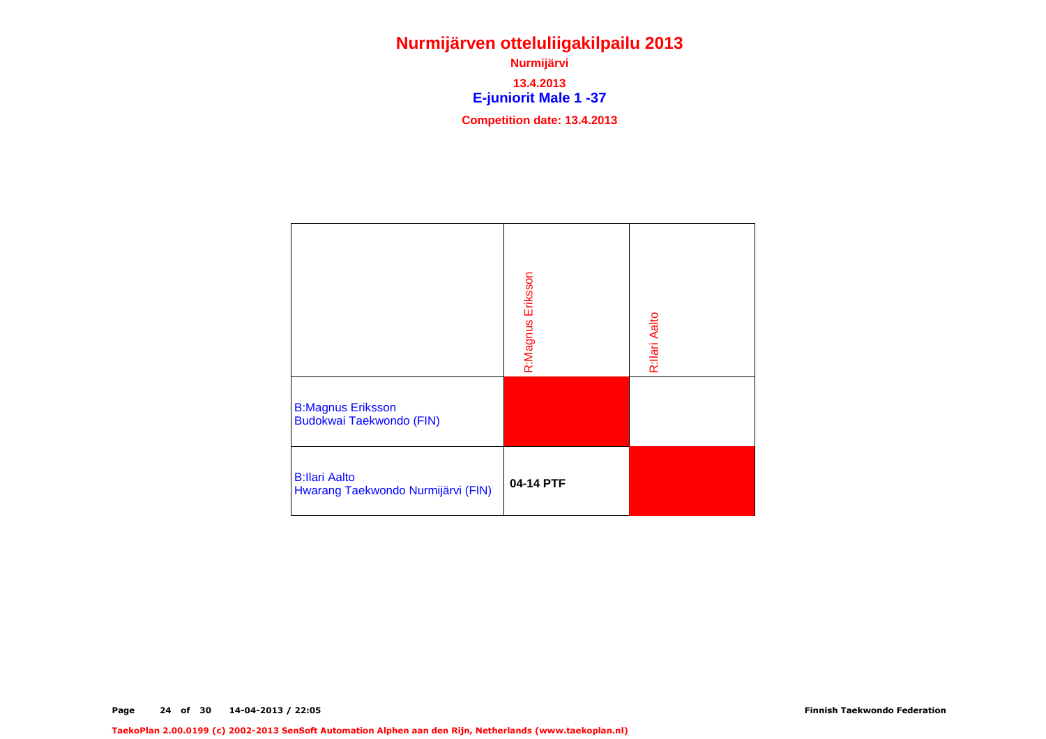# Nurmijärven otteluliigakilpailu 2013

**Nurmijärvi**

**13.4.2013**

## E-juniorit Male 1 -37

**Competition date: 13.4.2013**

| | R:Magnus Eriksson | R:Ilari Aalto |
|---|---|---|
| B:Magnus Eriksson<br>Budokwai Taekwondo (FIN) | | |
| B:Ilari Aalto<br>Hwarang Taekwondo Nurmijärvi (FIN) | **04-14 PTF** | |

Finnish Taekwondo Federation

TaekoPlan 2.00.0199 (c) 2002-2013 SenSoft Automation Alphen aan den Rijn, Netherlands (www.taekoplan.nl)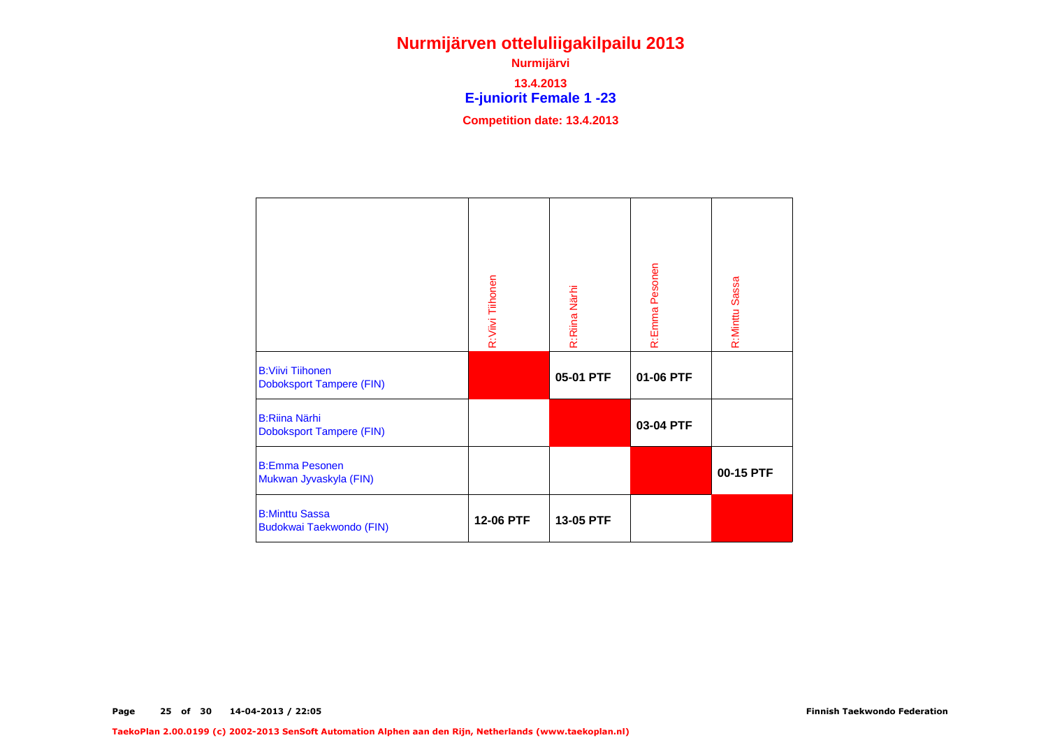# Nurmijärven otteluliigakilpailu 2013

**Nurmijärvi**

**13.4.2013**

## E-juniorit Female 1 -23

**Competition date: 13.4.2013**

| | R:Viivi Tiihonen | R:Riina Närhi | R:Emma Pesonen | R:Minttu Sassa |
|---|---|---|---|---|
| B:Viivi Tiihonen<br>Doboksport Tampere (FIN) | | 05-01 PTF | 01-06 PTF | |
| B:Riina Närhi<br>Doboksport Tampere (FIN) | | | 03-04 PTF | |
| B:Emma Pesonen<br>Mukwan Jyvaskyla (FIN) | | | | 00-15 PTF |
| B:Minttu Sassa<br>Budokwai Taekwondo (FIN) | 12-06 PTF | 13-05 PTF | | |

14-04-2013 / 22:05

Finnish Taekwondo Federation

TaekoPlan 2.00.0199 (c) 2002-2013 SenSoft Automation Alphen aan den Rijn, Netherlands (www.taekoplan.nl)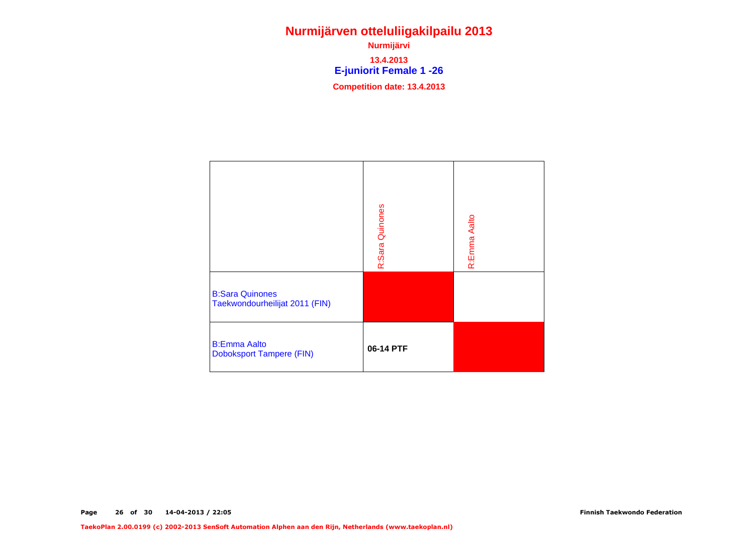# Nurmijärven otteluliigakilpailu 2013

**Nurmijärvi**

**13.4.2013**

## E-juniorit Female 1 -26

**Competition date: 13.4.2013**

| | R:Sara Quinones | R:Emma Aalto |
|---|---|---|
| B:Sara Quinones<br>Taekwondourheilijat 2011 (FIN) | | |
| B:Emma Aalto<br>Doboksport Tampere (FIN) | **06-14 PTF** | |

**Finnish Taekwondo Federation**

**TaekoPlan 2.00.0199 (c) 2002-2013 SenSoft Automation Alphen aan den Rijn, Netherlands (www.taekoplan.nl)**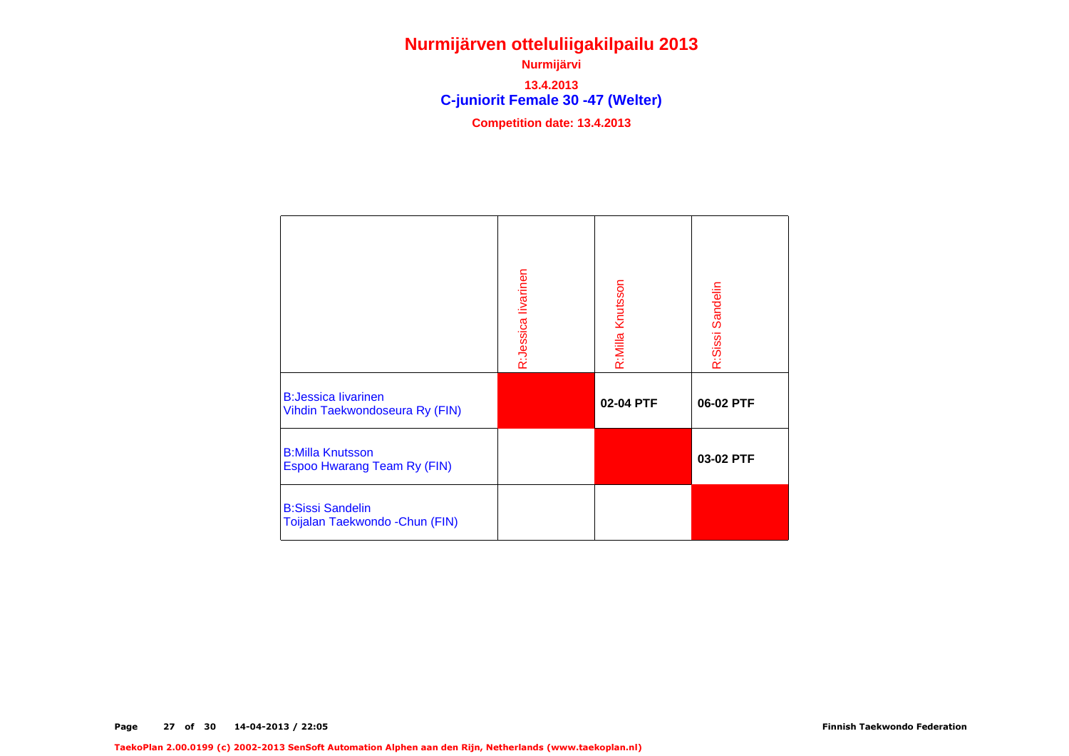# Nurmijärven otteluliigakilpailu 2013

**Nurmijärvi**

**13.4.2013**

## C-juniorit Female 30 -47 (Welter)

**Competition date: 13.4.2013**

| | R:Jessica Iivarinen | R:Milla Knutsson | R:Sissi Sandelin |
|---|---|---|---|
| B:Jessica Iivarinen<br>Vihdin Taekwondoseura Ry (FIN) | | **02-04 PTF** | **06-02 PTF** |
| B:Milla Knutsson<br>Espoo Hwarang Team Ry (FIN) | | | **03-02 PTF** |
| B:Sissi Sandelin<br>Toijalan Taekwondo -Chun (FIN) | | | |

Finnish Taekwondo Federation

TaekoPlan 2.00.0199 (c) 2002-2013 SenSoft Automation Alphen aan den Rijn, Netherlands (www.taekoplan.nl)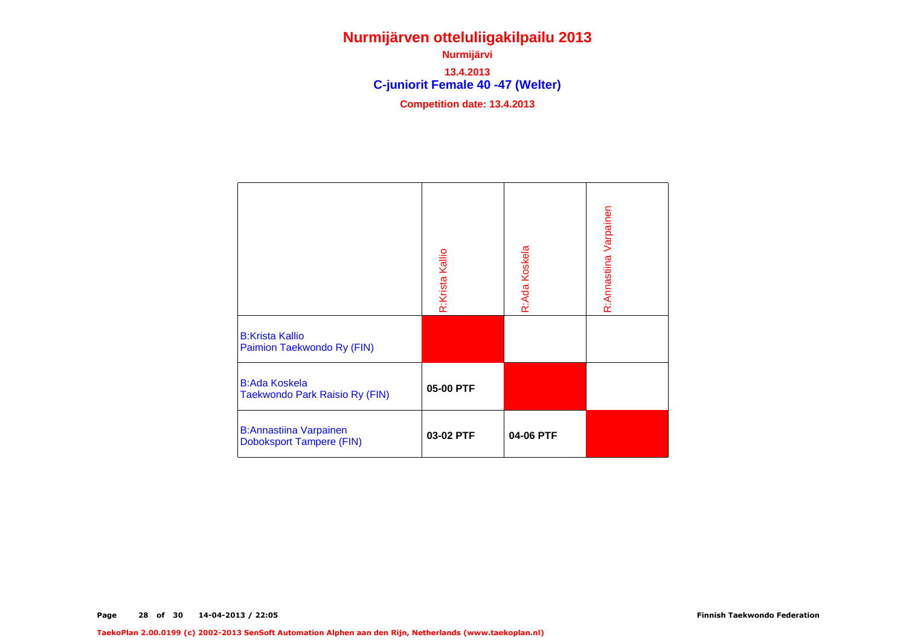# Nurmijärven otteluliigakilpailu 2013

**Nurmijärvi**

**13.4.2013**

## C-juniorit Female 40 -47 (Welter)

**Competition date: 13.4.2013**

| | R:Krista Kallio | R:Ada Koskela | R:Annastiina Varpainen |
|---|---|---|---|
| B:Krista Kallio<br>Paimion Taekwondo Ry (FIN) | | | |
| B:Ada Koskela<br>Taekwondo Park Raisio Ry (FIN) | **05-00 PTF** | | |
| B:Annastiina Varpainen<br>Doboksport Tampere (FIN) | **03-02 PTF** | **04-06 PTF** | |

14-04-2013 / 22:05

Finnish Taekwondo Federation

TaekoPlan 2.00.0199 (c) 2002-2013 SenSoft Automation Alphen aan den Rijn, Netherlands (www.taekoplan.nl)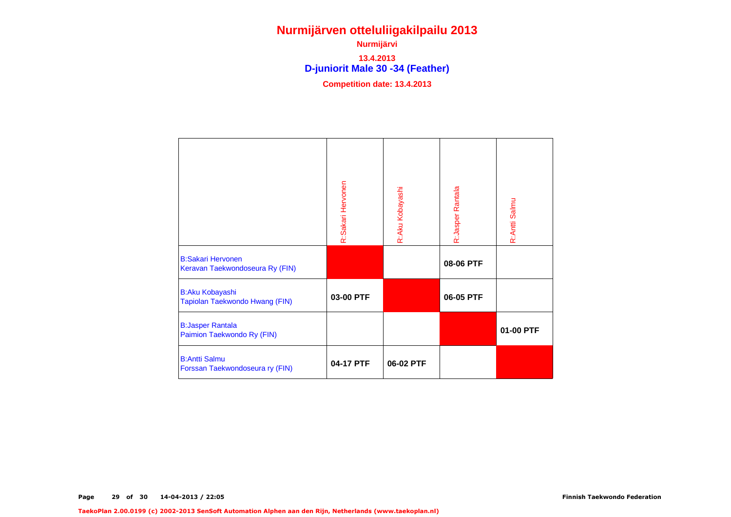# Nurmijärven otteluliigakilpailu 2013

**Nurmijärvi**

**13.4.2013**

## D-juniorit Male 30 -34 (Feather)

**Competition date: 13.4.2013**

| | R:Sakari Hervonen | R:Aku Kobayashi | R:Jasper Rantala | R:Antti Salmu |
|---|---|---|---|---|
| B:Sakari Hervonen<br>Keravan Taekwondoseura Ry (FIN) | | | 08-06 PTF | |
| B:Aku Kobayashi<br>Tapiolan Taekwondo Hwang (FIN) | 03-00 PTF | | 06-05 PTF | |
| B:Jasper Rantala<br>Paimion Taekwondo Ry (FIN) | | | | 01-00 PTF |
| B:Antti Salmu<br>Forssan Taekwondoseura ry (FIN) | 04-17 PTF | 06-02 PTF | | |

14-04-2013 / 22:05

Finnish Taekwondo Federation

TaekoPlan 2.00.0199 (c) 2002-2013 SenSoft Automation Alphen aan den Rijn, Netherlands (www.taekoplan.nl)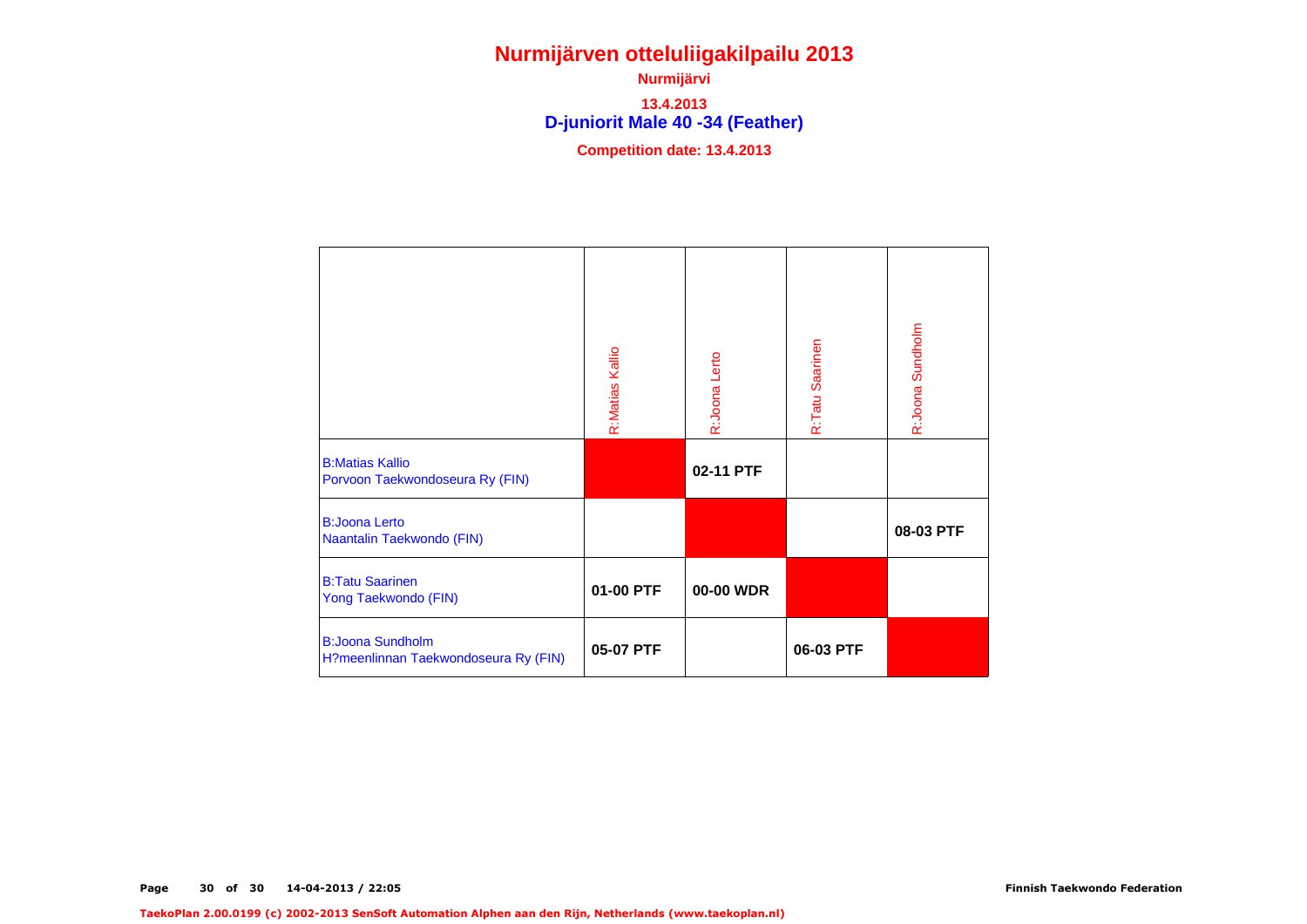# Nurmijärven otteluliigakilpailu 2013

**Nurmijärvi**

**13.4.2013**

## D-juniorit Male 40 -34 (Feather)

**Competition date: 13.4.2013**

| | R:Matias Kallio | R:Joona Lerto | R:Tatu Saarinen | R:Joona Sundholm |
|---|---|---|---|---|
| B:Matias Kallio<br>Porvoon Taekwondoseura Ry (FIN) | | **02-11 PTF** | | |
| B:Joona Lerto<br>Naantalin Taekwondo (FIN) | | | | **08-03 PTF** |
| B:Tatu Saarinen<br>Yong Taekwondo (FIN) | **01-00 PTF** | **00-00 WDR** | | |
| B:Joona Sundholm<br>H?meenlinnan Taekwondoseura Ry (FIN) | **05-07 PTF** | | **06-03 PTF** | |

14-04-2013 / 22:05

Finnish Taekwondo Federation

TaekoPlan 2.00.0199 (c) 2002-2013 SenSoft Automation Alphen aan den Rijn, Netherlands (www.taekoplan.nl)